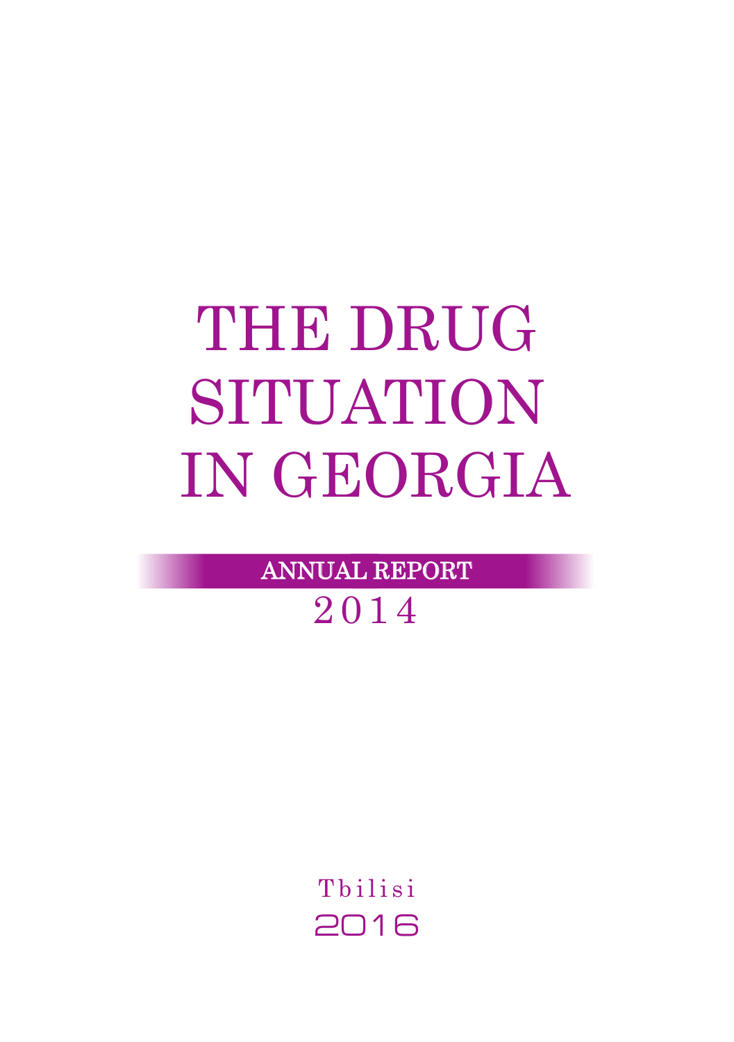# THE DRUG SITUATION IN GEORGIA

## ANNUAL REPORT

## 2014

Tbilisi

2016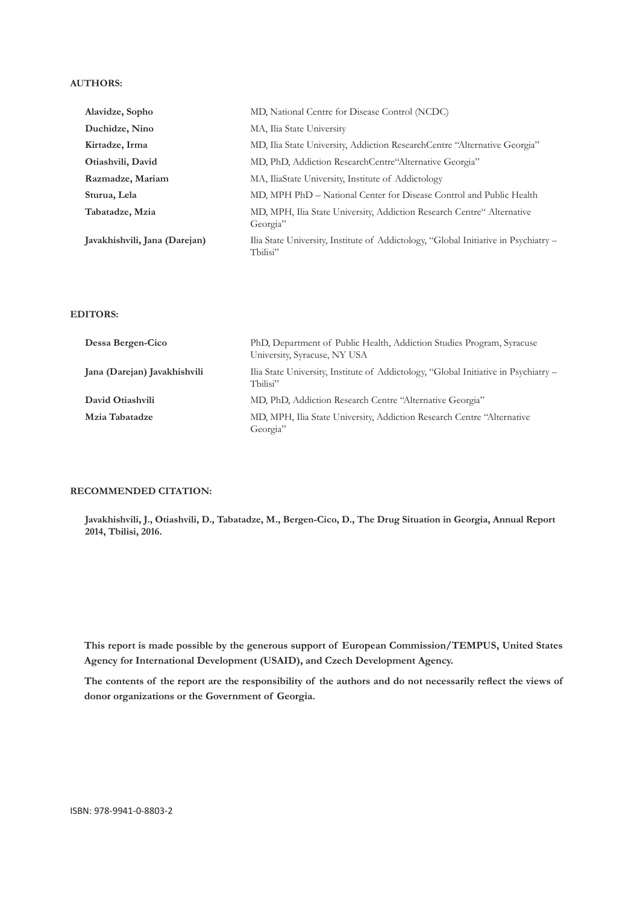**AUTHORS:**

| | |
|---|---|
| **Alavidze, Sopho** | MD, National Centre for Disease Control (NCDC) |
| **Duchidze, Nino** | MA, Ilia State University |
| **Kirtadze, Irma** | MD, Ilia State University, Addiction ResearchCentre "Alternative Georgia" |
| **Otiashvili, David** | MD, PhD, Addiction ResearchCentre"Alternative Georgia" |
| **Razmadze, Mariam** | MA, IliaState University, Institute of Addictology |
| **Sturua, Lela** | MD, MPH PhD – National Center for Disease Control and Public Health |
| **Tabatadze, Mzia** | MD, MPH, Ilia State University, Addiction Research Centre" Alternative Georgia" |
| **Javakhishvili, Jana (Darejan)** | Ilia State University, Institute of Addictology, "Global Initiative in Psychiatry – Tbilisi" |

**EDITORS:**

| | |
|---|---|
| **Dessa Bergen-Cico** | PhD, Department of Public Health, Addiction Studies Program, Syracuse University, Syracuse, NY USA |
| **Jana (Darejan) Javakhishvili** | Ilia State University, Institute of Addictology, "Global Initiative in Psychiatry – Tbilisi" |
| **David Otiashvili** | MD, PhD, Addiction Research Centre "Alternative Georgia" |
| **Mzia Tabatadze** | MD, MPH, Ilia State University, Addiction Research Centre "Alternative Georgia" |

**RECOMMENDED CITATION:**

**Javakhishvili, J., Otiashvili, D., Tabatadze, M., Bergen-Cico, D., The Drug Situation in Georgia, Annual Report 2014, Tbilisi, 2016.**

**This report is made possible by the generous support of European Commission/TEMPUS, United States Agency for International Development (USAID), and Czech Development Agency.**

**The contents of the report are the responsibility of the authors and do not necessarily reflect the views of donor organizations or the Government of Georgia.**

ISBN: 978-9941-0-8803-2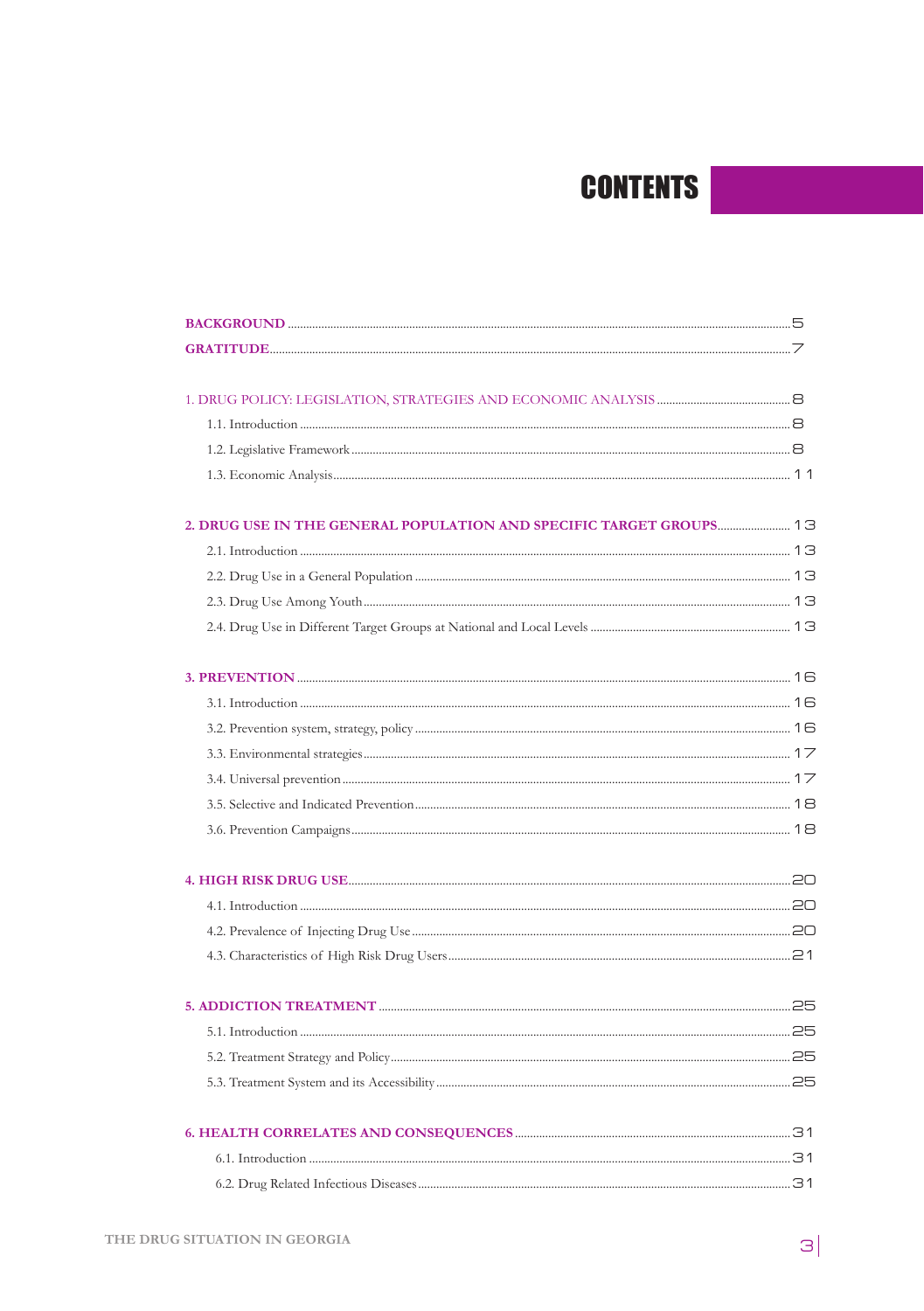# CONTENTS

BACKGROUND ..... 5
GRATITUDE ..... 7

1. DRUG POLICY: LEGISLATION, STRATEGIES AND ECONOMIC ANALYSIS ..... 8
   - 1.1. Introduction ..... 8
   - 1.2. Legislative Framework ..... 8
   - 1.3. Economic Analysis ..... 11

2. DRUG USE IN THE GENERAL POPULATION AND SPECIFIC TARGET GROUPS ..... 13
   - 2.1. Introduction ..... 13
   - 2.2. Drug Use in a General Population ..... 13
   - 2.3. Drug Use Among Youth ..... 13
   - 2.4. Drug Use in Different Target Groups at National and Local Levels ..... 13

3. PREVENTION ..... 16
   - 3.1. Introduction ..... 16
   - 3.2. Prevention system, strategy, policy ..... 16
   - 3.3. Environmental strategies ..... 17
   - 3.4. Universal prevention ..... 17
   - 3.5. Selective and Indicated Prevention ..... 18
   - 3.6. Prevention Campaigns ..... 18

4. HIGH RISK DRUG USE ..... 20
   - 4.1. Introduction ..... 20
   - 4.2. Prevalence of Injecting Drug Use ..... 20
   - 4.3. Characteristics of High Risk Drug Users ..... 21

5. ADDICTION TREATMENT ..... 25
   - 5.1. Introduction ..... 25
   - 5.2. Treatment Strategy and Policy ..... 25
   - 5.3. Treatment System and its Accessibility ..... 25

6. HEALTH CORRELATES AND CONSEQUENCES ..... 31
   - 6.1. Introduction ..... 31
   - 6.2. Drug Related Infectious Diseases ..... 31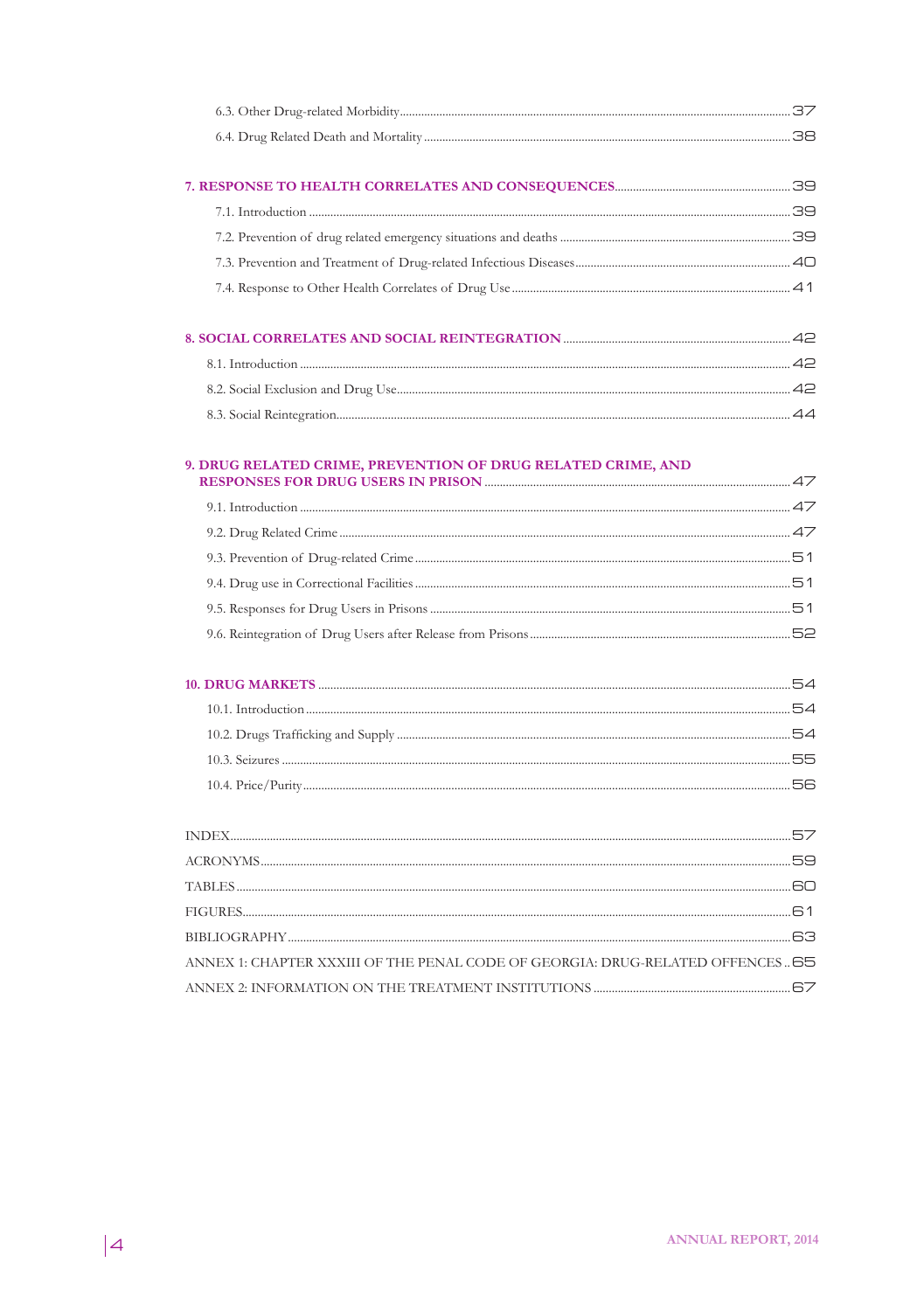6.3. Other Drug-related Morbidity ........................................................................................................ 37

6.4. Drug Related Death and Mortality ..................................................................................................... 38

**7. RESPONSE TO HEALTH CORRELATES AND CONSEQUENCES** ........................................................ 39

7.1. Introduction .......................................................................................................................................... 39

7.2. Prevention of drug related emergency situations and deaths ........................................................ 39

7.3. Prevention and Treatment of Drug-related Infectious Diseases ..................................................... 40

7.4. Response to Other Health Correlates of Drug Use ........................................................................ 41

**8. SOCIAL CORRELATES AND SOCIAL REINTEGRATION** ................................................................. 42

8.1. Introduction .......................................................................................................................................... 42

8.2. Social Exclusion and Drug Use ........................................................................................................... 42

8.3. Social Reintegration .............................................................................................................................. 44

**9. DRUG RELATED CRIME, PREVENTION OF DRUG RELATED CRIME, AND RESPONSES FOR DRUG USERS IN PRISON** ................................................................................................ 47

9.1. Introduction .......................................................................................................................................... 47

9.2. Drug Related Crime ............................................................................................................................. 47

9.3. Prevention of Drug-related Crime ...................................................................................................... 51

9.4. Drug use in Correctional Facilities ...................................................................................................... 51

9.5. Responses for Drug Users in Prisons ................................................................................................. 51

9.6. Reintegration of Drug Users after Release from Prisons ................................................................. 52

**10. DRUG MARKETS** ..................................................................................................................................... 54

10.1. Introduction ........................................................................................................................................ 54

10.2. Drugs Trafficking and Supply ............................................................................................................ 54

10.3. Seizures ................................................................................................................................................ 55

10.4. Price/Purity .......................................................................................................................................... 56

INDEX ............................................................................................................................................................. 57

ACRONYMS ..................................................................................................................................................... 59

TABLES ............................................................................................................................................................ 60

FIGURES ........................................................................................................................................................... 61

BIBLIOGRAPHY ............................................................................................................................................... 63

ANNEX 1: CHAPTER XXXIII OF THE PENAL CODE OF GEORGIA: DRUG-RELATED OFFENCES .. 65

ANNEX 2: INFORMATION ON THE TREATMENT INSTITUTIONS ........................................................ 67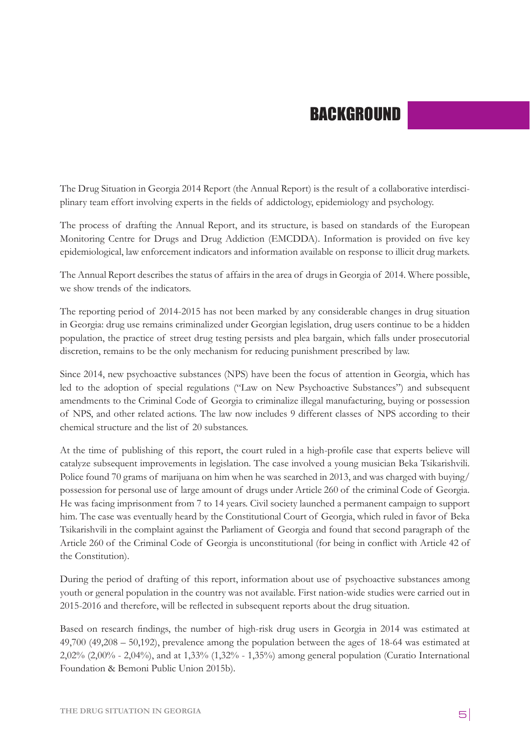# BACKGROUND

The Drug Situation in Georgia 2014 Report (the Annual Report) is the result of a collaborative interdisciplinary team effort involving experts in the fields of addictology, epidemiology and psychology.

The process of drafting the Annual Report, and its structure, is based on standards of the European Monitoring Centre for Drugs and Drug Addiction (EMCDDA). Information is provided on five key epidemiological, law enforcement indicators and information available on response to illicit drug markets.

The Annual Report describes the status of affairs in the area of drugs in Georgia of 2014. Where possible, we show trends of the indicators.

The reporting period of 2014-2015 has not been marked by any considerable changes in drug situation in Georgia: drug use remains criminalized under Georgian legislation, drug users continue to be a hidden population, the practice of street drug testing persists and plea bargain, which falls under prosecutorial discretion, remains to be the only mechanism for reducing punishment prescribed by law.

Since 2014, new psychoactive substances (NPS) have been the focus of attention in Georgia, which has led to the adoption of special regulations ("Law on New Psychoactive Substances") and subsequent amendments to the Criminal Code of Georgia to criminalize illegal manufacturing, buying or possession of NPS, and other related actions. The law now includes 9 different classes of NPS according to their chemical structure and the list of 20 substances.

At the time of publishing of this report, the court ruled in a high-profile case that experts believe will catalyze subsequent improvements in legislation. The case involved a young musician Beka Tsikarishvili. Police found 70 grams of marijuana on him when he was searched in 2013, and was charged with buying/ possession for personal use of large amount of drugs under Article 260 of the criminal Code of Georgia. He was facing imprisonment from 7 to 14 years. Civil society launched a permanent campaign to support him. The case was eventually heard by the Constitutional Court of Georgia, which ruled in favor of Beka Tsikarishvili in the complaint against the Parliament of Georgia and found that second paragraph of the Article 260 of the Criminal Code of Georgia is unconstitutional (for being in conflict with Article 42 of the Constitution).

During the period of drafting of this report, information about use of psychoactive substances among youth or general population in the country was not available. First nation-wide studies were carried out in 2015-2016 and therefore, will be reflected in subsequent reports about the drug situation.

Based on research findings, the number of high-risk drug users in Georgia in 2014 was estimated at 49,700 (49,208 – 50,192), prevalence among the population between the ages of 18-64 was estimated at 2,02% (2,00% - 2,04%), and at 1,33% (1,32% - 1,35%) among general population (Curatio International Foundation & Bemoni Public Union 2015b).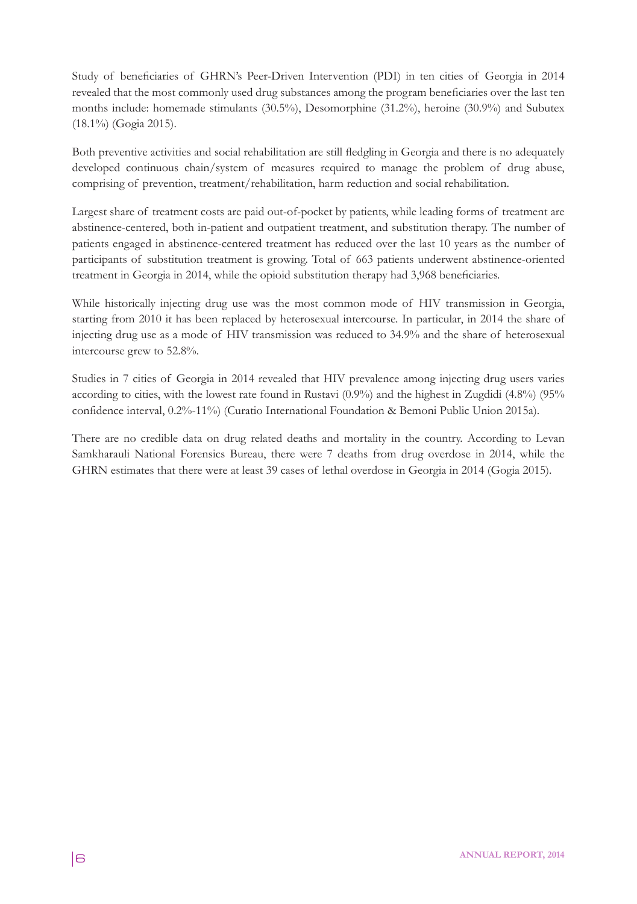Study of beneficiaries of GHRN's Peer-Driven Intervention (PDI) in ten cities of Georgia in 2014 revealed that the most commonly used drug substances among the program beneficiaries over the last ten months include: homemade stimulants (30.5%), Desomorphine (31.2%), heroine (30.9%) and Subutex (18.1%) (Gogia 2015).

Both preventive activities and social rehabilitation are still fledgling in Georgia and there is no adequately developed continuous chain/system of measures required to manage the problem of drug abuse, comprising of prevention, treatment/rehabilitation, harm reduction and social rehabilitation.

Largest share of treatment costs are paid out-of-pocket by patients, while leading forms of treatment are abstinence-centered, both in-patient and outpatient treatment, and substitution therapy. The number of patients engaged in abstinence-centered treatment has reduced over the last 10 years as the number of participants of substitution treatment is growing. Total of 663 patients underwent abstinence-oriented treatment in Georgia in 2014, while the opioid substitution therapy had 3,968 beneficiaries.

While historically injecting drug use was the most common mode of HIV transmission in Georgia, starting from 2010 it has been replaced by heterosexual intercourse. In particular, in 2014 the share of injecting drug use as a mode of HIV transmission was reduced to 34.9% and the share of heterosexual intercourse grew to 52.8%.

Studies in 7 cities of Georgia in 2014 revealed that HIV prevalence among injecting drug users varies according to cities, with the lowest rate found in Rustavi (0.9%) and the highest in Zugdidi (4.8%) (95% confidence interval, 0.2%-11%) (Curatio International Foundation & Bemoni Public Union 2015a).

There are no credible data on drug related deaths and mortality in the country. According to Levan Samkharauli National Forensics Bureau, there were 7 deaths from drug overdose in 2014, while the GHRN estimates that there were at least 39 cases of lethal overdose in Georgia in 2014 (Gogia 2015).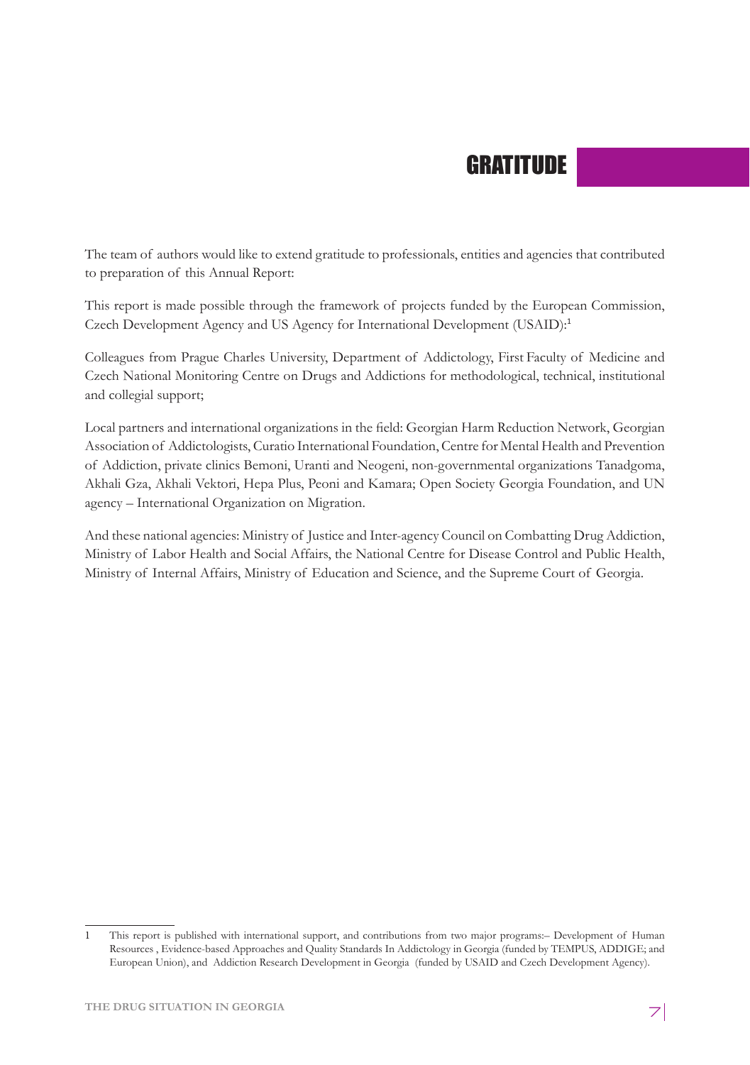# GRATITUDE

The team of authors would like to extend gratitude to professionals, entities and agencies that contributed to preparation of this Annual Report:

This report is made possible through the framework of projects funded by the European Commission, Czech Development Agency and US Agency for International Development (USAID):[1]

Colleagues from Prague Charles University, Department of Addictology, First Faculty of Medicine and Czech National Monitoring Centre on Drugs and Addictions for methodological, technical, institutional and collegial support;

Local partners and international organizations in the field: Georgian Harm Reduction Network, Georgian Association of Addictologists, Curatio International Foundation, Centre for Mental Health and Prevention of Addiction, private clinics Bemoni, Uranti and Neogeni, non-governmental organizations Tanadgoma, Akhali Gza, Akhali Vektori, Hepa Plus, Peoni and Kamara; Open Society Georgia Foundation, and UN agency – International Organization on Migration.

And these national agencies: Ministry of Justice and Inter-agency Council on Combatting Drug Addiction, Ministry of Labor Health and Social Affairs, the National Centre for Disease Control and Public Health, Ministry of Internal Affairs, Ministry of Education and Science, and the Supreme Court of Georgia.

---

1 This report is published with international support, and contributions from two major programs:– Development of Human Resources , Evidence-based Approaches and Quality Standards In Addictology in Georgia (funded by TEMPUS, ADDIGE; and European Union), and Addiction Research Development in Georgia (funded by USAID and Czech Development Agency).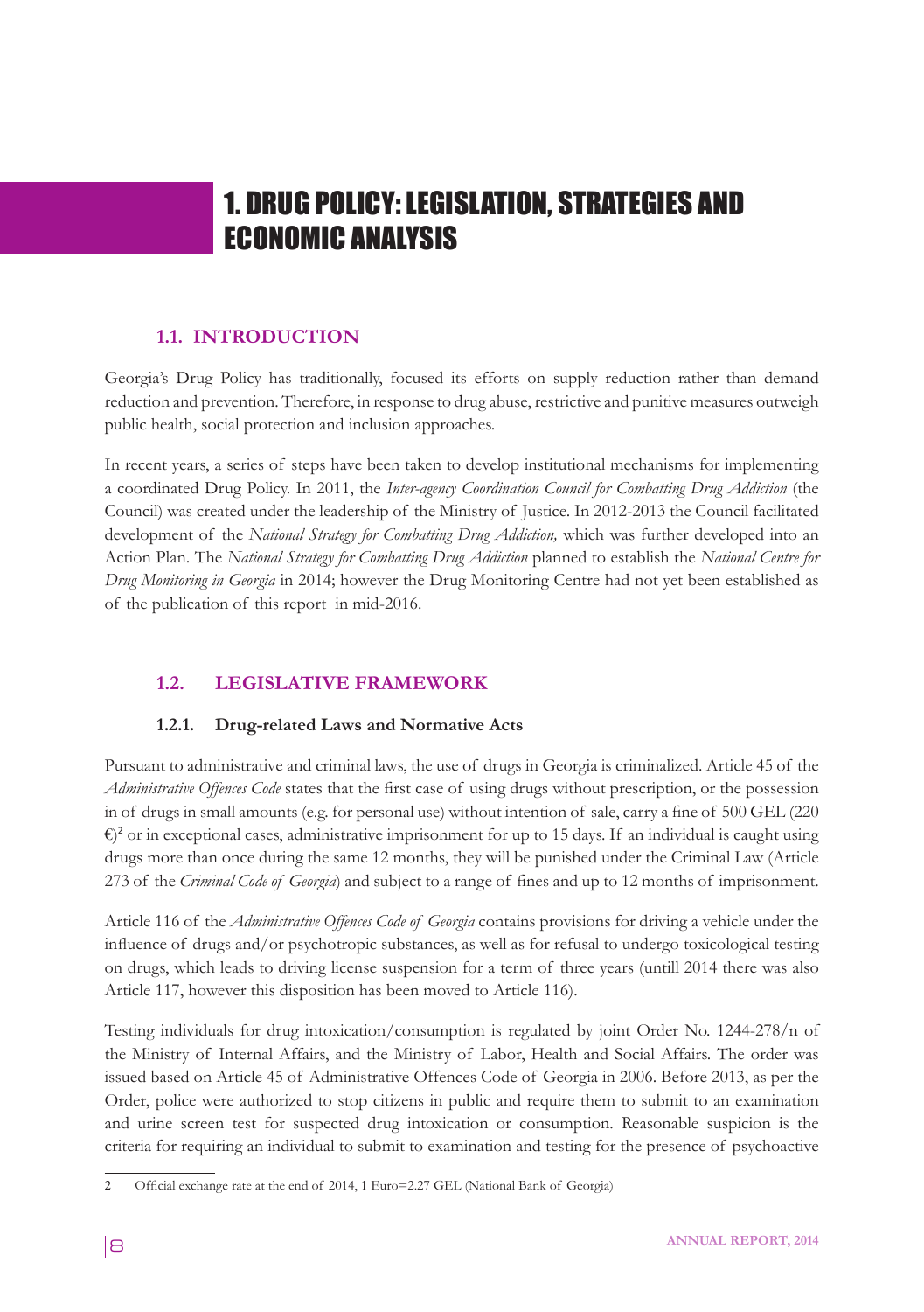# 1. DRUG POLICY: LEGISLATION, STRATEGIES AND ECONOMIC ANALYSIS

## 1.1. INTRODUCTION

Georgia's Drug Policy has traditionally, focused its efforts on supply reduction rather than demand reduction and prevention. Therefore, in response to drug abuse, restrictive and punitive measures outweigh public health, social protection and inclusion approaches.

In recent years, a series of steps have been taken to develop institutional mechanisms for implementing a coordinated Drug Policy. In 2011, the *Inter-agency Coordination Council for Combatting Drug Addiction* (the Council) was created under the leadership of the Ministry of Justice. In 2012-2013 the Council facilitated development of the *National Strategy for Combatting Drug Addiction,* which was further developed into an Action Plan. The *National Strategy for Combatting Drug Addiction* planned to establish the *National Centre for Drug Monitoring in Georgia* in 2014; however the Drug Monitoring Centre had not yet been established as of the publication of this report in mid-2016.

## 1.2. LEGISLATIVE FRAMEWORK

### 1.2.1. Drug-related Laws and Normative Acts

Pursuant to administrative and criminal laws, the use of drugs in Georgia is criminalized. Article 45 of the *Administrative Offences Code* states that the first case of using drugs without prescription, or the possession in of drugs in small amounts (e.g. for personal use) without intention of sale, carry a fine of 500 GEL (220 €)[2] or in exceptional cases, administrative imprisonment for up to 15 days. If an individual is caught using drugs more than once during the same 12 months, they will be punished under the Criminal Law (Article 273 of the *Criminal Code of Georgia*) and subject to a range of fines and up to 12 months of imprisonment.

Article 116 of the *Administrative Offences Code of Georgia* contains provisions for driving a vehicle under the influence of drugs and/or psychotropic substances, as well as for refusal to undergo toxicological testing on drugs, which leads to driving license suspension for a term of three years (untill 2014 there was also Article 117, however this disposition has been moved to Article 116).

Testing individuals for drug intoxication/consumption is regulated by joint Order No. 1244-278/n of the Ministry of Internal Affairs, and the Ministry of Labor, Health and Social Affairs. The order was issued based on Article 45 of Administrative Offences Code of Georgia in 2006. Before 2013, as per the Order, police were authorized to stop citizens in public and require them to submit to an examination and urine screen test for suspected drug intoxication or consumption. Reasonable suspicion is the criteria for requiring an individual to submit to examination and testing for the presence of psychoactive

---

2 Official exchange rate at the end of 2014, 1 Euro=2.27 GEL (National Bank of Georgia)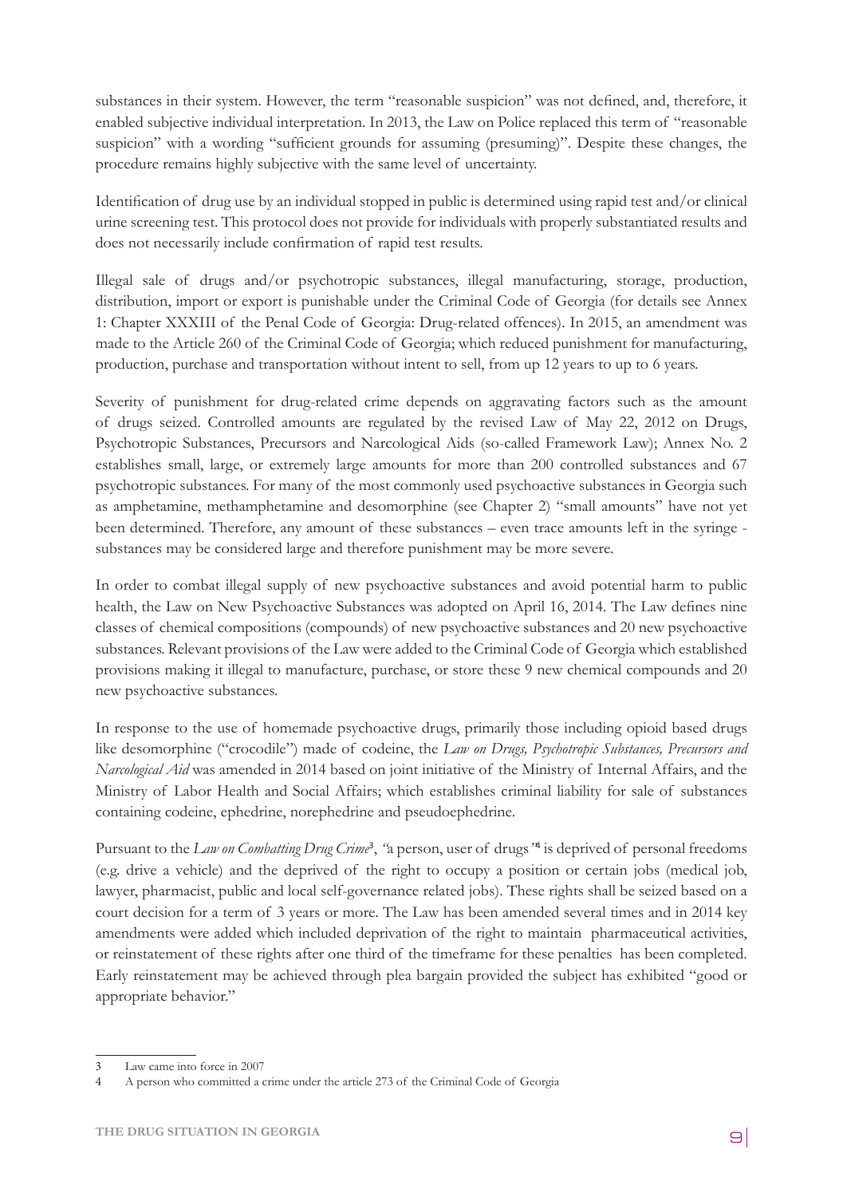substances in their system. However, the term "reasonable suspicion" was not defined, and, therefore, it enabled subjective individual interpretation. In 2013, the Law on Police replaced this term of "reasonable suspicion" with a wording "sufficient grounds for assuming (presuming)". Despite these changes, the procedure remains highly subjective with the same level of uncertainty.

Identification of drug use by an individual stopped in public is determined using rapid test and/or clinical urine screening test. This protocol does not provide for individuals with properly substantiated results and does not necessarily include confirmation of rapid test results.

Illegal sale of drugs and/or psychotropic substances, illegal manufacturing, storage, production, distribution, import or export is punishable under the Criminal Code of Georgia (for details see Annex 1: Chapter XXXIII of the Penal Code of Georgia: Drug-related offences). In 2015, an amendment was made to the Article 260 of the Criminal Code of Georgia; which reduced punishment for manufacturing, production, purchase and transportation without intent to sell, from up 12 years to up to 6 years.

Severity of punishment for drug-related crime depends on aggravating factors such as the amount of drugs seized. Controlled amounts are regulated by the revised Law of May 22, 2012 on Drugs, Psychotropic Substances, Precursors and Narcological Aids (so-called Framework Law); Annex No. 2 establishes small, large, or extremely large amounts for more than 200 controlled substances and 67 psychotropic substances. For many of the most commonly used psychoactive substances in Georgia such as amphetamine, methamphetamine and desomorphine (see Chapter 2) "small amounts" have not yet been determined. Therefore, any amount of these substances – even trace amounts left in the syringe - substances may be considered large and therefore punishment may be more severe.

In order to combat illegal supply of new psychoactive substances and avoid potential harm to public health, the Law on New Psychoactive Substances was adopted on April 16, 2014. The Law defines nine classes of chemical compositions (compounds) of new psychoactive substances and 20 new psychoactive substances. Relevant provisions of the Law were added to the Criminal Code of Georgia which established provisions making it illegal to manufacture, purchase, or store these 9 new chemical compounds and 20 new psychoactive substances.

In response to the use of homemade psychoactive drugs, primarily those including opioid based drugs like desomorphine ("crocodile") made of codeine, the *Law on Drugs, Psychotropic Substances, Precursors and Narcological Aid* was amended in 2014 based on joint initiative of the Ministry of Internal Affairs, and the Ministry of Labor Health and Social Affairs; which establishes criminal liability for sale of substances containing codeine, ephedrine, norephedrine and pseudoephedrine.

Pursuant to the *Law on Combatting Drug Crime*[3], *"*a person, user of drugs*"*[4] is deprived of personal freedoms (e.g. drive a vehicle) and the deprived of the right to occupy a position or certain jobs (medical job, lawyer, pharmacist, public and local self-governance related jobs). These rights shall be seized based on a court decision for a term of 3 years or more. The Law has been amended several times and in 2014 key amendments were added which included deprivation of the right to maintain pharmaceutical activities, or reinstatement of these rights after one third of the timeframe for these penalties has been completed. Early reinstatement may be achieved through plea bargain provided the subject has exhibited "good or appropriate behavior."

---

3 Law came into force in 2007

4 A person who committed a crime under the article 273 of the Criminal Code of Georgia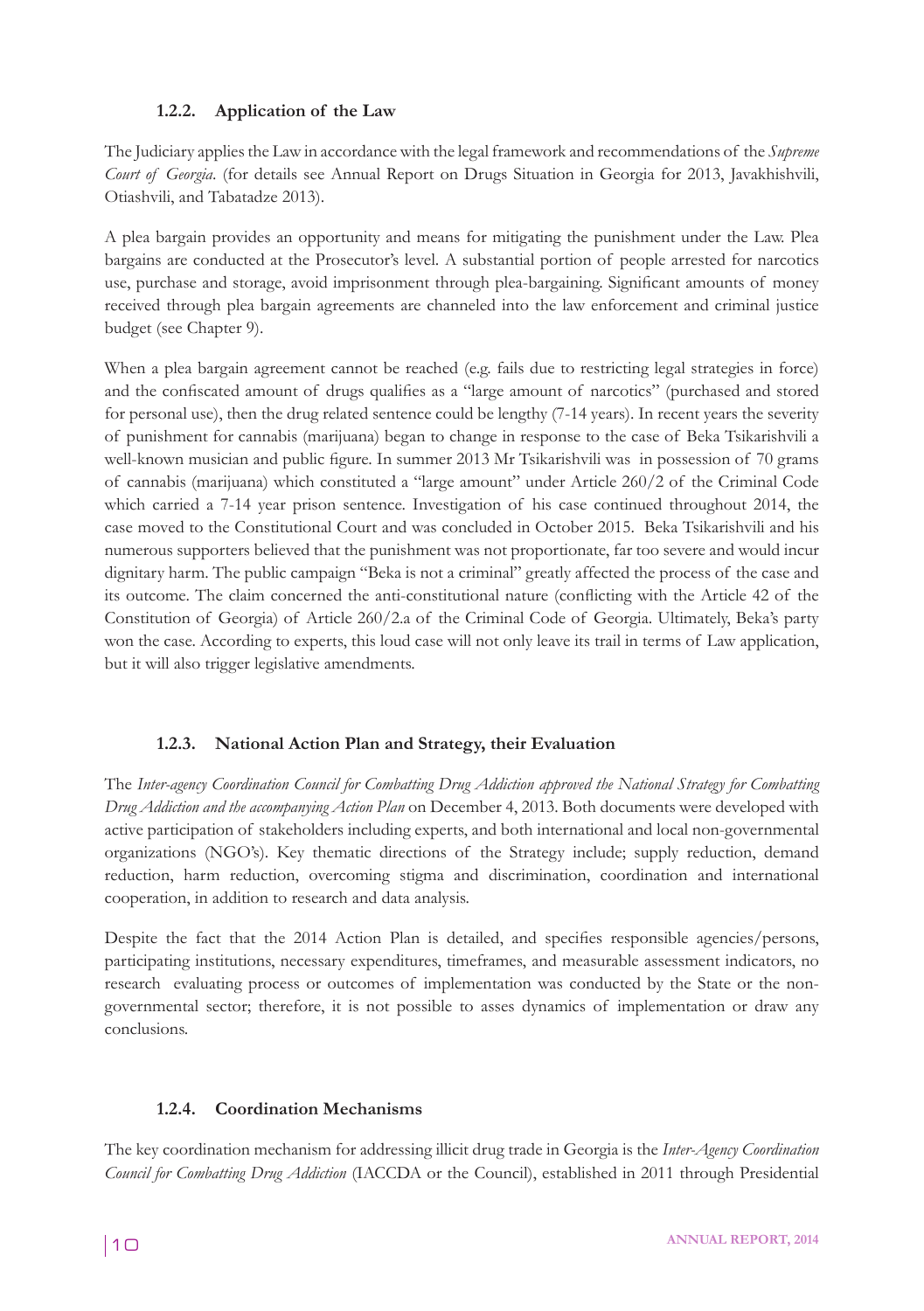### 1.2.2. Application of the Law

The Judiciary applies the Law in accordance with the legal framework and recommendations of the *Supreme Court of Georgia*. (for details see Annual Report on Drugs Situation in Georgia for 2013, Javakhishvili, Otiashvili, and Tabatadze 2013).

A plea bargain provides an opportunity and means for mitigating the punishment under the Law. Plea bargains are conducted at the Prosecutor's level. A substantial portion of people arrested for narcotics use, purchase and storage, avoid imprisonment through plea-bargaining. Significant amounts of money received through plea bargain agreements are channeled into the law enforcement and criminal justice budget (see Chapter 9).

When a plea bargain agreement cannot be reached (e.g. fails due to restricting legal strategies in force) and the confiscated amount of drugs qualifies as a "large amount of narcotics" (purchased and stored for personal use), then the drug related sentence could be lengthy (7-14 years). In recent years the severity of punishment for cannabis (marijuana) began to change in response to the case of Beka Tsikarishvili a well-known musician and public figure. In summer 2013 Mr Tsikarishvili was in possession of 70 grams of cannabis (marijuana) which constituted a "large amount" under Article 260/2 of the Criminal Code which carried a 7-14 year prison sentence. Investigation of his case continued throughout 2014, the case moved to the Constitutional Court and was concluded in October 2015. Beka Tsikarishvili and his numerous supporters believed that the punishment was not proportionate, far too severe and would incur dignitary harm. The public campaign "Beka is not a criminal" greatly affected the process of the case and its outcome. The claim concerned the anti-constitutional nature (conflicting with the Article 42 of the Constitution of Georgia) of Article 260/2.a of the Criminal Code of Georgia. Ultimately, Beka's party won the case. According to experts, this loud case will not only leave its trail in terms of Law application, but it will also trigger legislative amendments.

### 1.2.3. National Action Plan and Strategy, their Evaluation

The *Inter-agency Coordination Council for Combatting Drug Addiction approved the National Strategy for Combatting Drug Addiction and the accompanying Action Plan* on December 4, 2013. Both documents were developed with active participation of stakeholders including experts, and both international and local non-governmental organizations (NGO's). Key thematic directions of the Strategy include; supply reduction, demand reduction, harm reduction, overcoming stigma and discrimination, coordination and international cooperation, in addition to research and data analysis.

Despite the fact that the 2014 Action Plan is detailed, and specifies responsible agencies/persons, participating institutions, necessary expenditures, timeframes, and measurable assessment indicators, no research evaluating process or outcomes of implementation was conducted by the State or the non-governmental sector; therefore, it is not possible to asses dynamics of implementation or draw any conclusions.

### 1.2.4. Coordination Mechanisms

The key coordination mechanism for addressing illicit drug trade in Georgia is the *Inter-Agency Coordination Council for Combatting Drug Addiction* (IACCDA or the Council), established in 2011 through Presidential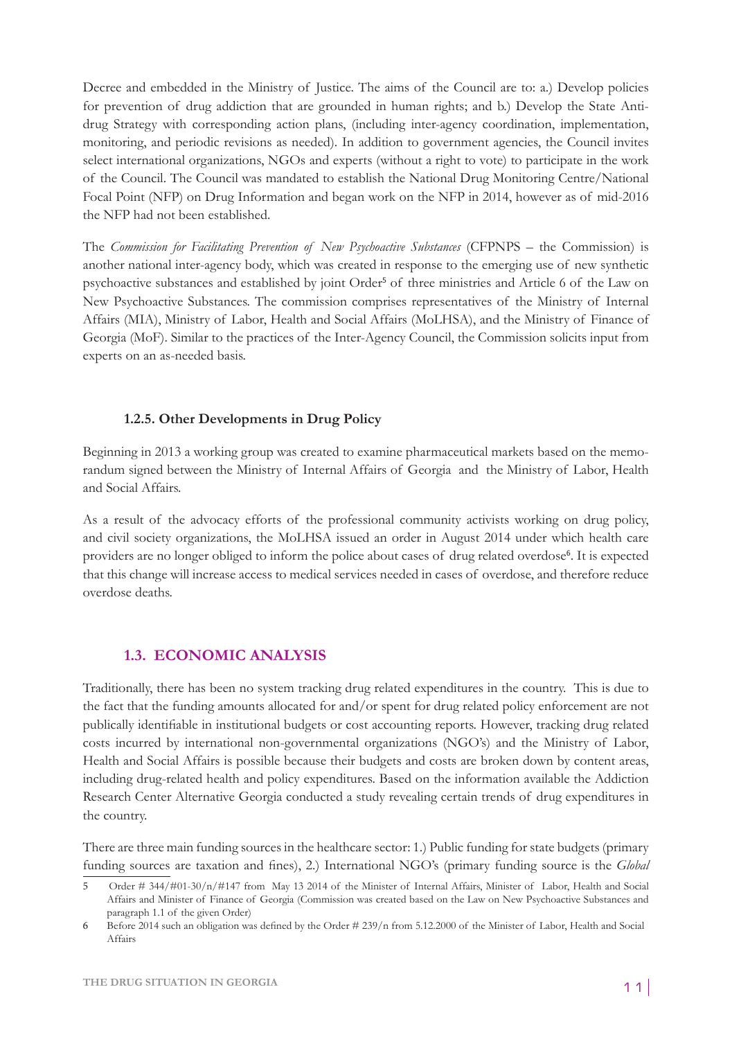Decree and embedded in the Ministry of Justice. The aims of the Council are to: a.) Develop policies for prevention of drug addiction that are grounded in human rights; and b.) Develop the State Anti-drug Strategy with corresponding action plans, (including inter-agency coordination, implementation, monitoring, and periodic revisions as needed). In addition to government agencies, the Council invites select international organizations, NGOs and experts (without a right to vote) to participate in the work of the Council. The Council was mandated to establish the National Drug Monitoring Centre/National Focal Point (NFP) on Drug Information and began work on the NFP in 2014, however as of mid-2016 the NFP had not been established.

The *Commission for Facilitating Prevention of New Psychoactive Substances* (CFPNPS – the Commission) is another national inter-agency body, which was created in response to the emerging use of new synthetic psychoactive substances and established by joint Order[5] of three ministries and Article 6 of the Law on New Psychoactive Substances. The commission comprises representatives of the Ministry of Internal Affairs (MIA), Ministry of Labor, Health and Social Affairs (MoLHSA), and the Ministry of Finance of Georgia (MoF). Similar to the practices of the Inter-Agency Council, the Commission solicits input from experts on an as-needed basis.

#### 1.2.5. Other Developments in Drug Policy

Beginning in 2013 a working group was created to examine pharmaceutical markets based on the memorandum signed between the Ministry of Internal Affairs of Georgia and the Ministry of Labor, Health and Social Affairs.

As a result of the advocacy efforts of the professional community activists working on drug policy, and civil society organizations, the MoLHSA issued an order in August 2014 under which health care providers are no longer obliged to inform the police about cases of drug related overdose[6]. It is expected that this change will increase access to medical services needed in cases of overdose, and therefore reduce overdose deaths.

### 1.3. ECONOMIC ANALYSIS

Traditionally, there has been no system tracking drug related expenditures in the country. This is due to the fact that the funding amounts allocated for and/or spent for drug related policy enforcement are not publically identifiable in institutional budgets or cost accounting reports. However, tracking drug related costs incurred by international non-governmental organizations (NGO's) and the Ministry of Labor, Health and Social Affairs is possible because their budgets and costs are broken down by content areas, including drug-related health and policy expenditures. Based on the information available the Addiction Research Center Alternative Georgia conducted a study revealing certain trends of drug expenditures in the country.

There are three main funding sources in the healthcare sector: 1.) Public funding for state budgets (primary funding sources are taxation and fines), 2.) International NGO's (primary funding source is the *Global*

5 Order # 344/#01-30/n/#147 from May 13 2014 of the Minister of Internal Affairs, Minister of Labor, Health and Social Affairs and Minister of Finance of Georgia (Commission was created based on the Law on New Psychoactive Substances and paragraph 1.1 of the given Order)

6 Before 2014 such an obligation was defined by the Order # 239/n from 5.12.2000 of the Minister of Labor, Health and Social Affairs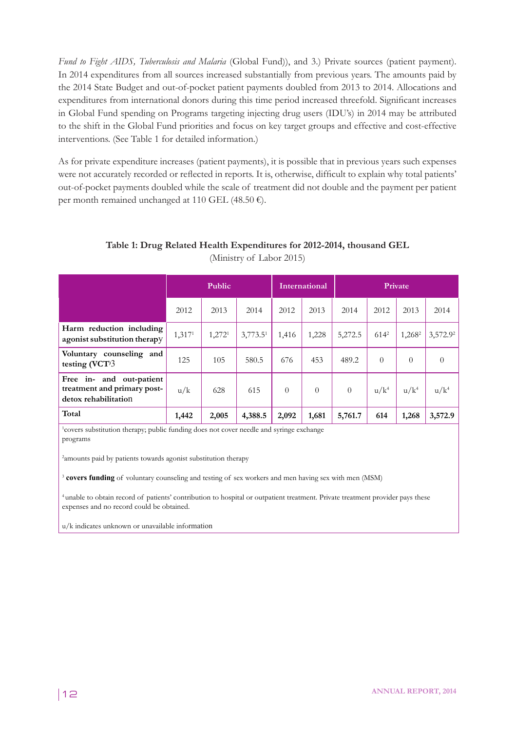*Fund to Fight AIDS, Tuberculosis and Malaria* (Global Fund)), and 3.) Private sources (patient payment). In 2014 expenditures from all sources increased substantially from previous years. The amounts paid by the 2014 State Budget and out-of-pocket patient payments doubled from 2013 to 2014. Allocations and expenditures from international donors during this time period increased threefold. Significant increases in Global Fund spending on Programs targeting injecting drug users (IDU's) in 2014 may be attributed to the shift in the Global Fund priorities and focus on key target groups and effective and cost-effective interventions. (See Table 1 for detailed information.)

As for private expenditure increases (patient payments), it is possible that in previous years such expenses were not accurately recorded or reflected in reports. It is, otherwise, difficult to explain why total patients' out-of-pocket payments doubled while the scale of treatment did not double and the payment per patient per month remained unchanged at 110 GEL (48.50 €).

**Table 1: Drug Related Health Expenditures for 2012-2014, thousand GEL**
(Ministry of Labor 2015)

| | Public | | | International | | | Private | | |
|---|---|---|---|---|---|---|---|---|---|
| | 2012 | 2013 | 2014 | 2012 | 2013 | 2014 | 2012 | 2013 | 2014 |
| **Harm reduction including agonist substitution therapy** | 1,317[1] | 1,272[1] | 3,773.5[1] | 1,416 | 1,228 | 5,272.5 | 614[2] | 1,268[2] | 3,572.9[2] |
| **Voluntary counseling and testing (VCT)**[3] | 125 | 105 | 580.5 | 676 | 453 | 489.2 | 0 | 0 | 0 |
| **Free in- and out-patient treatment and primary post-detox rehabilitation** | u/k | 628 | 615 | 0 | 0 | 0 | u/k[4] | u/k[4] | u/k[4] |
| **Total** | **1,442** | **2,005** | **4,388.5** | **2,092** | **1,681** | **5,761.7** | **614** | **1,268** | **3,572.9** |

[1]covers substitution therapy; public funding does not cover needle and syringe exchange programs

[2]amounts paid by patients towards agonist substitution therapy

[3] **covers funding** of voluntary counseling and testing of sex workers and men having sex with men (MSM)

[4]unable to obtain record of patients' contribution to hospital or outpatient treatment. Private treatment provider pays these expenses and no record could be obtained.

u/k indicates unknown or unavailable information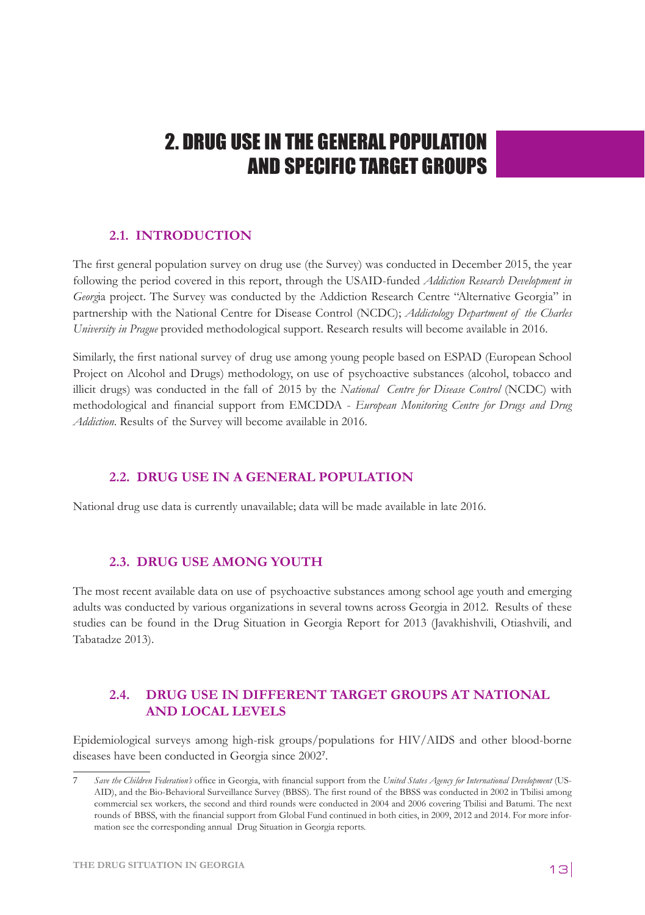# 2. DRUG USE IN THE GENERAL POPULATION AND SPECIFIC TARGET GROUPS

## 2.1. INTRODUCTION

The first general population survey on drug use (the Survey) was conducted in December 2015, the year following the period covered in this report, through the USAID-funded *Addiction Research Development in Georg*ia project. The Survey was conducted by the Addiction Research Centre "Alternative Georgia" in partnership with the National Centre for Disease Control (NCDC); *Addictology Department of the Charles University in Prague* provided methodological support. Research results will become available in 2016.

Similarly, the first national survey of drug use among young people based on ESPAD (European School Project on Alcohol and Drugs) methodology, on use of psychoactive substances (alcohol, tobacco and illicit drugs) was conducted in the fall of 2015 by the *National Centre for Disease Control* (NCDC) with methodological and financial support from EMCDDA - *European Monitoring Centre for Drugs and Drug Addiction*. Results of the Survey will become available in 2016.

## 2.2. DRUG USE IN A GENERAL POPULATION

National drug use data is currently unavailable; data will be made available in late 2016.

## 2.3. DRUG USE AMONG YOUTH

The most recent available data on use of psychoactive substances among school age youth and emerging adults was conducted by various organizations in several towns across Georgia in 2012. Results of these studies can be found in the Drug Situation in Georgia Report for 2013 (Javakhishvili, Otiashvili, and Tabatadze 2013).

## 2.4. DRUG USE IN DIFFERENT TARGET GROUPS AT NATIONAL AND LOCAL LEVELS

Epidemiological surveys among high-risk groups/populations for HIV/AIDS and other blood-borne diseases have been conducted in Georgia since 2002[7].

---

7 *Save the Children Federation's* office in Georgia, with financial support from the *United States Agency for International Development* (USAID), and the Bio-Behavioral Surveillance Survey (BBSS). The first round of the BBSS was conducted in 2002 in Tbilisi among commercial sex workers, the second and third rounds were conducted in 2004 and 2006 covering Tbilisi and Batumi. The next rounds of BBSS, with the financial support from Global Fund continued in both cities, in 2009, 2012 and 2014. For more information see the corresponding annual Drug Situation in Georgia reports.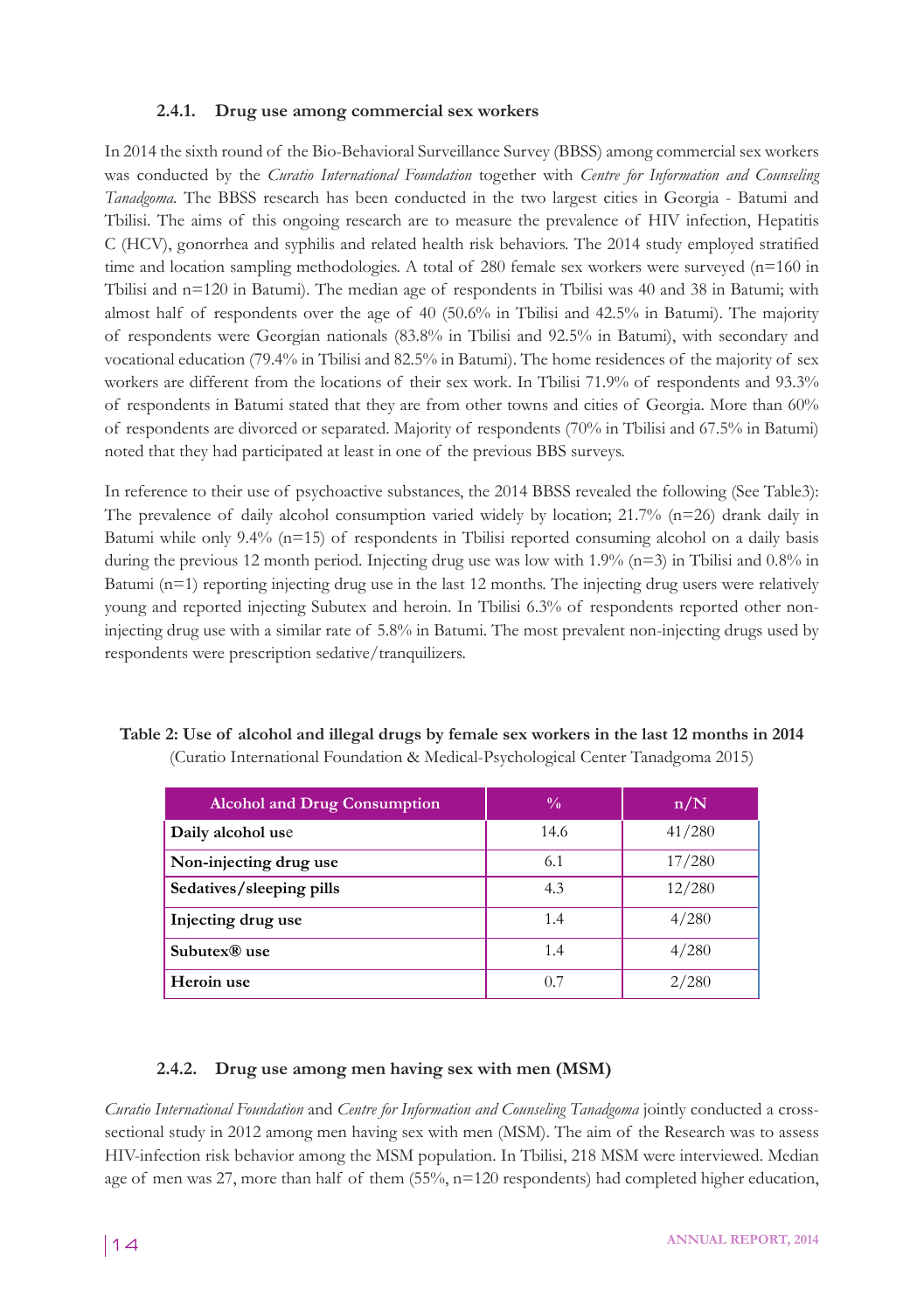#### 2.4.1. Drug use among commercial sex workers

In 2014 the sixth round of the Bio-Behavioral Surveillance Survey (BBSS) among commercial sex workers was conducted by the *Curatio International Foundation* together with *Centre for Information and Counseling Tanadgoma*. The BBSS research has been conducted in the two largest cities in Georgia - Batumi and Tbilisi. The aims of this ongoing research are to measure the prevalence of HIV infection, Hepatitis C (HCV), gonorrhea and syphilis and related health risk behaviors. The 2014 study employed stratified time and location sampling methodologies. A total of 280 female sex workers were surveyed (n=160 in Tbilisi and n=120 in Batumi). The median age of respondents in Tbilisi was 40 and 38 in Batumi; with almost half of respondents over the age of 40 (50.6% in Tbilisi and 42.5% in Batumi). The majority of respondents were Georgian nationals (83.8% in Tbilisi and 92.5% in Batumi), with secondary and vocational education (79.4% in Tbilisi and 82.5% in Batumi). The home residences of the majority of sex workers are different from the locations of their sex work. In Tbilisi 71.9% of respondents and 93.3% of respondents in Batumi stated that they are from other towns and cities of Georgia. More than 60% of respondents are divorced or separated. Majority of respondents (70% in Tbilisi and 67.5% in Batumi) noted that they had participated at least in one of the previous BBS surveys.

In reference to their use of psychoactive substances, the 2014 BBSS revealed the following (See Table3): The prevalence of daily alcohol consumption varied widely by location; 21.7% (n=26) drank daily in Batumi while only 9.4% (n=15) of respondents in Tbilisi reported consuming alcohol on a daily basis during the previous 12 month period. Injecting drug use was low with 1.9% (n=3) in Tbilisi and 0.8% in Batumi (n=1) reporting injecting drug use in the last 12 months. The injecting drug users were relatively young and reported injecting Subutex and heroin. In Tbilisi 6.3% of respondents reported other non-injecting drug use with a similar rate of 5.8% in Batumi. The most prevalent non-injecting drugs used by respondents were prescription sedative/tranquilizers.

**Table 2: Use of alcohol and illegal drugs by female sex workers in the last 12 months in 2014**
(Curatio International Foundation & Medical-Psychological Center Tanadgoma 2015)

| Alcohol and Drug Consumption | % | n/N |
|---|---|---|
| **Daily alcohol use** | 14.6 | 41/280 |
| **Non-injecting drug use** | 6.1 | 17/280 |
| **Sedatives/sleeping pills** | 4.3 | 12/280 |
| **Injecting drug use** | 1.4 | 4/280 |
| **Subutex® use** | 1.4 | 4/280 |
| **Heroin use** | 0.7 | 2/280 |

#### 2.4.2. Drug use among men having sex with men (MSM)

*Curatio International Foundation* and *Centre for Information and Counseling Tanadgoma* jointly conducted a cross-sectional study in 2012 among men having sex with men (MSM). The aim of the Research was to assess HIV-infection risk behavior among the MSM population. In Tbilisi, 218 MSM were interviewed. Median age of men was 27, more than half of them (55%, n=120 respondents) had completed higher education,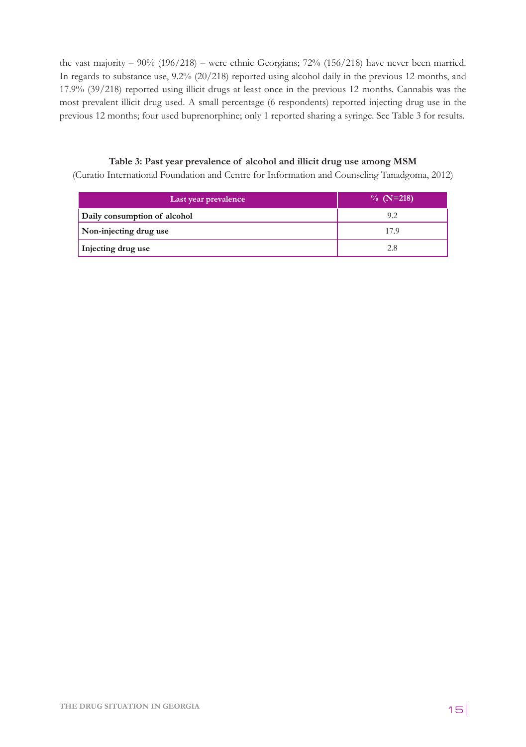the vast majority – 90% (196/218) – were ethnic Georgians; 72% (156/218) have never been married. In regards to substance use, 9.2% (20/218) reported using alcohol daily in the previous 12 months, and 17.9% (39/218) reported using illicit drugs at least once in the previous 12 months. Cannabis was the most prevalent illicit drug used. A small percentage (6 respondents) reported injecting drug use in the previous 12 months; four used buprenorphine; only 1 reported sharing a syringe. See Table 3 for results.

**Table 3: Past year prevalence of alcohol and illicit drug use among MSM**

(Curatio International Foundation and Centre for Information and Counseling Tanadgoma, 2012)

| Last year prevalence | % (N=218) |
|---|---|
| **Daily consumption of alcohol** | 9.2 |
| **Non-injecting drug use** | 17.9 |
| **Injecting drug use** | 2.8 |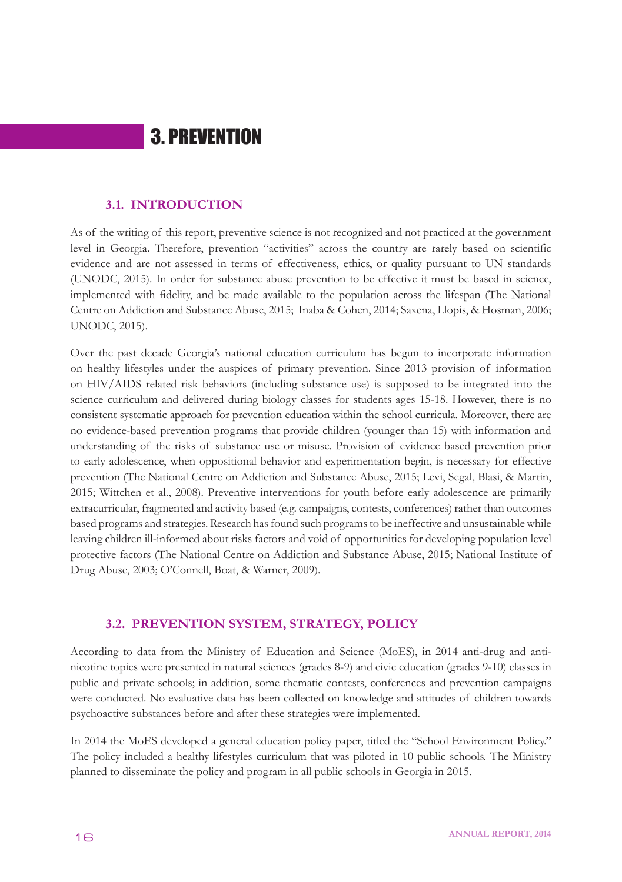# 3. PREVENTION

## 3.1. INTRODUCTION

As of the writing of this report, preventive science is not recognized and not practiced at the government level in Georgia. Therefore, prevention "activities" across the country are rarely based on scientific evidence and are not assessed in terms of effectiveness, ethics, or quality pursuant to UN standards (UNODC, 2015). In order for substance abuse prevention to be effective it must be based in science, implemented with fidelity, and be made available to the population across the lifespan (The National Centre on Addiction and Substance Abuse, 2015; Inaba & Cohen, 2014; Saxena, Llopis, & Hosman, 2006; UNODC, 2015).

Over the past decade Georgia's national education curriculum has begun to incorporate information on healthy lifestyles under the auspices of primary prevention. Since 2013 provision of information on HIV/AIDS related risk behaviors (including substance use) is supposed to be integrated into the science curriculum and delivered during biology classes for students ages 15-18. However, there is no consistent systematic approach for prevention education within the school curricula. Moreover, there are no evidence-based prevention programs that provide children (younger than 15) with information and understanding of the risks of substance use or misuse. Provision of evidence based prevention prior to early adolescence, when oppositional behavior and experimentation begin, is necessary for effective prevention (The National Centre on Addiction and Substance Abuse, 2015; Levi, Segal, Blasi, & Martin, 2015; Wittchen et al., 2008). Preventive interventions for youth before early adolescence are primarily extracurricular, fragmented and activity based (e.g. campaigns, contests, conferences) rather than outcomes based programs and strategies. Research has found such programs to be ineffective and unsustainable while leaving children ill-informed about risks factors and void of opportunities for developing population level protective factors (The National Centre on Addiction and Substance Abuse, 2015; National Institute of Drug Abuse, 2003; O'Connell, Boat, & Warner, 2009).

## 3.2. PREVENTION SYSTEM, STRATEGY, POLICY

According to data from the Ministry of Education and Science (MoES), in 2014 anti-drug and anti-nicotine topics were presented in natural sciences (grades 8-9) and civic education (grades 9-10) classes in public and private schools; in addition, some thematic contests, conferences and prevention campaigns were conducted. No evaluative data has been collected on knowledge and attitudes of children towards psychoactive substances before and after these strategies were implemented.

In 2014 the MoES developed a general education policy paper, titled the "School Environment Policy." The policy included a healthy lifestyles curriculum that was piloted in 10 public schools. The Ministry planned to disseminate the policy and program in all public schools in Georgia in 2015.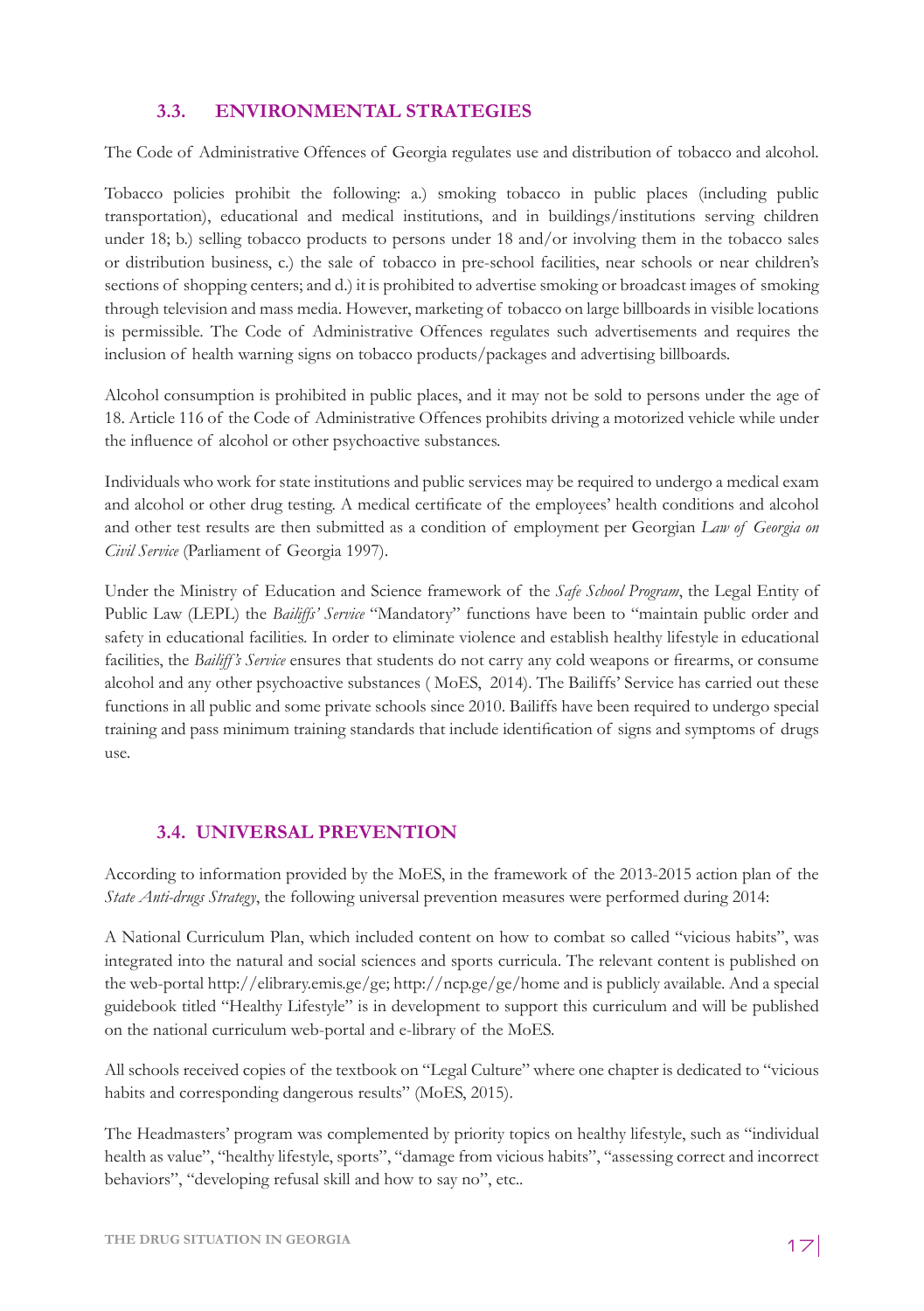### 3.3. ENVIRONMENTAL STRATEGIES

The Code of Administrative Offences of Georgia regulates use and distribution of tobacco and alcohol.

Tobacco policies prohibit the following: a.) smoking tobacco in public places (including public transportation), educational and medical institutions, and in buildings/institutions serving children under 18; b.) selling tobacco products to persons under 18 and/or involving them in the tobacco sales or distribution business, c.) the sale of tobacco in pre-school facilities, near schools or near children's sections of shopping centers; and d.) it is prohibited to advertise smoking or broadcast images of smoking through television and mass media. However, marketing of tobacco on large billboards in visible locations is permissible. The Code of Administrative Offences regulates such advertisements and requires the inclusion of health warning signs on tobacco products/packages and advertising billboards.

Alcohol consumption is prohibited in public places, and it may not be sold to persons under the age of 18. Article 116 of the Code of Administrative Offences prohibits driving a motorized vehicle while under the influence of alcohol or other psychoactive substances.

Individuals who work for state institutions and public services may be required to undergo a medical exam and alcohol or other drug testing. A medical certificate of the employees' health conditions and alcohol and other test results are then submitted as a condition of employment per Georgian *Law of Georgia on Civil Service* (Parliament of Georgia 1997).

Under the Ministry of Education and Science framework of the *Safe School Program*, the Legal Entity of Public Law (LEPL) the *Bailiffs' Service* "Mandatory" functions have been to "maintain public order and safety in educational facilities. In order to eliminate violence and establish healthy lifestyle in educational facilities, the *Bailiff's Service* ensures that students do not carry any cold weapons or firearms, or consume alcohol and any other psychoactive substances ( MoES, 2014). The Bailiffs' Service has carried out these functions in all public and some private schools since 2010. Bailiffs have been required to undergo special training and pass minimum training standards that include identification of signs and symptoms of drugs use.

### 3.4. UNIVERSAL PREVENTION

According to information provided by the MoES, in the framework of the 2013-2015 action plan of the *State Anti-drugs Strategy*, the following universal prevention measures were performed during 2014:

A National Curriculum Plan, which included content on how to combat so called "vicious habits", was integrated into the natural and social sciences and sports curricula. The relevant content is published on the web-portal http://elibrary.emis.ge/ge; http://ncp.ge/ge/home and is publicly available. And a special guidebook titled "Healthy Lifestyle" is in development to support this curriculum and will be published on the national curriculum web-portal and e-library of the MoES.

All schools received copies of the textbook on "Legal Culture" where one chapter is dedicated to "vicious habits and corresponding dangerous results" (MoES, 2015).

The Headmasters' program was complemented by priority topics on healthy lifestyle, such as "individual health as value", "healthy lifestyle, sports", "damage from vicious habits", "assessing correct and incorrect behaviors", "developing refusal skill and how to say no", etc..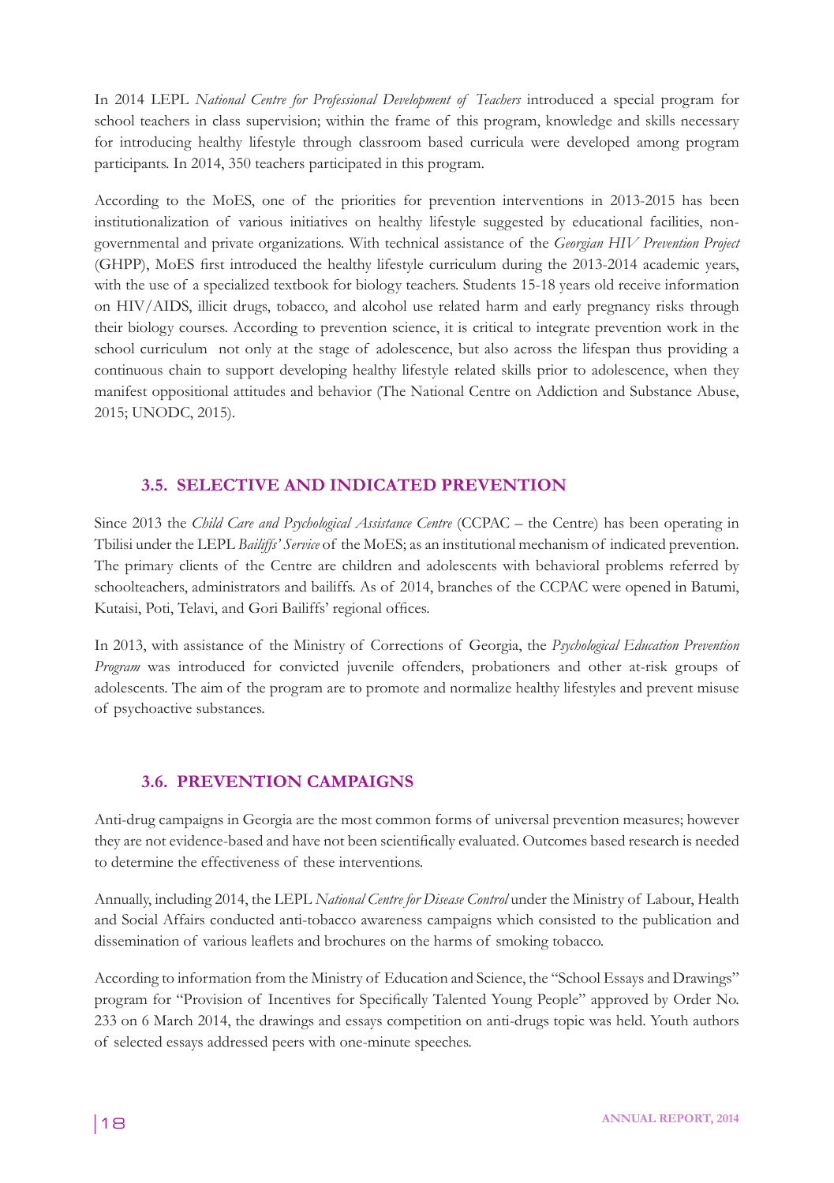In 2014 LEPL *National Centre for Professional Development of Teachers* introduced a special program for school teachers in class supervision; within the frame of this program, knowledge and skills necessary for introducing healthy lifestyle through classroom based curricula were developed among program participants. In 2014, 350 teachers participated in this program.

According to the MoES, one of the priorities for prevention interventions in 2013-2015 has been institutionalization of various initiatives on healthy lifestyle suggested by educational facilities, non-governmental and private organizations. With technical assistance of the *Georgian HIV Prevention Project* (GHPP), MoES first introduced the healthy lifestyle curriculum during the 2013-2014 academic years, with the use of a specialized textbook for biology teachers. Students 15-18 years old receive information on HIV/AIDS, illicit drugs, tobacco, and alcohol use related harm and early pregnancy risks through their biology courses. According to prevention science, it is critical to integrate prevention work in the school curriculum not only at the stage of adolescence, but also across the lifespan thus providing a continuous chain to support developing healthy lifestyle related skills prior to adolescence, when they manifest oppositional attitudes and behavior (The National Centre on Addiction and Substance Abuse, 2015; UNODC, 2015).

## 3.5. SELECTIVE AND INDICATED PREVENTION

Since 2013 the *Child Care and Psychological Assistance Centre* (CCPAC – the Centre) has been operating in Tbilisi under the LEPL *Bailiffs' Service* of the MoES; as an institutional mechanism of indicated prevention. The primary clients of the Centre are children and adolescents with behavioral problems referred by schoolteachers, administrators and bailiffs. As of 2014, branches of the CCPAC were opened in Batumi, Kutaisi, Poti, Telavi, and Gori Bailiffs' regional offices.

In 2013, with assistance of the Ministry of Corrections of Georgia, the *Psychological Education Prevention Program* was introduced for convicted juvenile offenders, probationers and other at-risk groups of adolescents. The aim of the program are to promote and normalize healthy lifestyles and prevent misuse of psychoactive substances.

## 3.6. PREVENTION CAMPAIGNS

Anti-drug campaigns in Georgia are the most common forms of universal prevention measures; however they are not evidence-based and have not been scientifically evaluated. Outcomes based research is needed to determine the effectiveness of these interventions.

Annually, including 2014, the LEPL *National Centre for Disease Control* under the Ministry of Labour, Health and Social Affairs conducted anti-tobacco awareness campaigns which consisted to the publication and dissemination of various leaflets and brochures on the harms of smoking tobacco.

According to information from the Ministry of Education and Science, the "School Essays and Drawings" program for "Provision of Incentives for Specifically Talented Young People" approved by Order No. 233 on 6 March 2014, the drawings and essays competition on anti-drugs topic was held. Youth authors of selected essays addressed peers with one-minute speeches.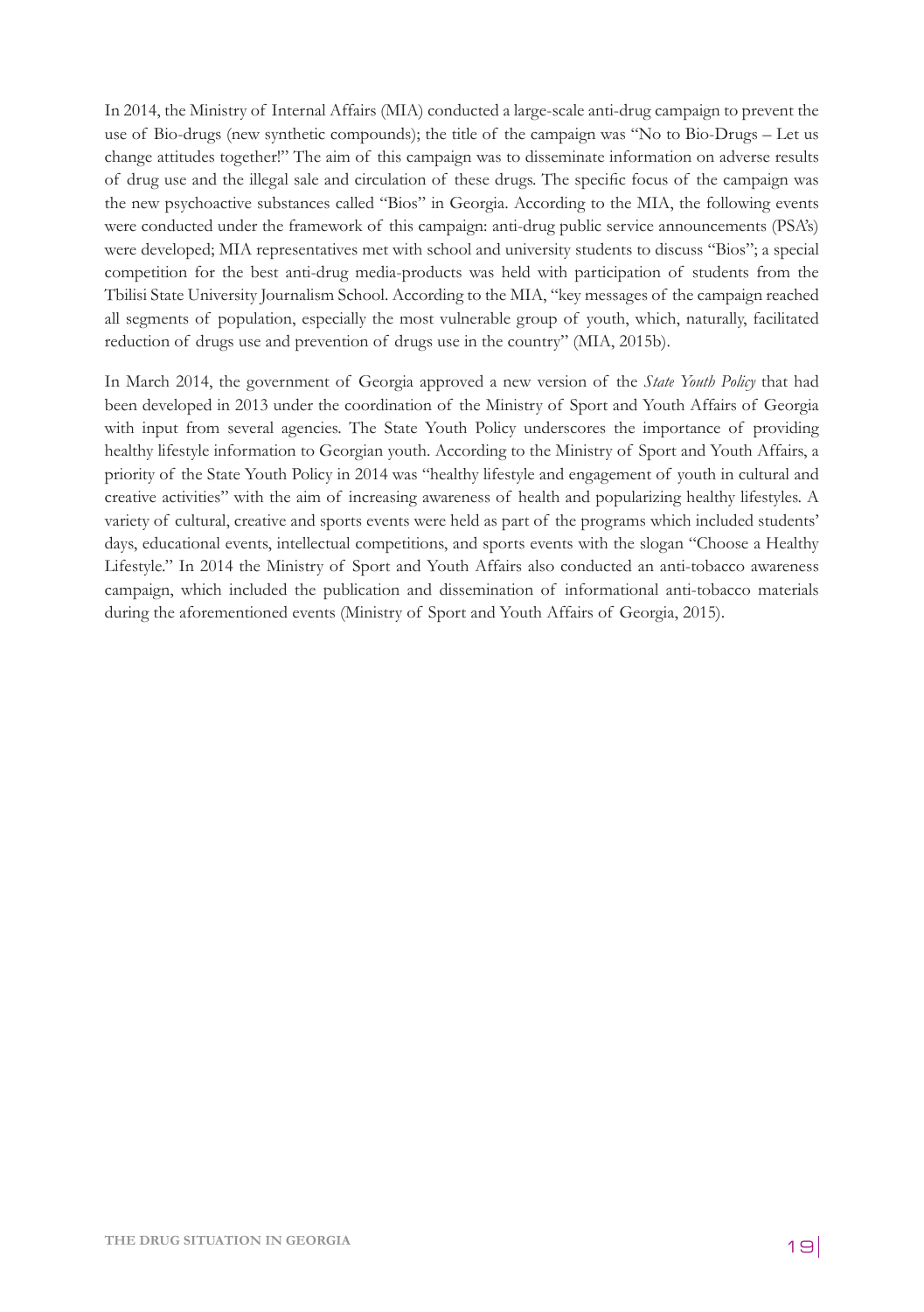In 2014, the Ministry of Internal Affairs (MIA) conducted a large-scale anti-drug campaign to prevent the use of Bio-drugs (new synthetic compounds); the title of the campaign was "No to Bio-Drugs – Let us change attitudes together!" The aim of this campaign was to disseminate information on adverse results of drug use and the illegal sale and circulation of these drugs. The specific focus of the campaign was the new psychoactive substances called "Bios" in Georgia. According to the MIA, the following events were conducted under the framework of this campaign: anti-drug public service announcements (PSA's) were developed; MIA representatives met with school and university students to discuss "Bios"; a special competition for the best anti-drug media-products was held with participation of students from the Tbilisi State University Journalism School. According to the MIA, "key messages of the campaign reached all segments of population, especially the most vulnerable group of youth, which, naturally, facilitated reduction of drugs use and prevention of drugs use in the country" (MIA, 2015b).

In March 2014, the government of Georgia approved a new version of the *State Youth Policy* that had been developed in 2013 under the coordination of the Ministry of Sport and Youth Affairs of Georgia with input from several agencies. The State Youth Policy underscores the importance of providing healthy lifestyle information to Georgian youth. According to the Ministry of Sport and Youth Affairs, a priority of the State Youth Policy in 2014 was "healthy lifestyle and engagement of youth in cultural and creative activities" with the aim of increasing awareness of health and popularizing healthy lifestyles. A variety of cultural, creative and sports events were held as part of the programs which included students' days, educational events, intellectual competitions, and sports events with the slogan "Choose a Healthy Lifestyle." In 2014 the Ministry of Sport and Youth Affairs also conducted an anti-tobacco awareness campaign, which included the publication and dissemination of informational anti-tobacco materials during the aforementioned events (Ministry of Sport and Youth Affairs of Georgia, 2015).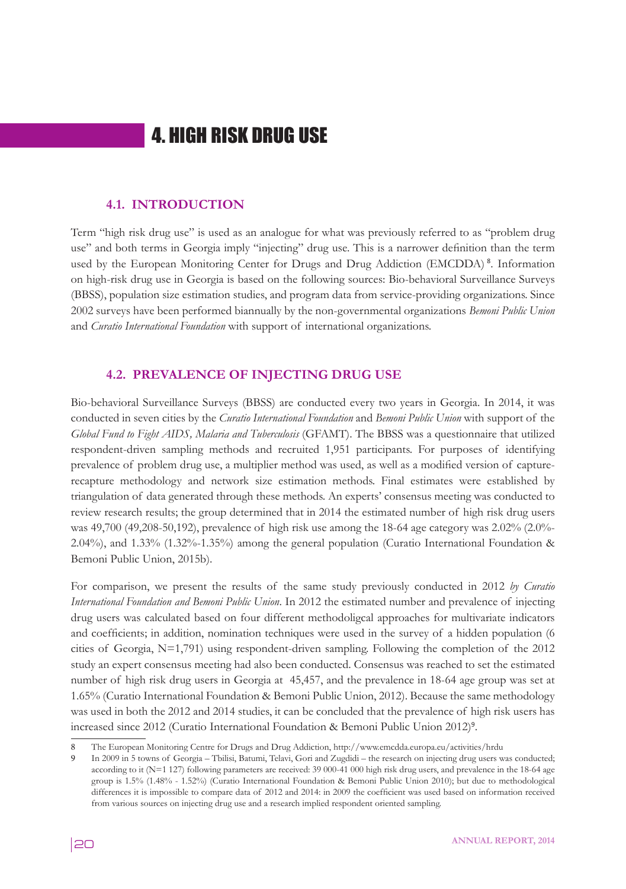# 4. HIGH RISK DRUG USE

## 4.1. INTRODUCTION

Term "high risk drug use" is used as an analogue for what was previously referred to as "problem drug use" and both terms in Georgia imply "injecting" drug use. This is a narrower definition than the term used by the European Monitoring Center for Drugs and Drug Addiction (EMCDDA) [8]. Information on high-risk drug use in Georgia is based on the following sources: Bio-behavioral Surveillance Surveys (BBSS), population size estimation studies, and program data from service-providing organizations. Since 2002 surveys have been performed biannually by the non-governmental organizations *Bemoni Public Union* and *Curatio International Foundation* with support of international organizations.

## 4.2. PREVALENCE OF INJECTING DRUG USE

Bio-behavioral Surveillance Surveys (BBSS) are conducted every two years in Georgia. In 2014, it was conducted in seven cities by the *Curatio International Foundation* and *Bemoni Public Union* with support of the *Global Fund to Fight AIDS, Malaria and Tuberculosis* (GFAMT). The BBSS was a questionnaire that utilized respondent-driven sampling methods and recruited 1,951 participants. For purposes of identifying prevalence of problem drug use, a multiplier method was used, as well as a modified version of capture-recapture methodology and network size estimation methods. Final estimates were established by triangulation of data generated through these methods. An experts' consensus meeting was conducted to review research results; the group determined that in 2014 the estimated number of high risk drug users was 49,700 (49,208-50,192), prevalence of high risk use among the 18-64 age category was 2.02% (2.0%-2.04%), and 1.33% (1.32%-1.35%) among the general population (Curatio International Foundation & Bemoni Public Union, 2015b).

For comparison, we present the results of the same study previously conducted in 2012 *by Curatio International Foundation and Bemoni Public Union*. In 2012 the estimated number and prevalence of injecting drug users was calculated based on four different methodoligcal approaches for multivariate indicators and coefficients; in addition, nomination techniques were used in the survey of a hidden population (6 cities of Georgia, N=1,791) using respondent-driven sampling. Following the completion of the 2012 study an expert consensus meeting had also been conducted. Consensus was reached to set the estimated number of high risk drug users in Georgia at 45,457, and the prevalence in 18-64 age group was set at 1.65% (Curatio International Foundation & Bemoni Public Union, 2012). Because the same methodology was used in both the 2012 and 2014 studies, it can be concluded that the prevalence of high risk users has increased since 2012 (Curatio International Foundation & Bemoni Public Union 2012)[9].

---

8 The European Monitoring Centre for Drugs and Drug Addiction, http://www.emcdda.europa.eu/activities/hrdu

9 In 2009 in 5 towns of Georgia – Tbilisi, Batumi, Telavi, Gori and Zugdidi – the research on injecting drug users was conducted; according to it (N=1 127) following parameters are received: 39 000-41 000 high risk drug users, and prevalence in the 18-64 age group is 1.5% (1.48% - 1.52%) (Curatio International Foundation & Bemoni Public Union 2010); but due to methodological differences it is impossible to compare data of 2012 and 2014: in 2009 the coefficient was used based on information received from various sources on injecting drug use and a research implied respondent oriented sampling.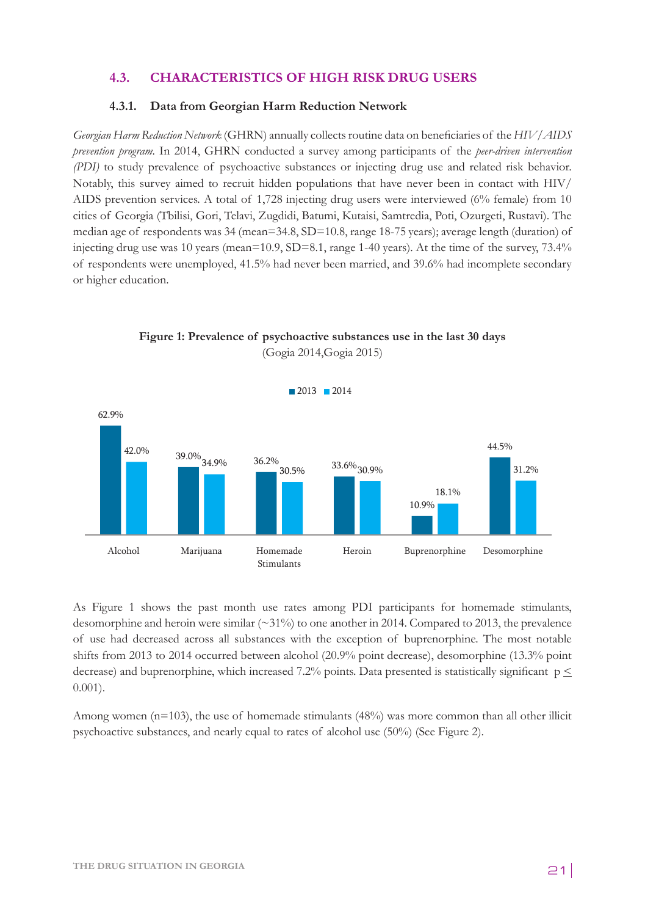## 4.3. CHARACTERISTICS OF HIGH RISK DRUG USERS

### 4.3.1. Data from Georgian Harm Reduction Network

*Georgian Harm Reduction Network* (GHRN) annually collects routine data on beneficiaries of the *HIV/AIDS prevention program*. In 2014, GHRN conducted a survey among participants of the *peer-driven intervention (PDI)* to study prevalence of psychoactive substances or injecting drug use and related risk behavior. Notably, this survey aimed to recruit hidden populations that have never been in contact with HIV/AIDS prevention services. A total of 1,728 injecting drug users were interviewed (6% female) from 10 cities of Georgia (Tbilisi, Gori, Telavi, Zugdidi, Batumi, Kutaisi, Samtredia, Poti, Ozurgeti, Rustavi). The median age of respondents was 34 (mean=34.8, SD=10.8, range 18-75 years); average length (duration) of injecting drug use was 10 years (mean=10.9, SD=8.1, range 1-40 years). At the time of the survey, 73.4% of respondents were unemployed, 41.5% had never been married, and 39.6% had incomplete secondary or higher education.

**Figure 1: Prevalence of psychoactive substances use in the last 30 days**
(Gogia 2014,Gogia 2015)

| Substance | 2013 | 2014 |
|---|---|---|
| Alcohol | 62.9% | 42.0% |
| Marijuana | 39.0% | 34.9% |
| Homemade Stimulants | 36.2% | 30.5% |
| Heroin | 33.6% | 30.9% |
| Buprenorphine | 10.9% | 18.1% |
| Desomorphine | 44.5% | 31.2% |

As Figure 1 shows the past month use rates among PDI participants for homemade stimulants, desomorphine and heroin were similar (~31%) to one another in 2014. Compared to 2013, the prevalence of use had decreased across all substances with the exception of buprenorphine. The most notable shifts from 2013 to 2014 occurred between alcohol (20.9% point decrease), desomorphine (13.3% point decrease) and buprenorphine, which increased 7.2% points. Data presented is statistically significant $p \leq 0.001$).

Among women (n=103), the use of homemade stimulants (48%) was more common than all other illicit psychoactive substances, and nearly equal to rates of alcohol use (50%) (See Figure 2).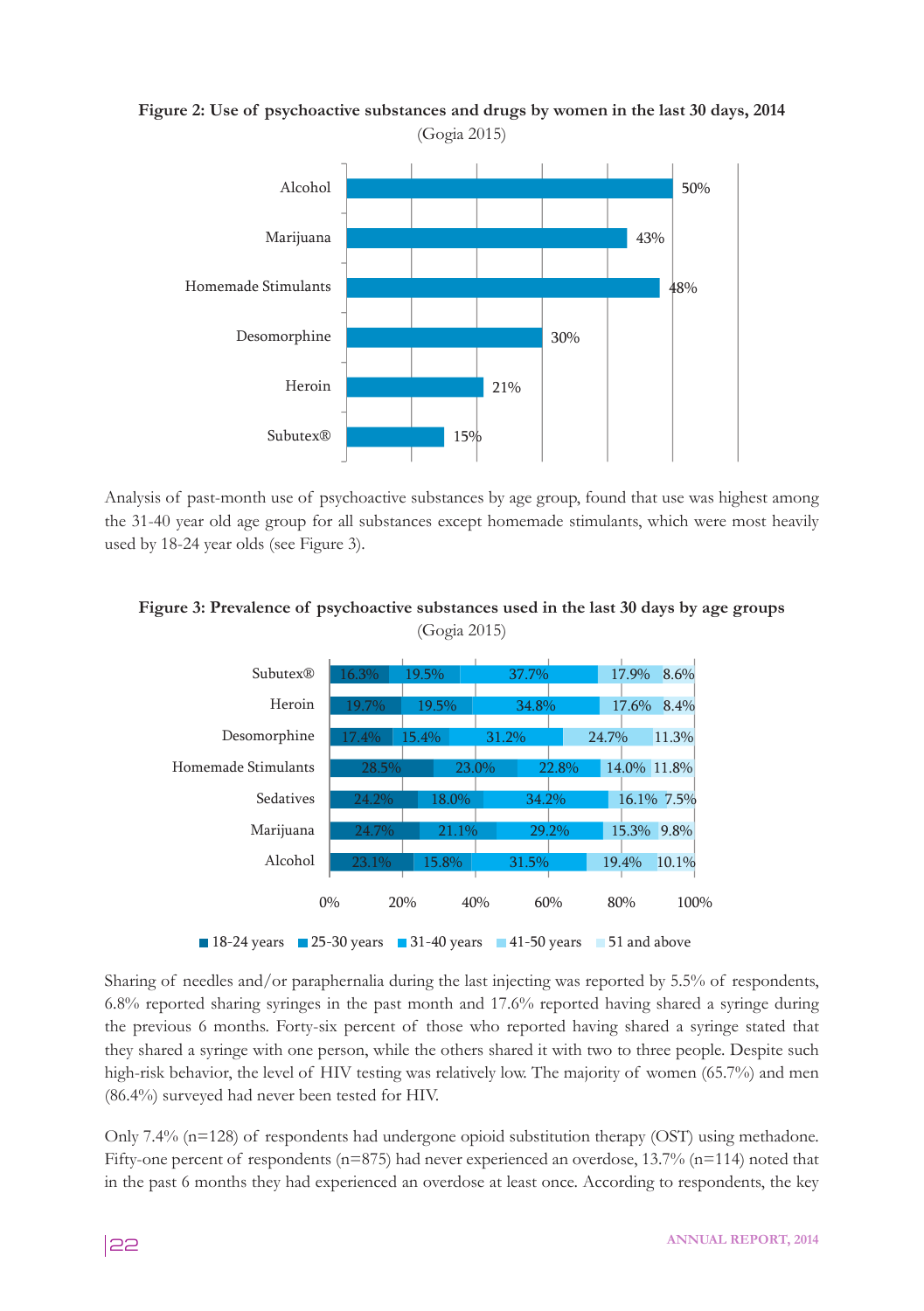**Figure 2: Use of psychoactive substances and drugs by women in the last 30 days, 2014**
(Gogia 2015)

| Substance | % |
|---|---|
| Alcohol | 50% |
| Marijuana | 43% |
| Homemade Stimulants | 48% |
| Desomorphine | 30% |
| Heroin | 21% |
| Subutex® | 15% |

Analysis of past-month use of psychoactive substances by age group, found that use was highest among the 31-40 year old age group for all substances except homemade stimulants, which were most heavily used by 18-24 year olds (see Figure 3).

**Figure 3: Prevalence of psychoactive substances used in the last 30 days by age groups**
(Gogia 2015)

| Substance | 18-24 years | 25-30 years | 31-40 years | 41-50 years | 51 and above |
|---|---|---|---|---|---|
| Subutex® | 16.3% | 19.5% | 37.7% | 17.9% | 8.6% |
| Heroin | 19.7% | 19.5% | 34.8% | 17.6% | 8.4% |
| Desomorphine | 17.4% | 15.4% | 31.2% | 24.7% | 11.3% |
| Homemade Stimulants | 28.5% | 23.0% | 22.8% | 14.0% | 11.8% |
| Sedatives | 24.2% | 18.0% | 34.2% | 16.1% | 7.5% |
| Marijuana | 24.7% | 21.1% | 29.2% | 15.3% | 9.8% |
| Alcohol | 23.1% | 15.8% | 31.5% | 19.4% | 10.1% |

Sharing of needles and/or paraphernalia during the last injecting was reported by 5.5% of respondents, 6.8% reported sharing syringes in the past month and 17.6% reported having shared a syringe during the previous 6 months. Forty-six percent of those who reported having shared a syringe stated that they shared a syringe with one person, while the others shared it with two to three people. Despite such high-risk behavior, the level of HIV testing was relatively low. The majority of women (65.7%) and men (86.4%) surveyed had never been tested for HIV.

Only 7.4% (n=128) of respondents had undergone opioid substitution therapy (OST) using methadone. Fifty-one percent of respondents (n=875) had never experienced an overdose, 13.7% (n=114) noted that in the past 6 months they had experienced an overdose at least once. According to respondents, the key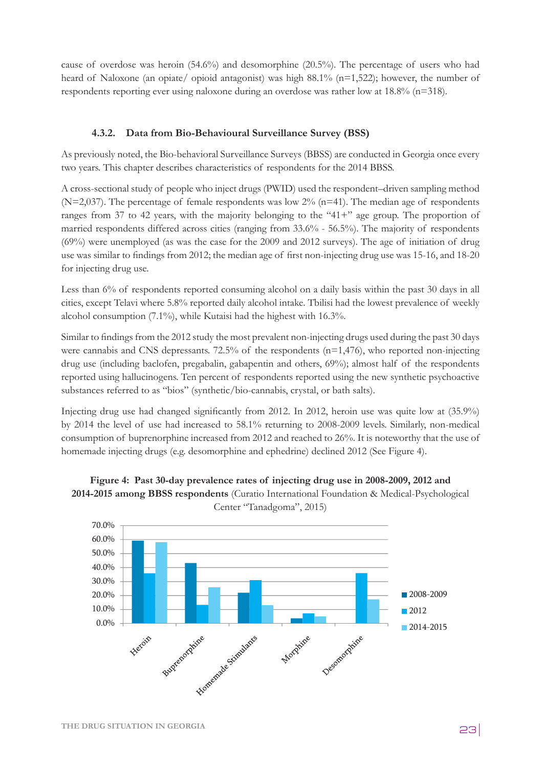cause of overdose was heroin (54.6%) and desomorphine (20.5%). The percentage of users who had heard of Naloxone (an opiate/ opioid antagonist) was high 88.1% (n=1,522); however, the number of respondents reporting ever using naloxone during an overdose was rather low at 18.8% (n=318).

### 4.3.2. Data from Bio-Behavioural Surveillance Survey (BSS)

As previously noted, the Bio-behavioral Surveillance Surveys (BBSS) are conducted in Georgia once every two years. This chapter describes characteristics of respondents for the 2014 BBSS.

A cross-sectional study of people who inject drugs (PWID) used the respondent–driven sampling method (N=2,037). The percentage of female respondents was low 2% (n=41). The median age of respondents ranges from 37 to 42 years, with the majority belonging to the "41+" age group. The proportion of married respondents differed across cities (ranging from 33.6% - 56.5%). The majority of respondents (69%) were unemployed (as was the case for the 2009 and 2012 surveys). The age of initiation of drug use was similar to findings from 2012; the median age of first non-injecting drug use was 15-16, and 18-20 for injecting drug use.

Less than 6% of respondents reported consuming alcohol on a daily basis within the past 30 days in all cities, except Telavi where 5.8% reported daily alcohol intake. Tbilisi had the lowest prevalence of weekly alcohol consumption (7.1%), while Kutaisi had the highest with 16.3%.

Similar to findings from the 2012 study the most prevalent non-injecting drugs used during the past 30 days were cannabis and CNS depressants. 72.5% of the respondents (n=1,476), who reported non-injecting drug use (including baclofen, pregabalin, gabapentin and others, 69%); almost half of the respondents reported using hallucinogens. Ten percent of respondents reported using the new synthetic psychoactive substances referred to as "bios" (synthetic/bio-cannabis, crystal, or bath salts).

Injecting drug use had changed significantly from 2012. In 2012, heroin use was quite low at (35.9%) by 2014 the level of use had increased to 58.1% returning to 2008-2009 levels. Similarly, non-medical consumption of buprenorphine increased from 2012 and reached to 26%. It is noteworthy that the use of homemade injecting drugs (e.g. desomorphine and ephedrine) declined 2012 (See Figure 4).

**Figure 4: Past 30-day prevalence rates of injecting drug use in 2008-2009, 2012 and 2014-2015 among BBSS respondents** (Curatio International Foundation & Medical-Psychological Center "Tanadgoma", 2015)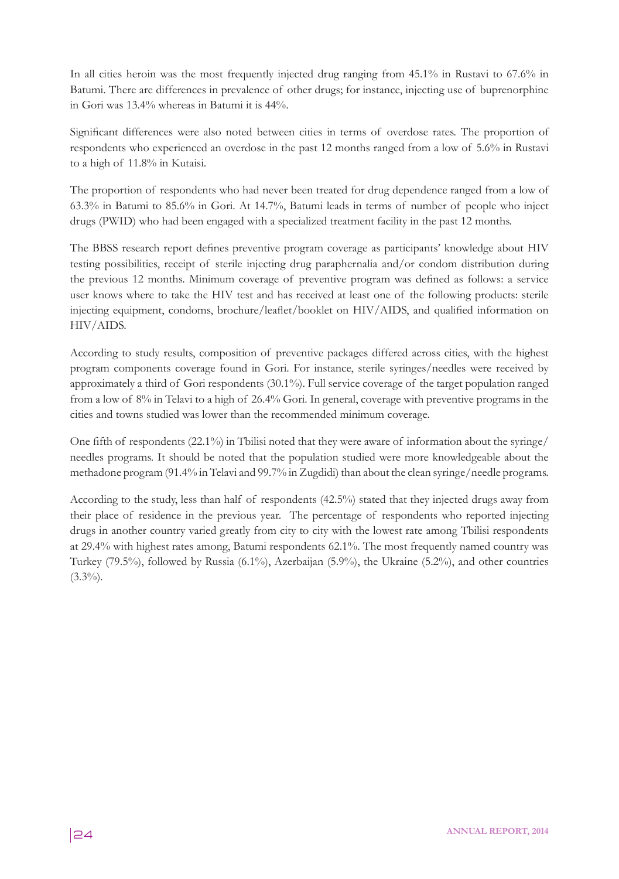In all cities heroin was the most frequently injected drug ranging from 45.1% in Rustavi to 67.6% in Batumi. There are differences in prevalence of other drugs; for instance, injecting use of buprenorphine in Gori was 13.4% whereas in Batumi it is 44%.

Significant differences were also noted between cities in terms of overdose rates. The proportion of respondents who experienced an overdose in the past 12 months ranged from a low of 5.6% in Rustavi to a high of 11.8% in Kutaisi.

The proportion of respondents who had never been treated for drug dependence ranged from a low of 63.3% in Batumi to 85.6% in Gori. At 14.7%, Batumi leads in terms of number of people who inject drugs (PWID) who had been engaged with a specialized treatment facility in the past 12 months.

The BBSS research report defines preventive program coverage as participants' knowledge about HIV testing possibilities, receipt of sterile injecting drug paraphernalia and/or condom distribution during the previous 12 months. Minimum coverage of preventive program was defined as follows: a service user knows where to take the HIV test and has received at least one of the following products: sterile injecting equipment, condoms, brochure/leaflet/booklet on HIV/AIDS, and qualified information on HIV/AIDS.

According to study results, composition of preventive packages differed across cities, with the highest program components coverage found in Gori. For instance, sterile syringes/needles were received by approximately a third of Gori respondents (30.1%). Full service coverage of the target population ranged from a low of 8% in Telavi to a high of 26.4% Gori. In general, coverage with preventive programs in the cities and towns studied was lower than the recommended minimum coverage.

One fifth of respondents (22.1%) in Tbilisi noted that they were aware of information about the syringe/needles programs. It should be noted that the population studied were more knowledgeable about the methadone program (91.4% in Telavi and 99.7% in Zugdidi) than about the clean syringe/needle programs.

According to the study, less than half of respondents (42.5%) stated that they injected drugs away from their place of residence in the previous year. The percentage of respondents who reported injecting drugs in another country varied greatly from city to city with the lowest rate among Tbilisi respondents at 29.4% with highest rates among, Batumi respondents 62.1%. The most frequently named country was Turkey (79.5%), followed by Russia (6.1%), Azerbaijan (5.9%), the Ukraine (5.2%), and other countries (3.3%).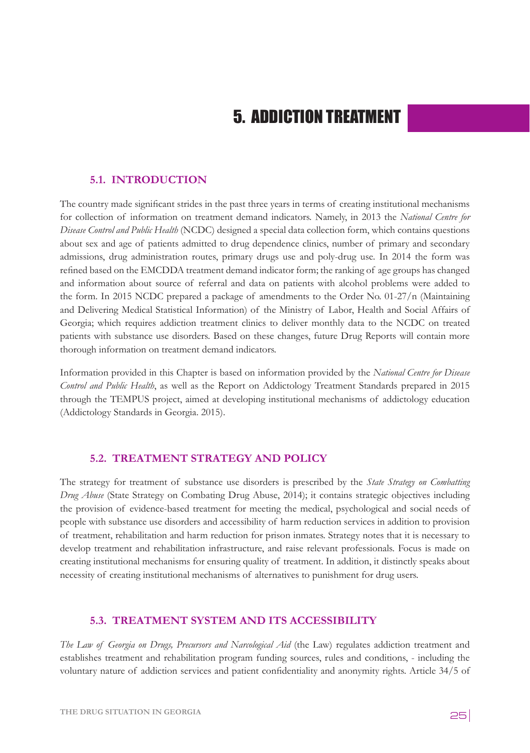# 5. ADDICTION TREATMENT

## 5.1. INTRODUCTION

The country made significant strides in the past three years in terms of creating institutional mechanisms for collection of information on treatment demand indicators. Namely, in 2013 the *National Centre for Disease Control and Public Health* (NCDC) designed a special data collection form, which contains questions about sex and age of patients admitted to drug dependence clinics, number of primary and secondary admissions, drug administration routes, primary drugs use and poly-drug use. In 2014 the form was refined based on the EMCDDA treatment demand indicator form; the ranking of age groups has changed and information about source of referral and data on patients with alcohol problems were added to the form. In 2015 NCDC prepared a package of amendments to the Order No. 01-27/n (Maintaining and Delivering Medical Statistical Information) of the Ministry of Labor, Health and Social Affairs of Georgia; which requires addiction treatment clinics to deliver monthly data to the NCDC on treated patients with substance use disorders. Based on these changes, future Drug Reports will contain more thorough information on treatment demand indicators.

Information provided in this Chapter is based on information provided by the *National Centre for Disease Control and Public Health*, as well as the Report on Addictology Treatment Standards prepared in 2015 through the TEMPUS project, aimed at developing institutional mechanisms of addictology education (Addictology Standards in Georgia. 2015).

## 5.2. TREATMENT STRATEGY AND POLICY

The strategy for treatment of substance use disorders is prescribed by the *State Strategy on Combatting Drug Abuse* (State Strategy on Combating Drug Abuse, 2014); it contains strategic objectives including the provision of evidence-based treatment for meeting the medical, psychological and social needs of people with substance use disorders and accessibility of harm reduction services in addition to provision of treatment, rehabilitation and harm reduction for prison inmates. Strategy notes that it is necessary to develop treatment and rehabilitation infrastructure, and raise relevant professionals. Focus is made on creating institutional mechanisms for ensuring quality of treatment. In addition, it distinctly speaks about necessity of creating institutional mechanisms of alternatives to punishment for drug users.

## 5.3. TREATMENT SYSTEM AND ITS ACCESSIBILITY

*The Law of Georgia on Drugs, Precursors and Narcological Aid* (the Law) regulates addiction treatment and establishes treatment and rehabilitation program funding sources, rules and conditions, - including the voluntary nature of addiction services and patient confidentiality and anonymity rights. Article 34/5 of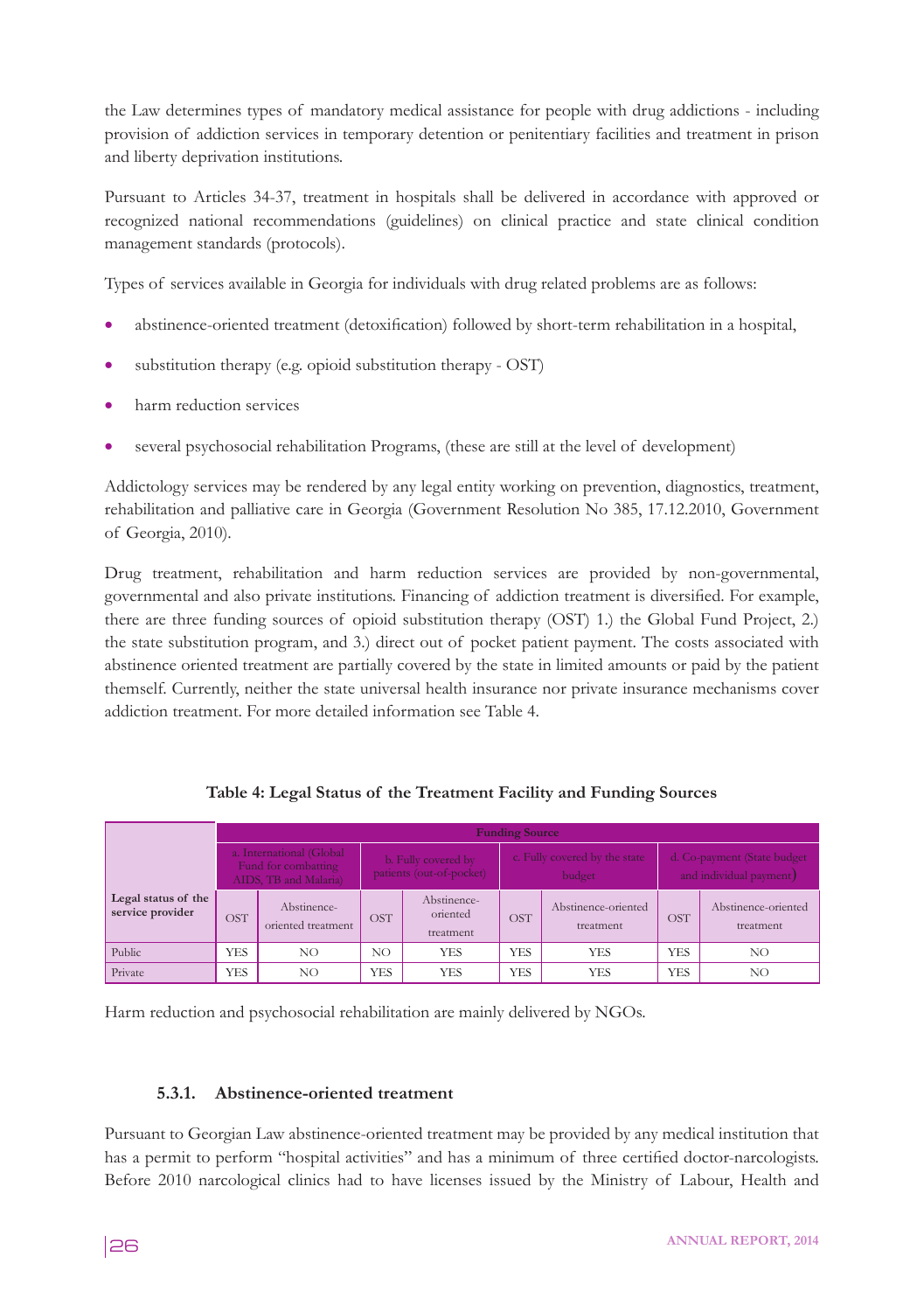the Law determines types of mandatory medical assistance for people with drug addictions - including provision of addiction services in temporary detention or penitentiary facilities and treatment in prison and liberty deprivation institutions.

Pursuant to Articles 34-37, treatment in hospitals shall be delivered in accordance with approved or recognized national recommendations (guidelines) on clinical practice and state clinical condition management standards (protocols).

Types of services available in Georgia for individuals with drug related problems are as follows:

- abstinence-oriented treatment (detoxification) followed by short-term rehabilitation in a hospital,
- substitution therapy (e.g. opioid substitution therapy - OST)
- harm reduction services
- several psychosocial rehabilitation Programs, (these are still at the level of development)

Addictology services may be rendered by any legal entity working on prevention, diagnostics, treatment, rehabilitation and palliative care in Georgia (Government Resolution No 385, 17.12.2010, Government of Georgia, 2010).

Drug treatment, rehabilitation and harm reduction services are provided by non-governmental, governmental and also private institutions. Financing of addiction treatment is diversified. For example, there are three funding sources of opioid substitution therapy (OST) 1.) the Global Fund Project, 2.) the state substitution program, and 3.) direct out of pocket patient payment. The costs associated with abstinence oriented treatment are partially covered by the state in limited amounts or paid by the patient themself. Currently, neither the state universal health insurance nor private insurance mechanisms cover addiction treatment. For more detailed information see Table 4.

**Table 4: Legal Status of the Treatment Facility and Funding Sources**

| Legal status of the service provider | Funding Source | | | | | | | |
|---|---|---|---|---|---|---|---|---|
| | a. International (Global Fund for combatting AIDS, TB and Malaria) | | b. Fully covered by patients (out-of-pocket) | | c. Fully covered by the state budget | | d. Co-payment (State budget and individual payment) | |
| | OST | Abstinence-oriented treatment | OST | Abstinence-oriented treatment | OST | Abstinence-oriented treatment | OST | Abstinence-oriented treatment |
| Public | YES | NO | NO | YES | YES | YES | YES | NO |
| Private | YES | NO | YES | YES | YES | YES | YES | NO |

Harm reduction and psychosocial rehabilitation are mainly delivered by NGOs.

### 5.3.1. Abstinence-oriented treatment

Pursuant to Georgian Law abstinence-oriented treatment may be provided by any medical institution that has a permit to perform "hospital activities" and has a minimum of three certified doctor-narcologists. Before 2010 narcological clinics had to have licenses issued by the Ministry of Labour, Health and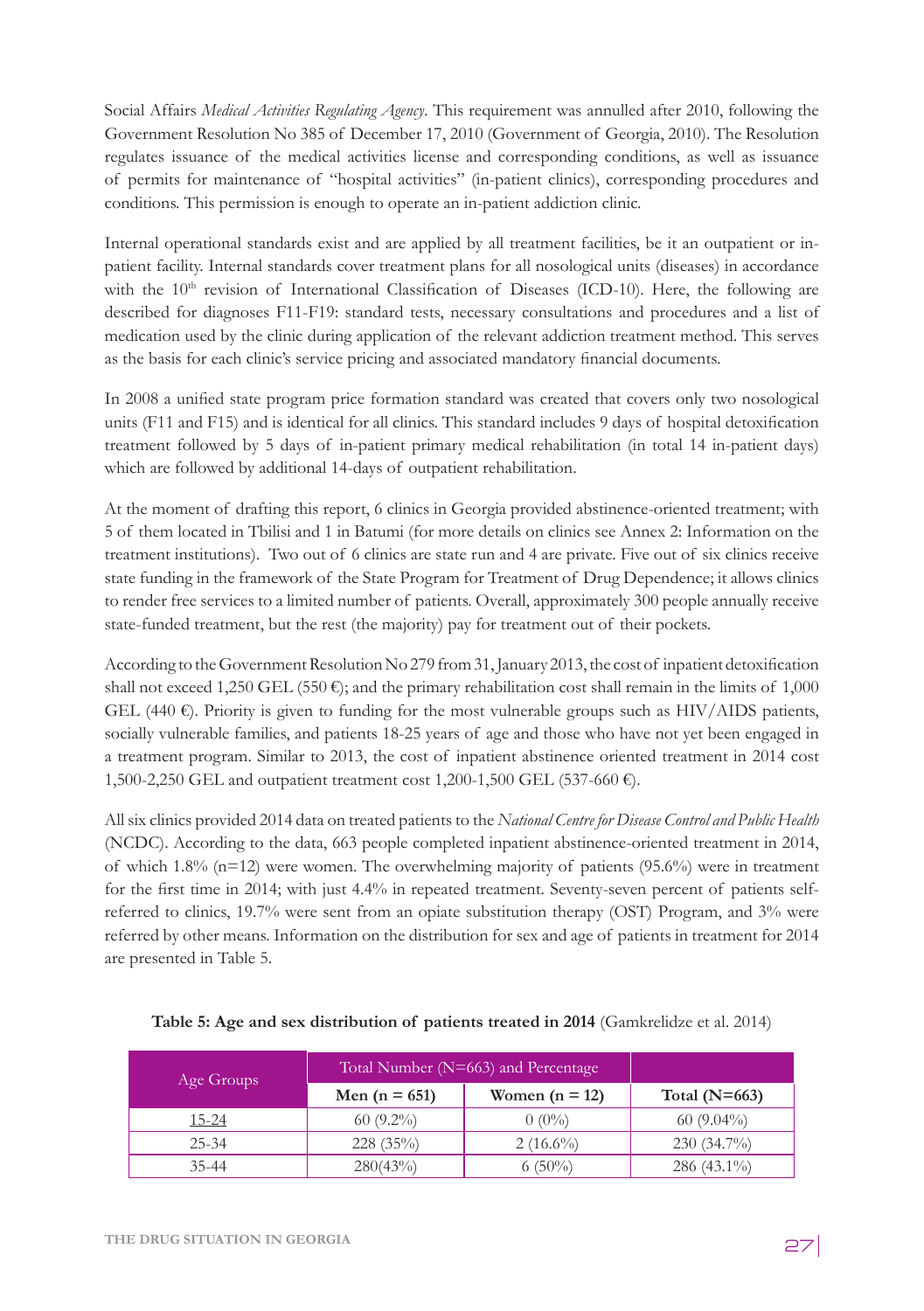Social Affairs *Medical Activities Regulating Agency*. This requirement was annulled after 2010, following the Government Resolution No 385 of December 17, 2010 (Government of Georgia, 2010). The Resolution regulates issuance of the medical activities license and corresponding conditions, as well as issuance of permits for maintenance of "hospital activities" (in-patient clinics), corresponding procedures and conditions. This permission is enough to operate an in-patient addiction clinic.

Internal operational standards exist and are applied by all treatment facilities, be it an outpatient or in-patient facility. Internal standards cover treatment plans for all nosological units (diseases) in accordance with the 10th revision of International Classification of Diseases (ICD-10). Here, the following are described for diagnoses F11-F19: standard tests, necessary consultations and procedures and a list of medication used by the clinic during application of the relevant addiction treatment method. This serves as the basis for each clinic's service pricing and associated mandatory financial documents.

In 2008 a unified state program price formation standard was created that covers only two nosological units (F11 and F15) and is identical for all clinics. This standard includes 9 days of hospital detoxification treatment followed by 5 days of in-patient primary medical rehabilitation (in total 14 in-patient days) which are followed by additional 14-days of outpatient rehabilitation.

At the moment of drafting this report, 6 clinics in Georgia provided abstinence-oriented treatment; with 5 of them located in Tbilisi and 1 in Batumi (for more details on clinics see Annex 2: Information on the treatment institutions). Two out of 6 clinics are state run and 4 are private. Five out of six clinics receive state funding in the framework of the State Program for Treatment of Drug Dependence; it allows clinics to render free services to a limited number of patients. Overall, approximately 300 people annually receive state-funded treatment, but the rest (the majority) pay for treatment out of their pockets.

According to the Government Resolution No 279 from 31, January 2013, the cost of inpatient detoxification shall not exceed 1,250 GEL (550 €); and the primary rehabilitation cost shall remain in the limits of 1,000 GEL (440 €). Priority is given to funding for the most vulnerable groups such as HIV/AIDS patients, socially vulnerable families, and patients 18-25 years of age and those who have not yet been engaged in a treatment program. Similar to 2013, the cost of inpatient abstinence oriented treatment in 2014 cost 1,500-2,250 GEL and outpatient treatment cost 1,200-1,500 GEL (537-660 €).

All six clinics provided 2014 data on treated patients to the *National Centre for Disease Control and Public Health* (NCDC). According to the data, 663 people completed inpatient abstinence-oriented treatment in 2014, of which 1.8% (n=12) were women. The overwhelming majority of patients (95.6%) were in treatment for the first time in 2014; with just 4.4% in repeated treatment. Seventy-seven percent of patients self-referred to clinics, 19.7% were sent from an opiate substitution therapy (OST) Program, and 3% were referred by other means. Information on the distribution for sex and age of patients in treatment for 2014 are presented in Table 5.

**Table 5: Age and sex distribution of patients treated in 2014** (Gamkrelidze et al. 2014)

| Age Groups | Total Number (N=663) and Percentage | | |
|---|---|---|---|
| | **Men (n = 651)** | **Women (n = 12)** | **Total (N=663)** |
| 15-24 | 60 (9.2%) | 0 (0%) | 60 (9.04%) |
| 25-34 | 228 (35%) | 2 (16.6%) | 230 (34.7%) |
| 35-44 | 280(43%) | 6 (50%) | 286 (43.1%) |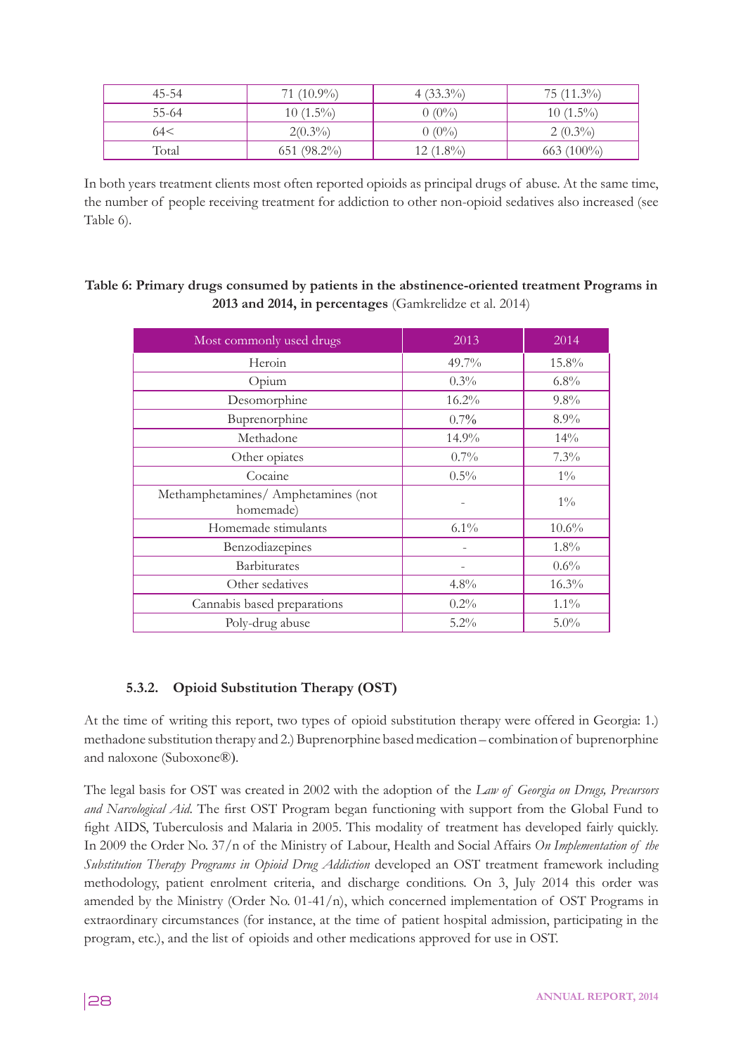| 45-54 | 71 (10.9%) | 4 (33.3%) | 75 (11.3%) |
|---|---|---|---|
| 55-64 | 10 (1.5%) | 0 (0%) | 10 (1.5%) |
| 64< | 2(0.3%) | 0 (0%) | 2 (0.3%) |
| Total | 651 (98.2%) | 12 (1.8%) | 663 (100%) |

In both years treatment clients most often reported opioids as principal drugs of abuse. At the same time, the number of people receiving treatment for addiction to other non-opioid sedatives also increased (see Table 6).

**Table 6: Primary drugs consumed by patients in the abstinence-oriented treatment Programs in 2013 and 2014, in percentages** (Gamkrelidze et al. 2014)

| Most commonly used drugs | 2013 | 2014 |
|---|---|---|
| Heroin | 49.7% | 15.8% |
| Opium | 0.3% | 6.8% |
| Desomorphine | 16.2% | 9.8% |
| Buprenorphine | 0.7% | 8.9% |
| Methadone | 14.9% | 14% |
| Other opiates | 0.7% | 7.3% |
| Cocaine | 0.5% | 1% |
| Methamphetamines/ Amphetamines (not homemade) | - | 1% |
| Homemade stimulants | 6.1% | 10.6% |
| Benzodiazepines | - | 1.8% |
| Barbiturates | - | 0.6% |
| Other sedatives | 4.8% | 16.3% |
| Cannabis based preparations | 0.2% | 1.1% |
| Poly-drug abuse | 5.2% | 5.0% |

### 5.3.2. Opioid Substitution Therapy (OST)

At the time of writing this report, two types of opioid substitution therapy were offered in Georgia: 1.) methadone substitution therapy and 2.) Buprenorphine based medication – combination of buprenorphine and naloxone (Suboxone®).

The legal basis for OST was created in 2002 with the adoption of the *Law of Georgia on Drugs, Precursors and Narcological Aid*. The first OST Program began functioning with support from the Global Fund to fight AIDS, Tuberculosis and Malaria in 2005. This modality of treatment has developed fairly quickly. In 2009 the Order No. 37/n of the Ministry of Labour, Health and Social Affairs *On Implementation of the Substitution Therapy Programs in Opioid Drug Addiction* developed an OST treatment framework including methodology, patient enrolment criteria, and discharge conditions. On 3, July 2014 this order was amended by the Ministry (Order No. 01-41/n), which concerned implementation of OST Programs in extraordinary circumstances (for instance, at the time of patient hospital admission, participating in the program, etc.), and the list of opioids and other medications approved for use in OST.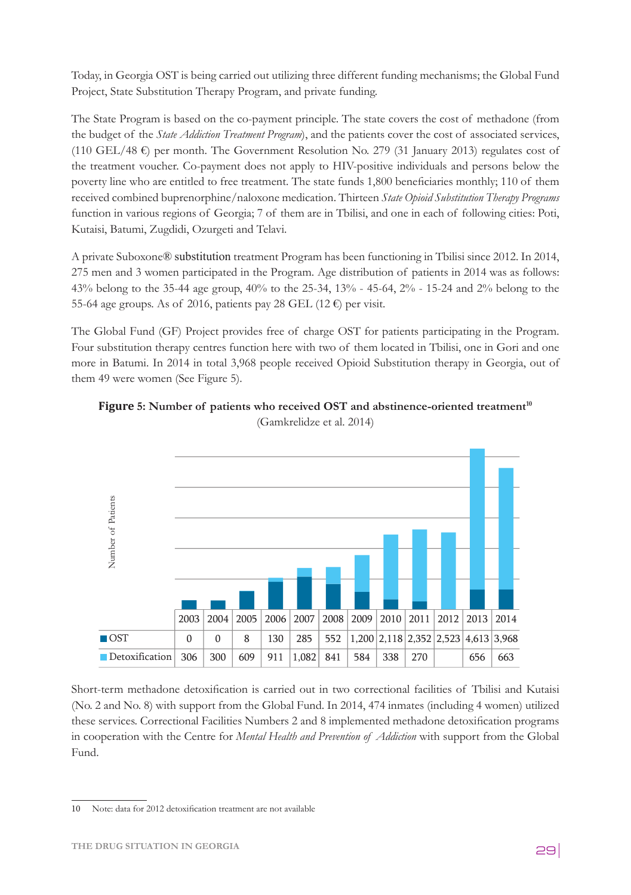Today, in Georgia OST is being carried out utilizing three different funding mechanisms; the Global Fund Project, State Substitution Therapy Program, and private funding.

The State Program is based on the co-payment principle. The state covers the cost of methadone (from the budget of the *State Addiction Treatment Program*), and the patients cover the cost of associated services, (110 GEL/48 €) per month. The Government Resolution No. 279 (31 January 2013) regulates cost of the treatment voucher. Co-payment does not apply to HIV-positive individuals and persons below the poverty line who are entitled to free treatment. The state funds 1,800 beneficiaries monthly; 110 of them received combined buprenorphine/naloxone medication. Thirteen *State Opioid Substitution Therapy Programs* function in various regions of Georgia; 7 of them are in Tbilisi, and one in each of following cities: Poti, Kutaisi, Batumi, Zugdidi, Ozurgeti and Telavi.

A private Suboxone® substitution treatment Program has been functioning in Tbilisi since 2012. In 2014, 275 men and 3 women participated in the Program. Age distribution of patients in 2014 was as follows: 43% belong to the 35-44 age group, 40% to the 25-34, 13% - 45-64, 2% - 15-24 and 2% belong to the 55-64 age groups. As of 2016, patients pay 28 GEL (12 €) per visit.

The Global Fund (GF) Project provides free of charge OST for patients participating in the Program. Four substitution therapy centres function here with two of them located in Tbilisi, one in Gori and one more in Batumi. In 2014 in total 3,968 people received Opioid Substitution therapy in Georgia, out of them 49 were women (See Figure 5).

**Figure 5: Number of patients who received OST and abstinence-oriented treatment**[10]
(Gamkrelidze et al. 2014)

| | 2003 | 2004 | 2005 | 2006 | 2007 | 2008 | 2009 | 2010 | 2011 | 2012 | 2013 | 2014 |
|---|---|---|---|---|---|---|---|---|---|---|---|---|
| OST | 0 | 0 | 8 | 130 | 285 | 552 | 1,200 | 2,118 | 2,352 | 2,523 | 4,613 | 3,968 |
| Detoxification | 306 | 300 | 609 | 911 | 1,082 | 841 | 584 | 338 | 270 | | 656 | 663 |

Short-term methadone detoxification is carried out in two correctional facilities of Tbilisi and Kutaisi (No. 2 and No. 8) with support from the Global Fund. In 2014, 474 inmates (including 4 women) utilized these services. Correctional Facilities Numbers 2 and 8 implemented methadone detoxification programs in cooperation with the Centre for *Mental Health and Prevention of Addiction* with support from the Global Fund.

10 Note: data for 2012 detoxification treatment are not available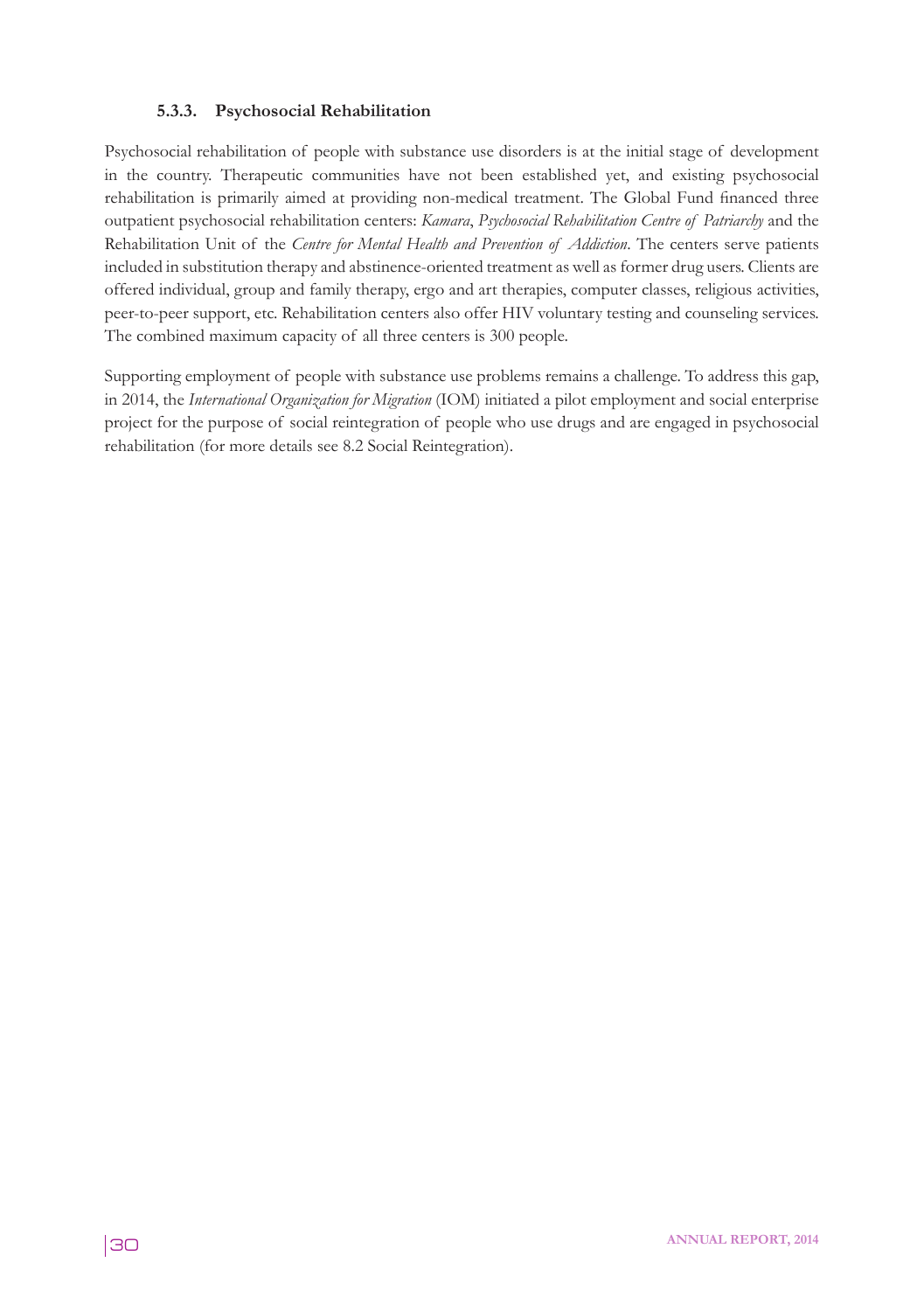### 5.3.3. Psychosocial Rehabilitation

Psychosocial rehabilitation of people with substance use disorders is at the initial stage of development in the country. Therapeutic communities have not been established yet, and existing psychosocial rehabilitation is primarily aimed at providing non-medical treatment. The Global Fund financed three outpatient psychosocial rehabilitation centers: *Kamara*, *Psychosocial Rehabilitation Centre of Patriarchy* and the Rehabilitation Unit of the *Centre for Mental Health and Prevention of Addiction*. The centers serve patients included in substitution therapy and abstinence-oriented treatment as well as former drug users. Clients are offered individual, group and family therapy, ergo and art therapies, computer classes, religious activities, peer-to-peer support, etc. Rehabilitation centers also offer HIV voluntary testing and counseling services. The combined maximum capacity of all three centers is 300 people.

Supporting employment of people with substance use problems remains a challenge. To address this gap, in 2014, the *International Organization for Migration* (IOM) initiated a pilot employment and social enterprise project for the purpose of social reintegration of people who use drugs and are engaged in psychosocial rehabilitation (for more details see 8.2 Social Reintegration).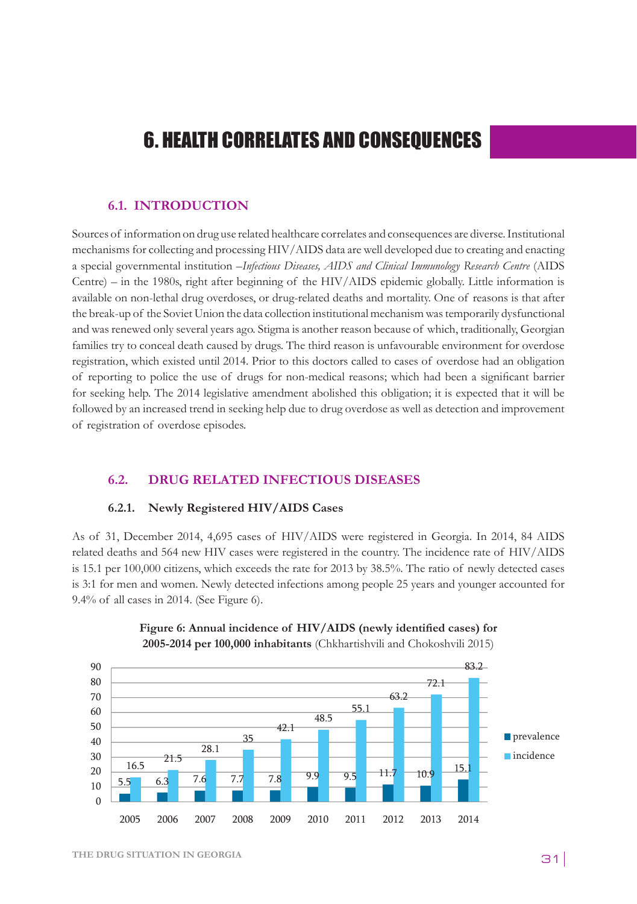# 6. HEALTH CORRELATES AND CONSEQUENCES

## 6.1. INTRODUCTION

Sources of information on drug use related healthcare correlates and consequences are diverse. Institutional mechanisms for collecting and processing HIV/AIDS data are well developed due to creating and enacting a special governmental institution –*Infectious Diseases, AIDS and Clinical Immunology Research Centre* (AIDS Centre) – in the 1980s, right after beginning of the HIV/AIDS epidemic globally. Little information is available on non-lethal drug overdoses, or drug-related deaths and mortality. One of reasons is that after the break-up of the Soviet Union the data collection institutional mechanism was temporarily dysfunctional and was renewed only several years ago. Stigma is another reason because of which, traditionally, Georgian families try to conceal death caused by drugs. The third reason is unfavourable environment for overdose registration, which existed until 2014. Prior to this doctors called to cases of overdose had an obligation of reporting to police the use of drugs for non-medical reasons; which had been a significant barrier for seeking help. The 2014 legislative amendment abolished this obligation; it is expected that it will be followed by an increased trend in seeking help due to drug overdose as well as detection and improvement of registration of overdose episodes.

## 6.2. DRUG RELATED INFECTIOUS DISEASES

### 6.2.1. Newly Registered HIV/AIDS Cases

As of 31, December 2014, 4,695 cases of HIV/AIDS were registered in Georgia. In 2014, 84 AIDS related deaths and 564 new HIV cases were registered in the country. The incidence rate of HIV/AIDS is 15.1 per 100,000 citizens, which exceeds the rate for 2013 by 38.5%. The ratio of newly detected cases is 3:1 for men and women. Newly detected infections among people 25 years and younger accounted for 9.4% of all cases in 2014. (See Figure 6).

**Figure 6: Annual incidence of HIV/AIDS (newly identified cases) for 2005-2014 per 100,000 inhabitants** (Chkhartishvili and Chokoshvili 2015)

| Year | prevalence | incidence |
|---|---|---|
| 2005 | 5.5 | 16.5 |
| 2006 | 6.3 | 21.5 |
| 2007 | 7.6 | 28.1 |
| 2008 | 7.7 | 35 |
| 2009 | 7.8 | 42.1 |
| 2010 | 9.9 | 48.5 |
| 2011 | 9.5 | 55.1 |
| 2012 | 11.7 | 63.2 |
| 2013 | 10.9 | 72.1 |
| 2014 | 15.1 | 83.2 |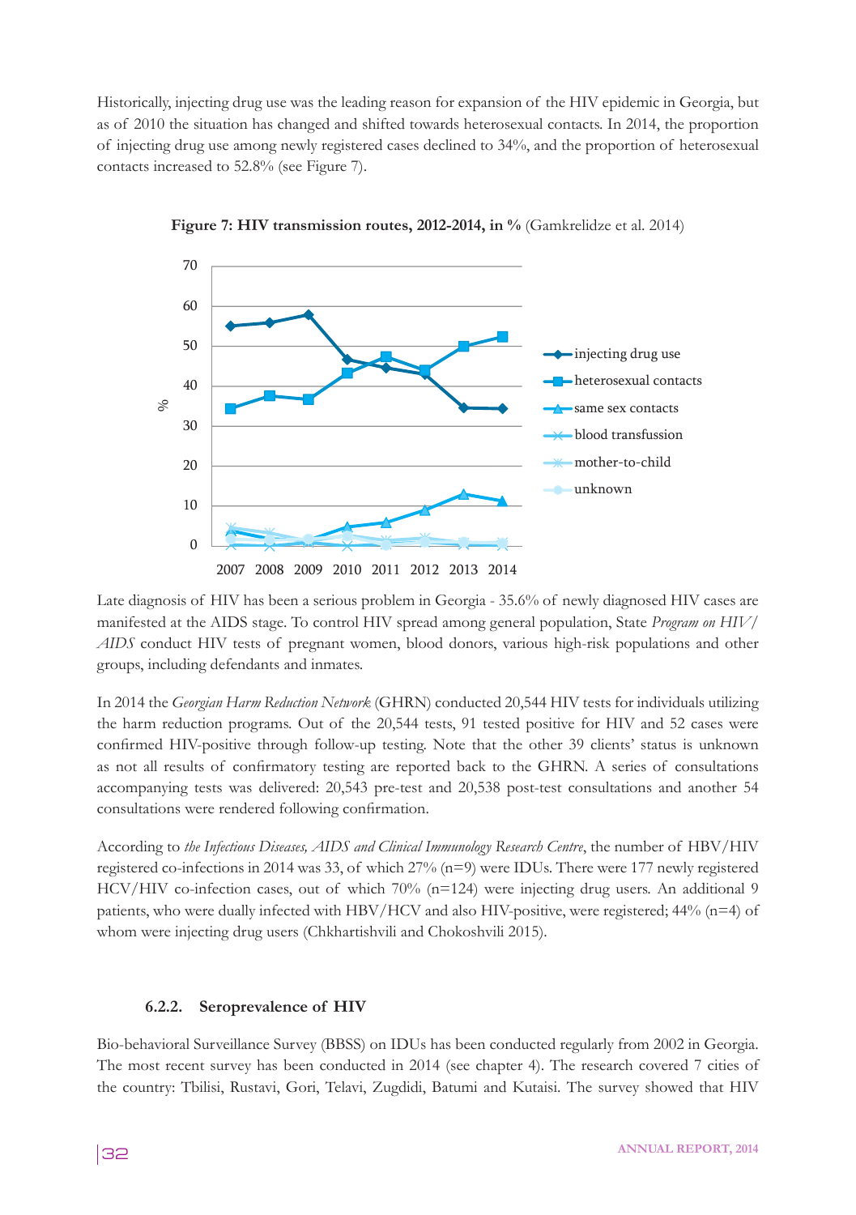Historically, injecting drug use was the leading reason for expansion of the HIV epidemic in Georgia, but as of 2010 the situation has changed and shifted towards heterosexual contacts. In 2014, the proportion of injecting drug use among newly registered cases declined to 34%, and the proportion of heterosexual contacts increased to 52.8% (see Figure 7).

**Figure 7: HIV transmission routes, 2012-2014, in %** (Gamkrelidze et al. 2014)

Late diagnosis of HIV has been a serious problem in Georgia - 35.6% of newly diagnosed HIV cases are manifested at the AIDS stage. To control HIV spread among general population, State *Program on HIV/AIDS* conduct HIV tests of pregnant women, blood donors, various high-risk populations and other groups, including defendants and inmates.

In 2014 the *Georgian Harm Reduction Network* (GHRN) conducted 20,544 HIV tests for individuals utilizing the harm reduction programs. Out of the 20,544 tests, 91 tested positive for HIV and 52 cases were confirmed HIV-positive through follow-up testing. Note that the other 39 clients' status is unknown as not all results of confirmatory testing are reported back to the GHRN. A series of consultations accompanying tests was delivered: 20,543 pre-test and 20,538 post-test consultations and another 54 consultations were rendered following confirmation.

According to *the Infectious Diseases, AIDS and Clinical Immunology Research Centre*, the number of HBV/HIV registered co-infections in 2014 was 33, of which 27% (n=9) were IDUs. There were 177 newly registered HCV/HIV co-infection cases, out of which 70% (n=124) were injecting drug users. An additional 9 patients, who were dually infected with HBV/HCV and also HIV-positive, were registered; 44% (n=4) of whom were injecting drug users (Chkhartishvili and Chokoshvili 2015).

### 6.2.2. Seroprevalence of HIV

Bio-behavioral Surveillance Survey (BBSS) on IDUs has been conducted regularly from 2002 in Georgia. The most recent survey has been conducted in 2014 (see chapter 4). The research covered 7 cities of the country: Tbilisi, Rustavi, Gori, Telavi, Zugdidi, Batumi and Kutaisi. The survey showed that HIV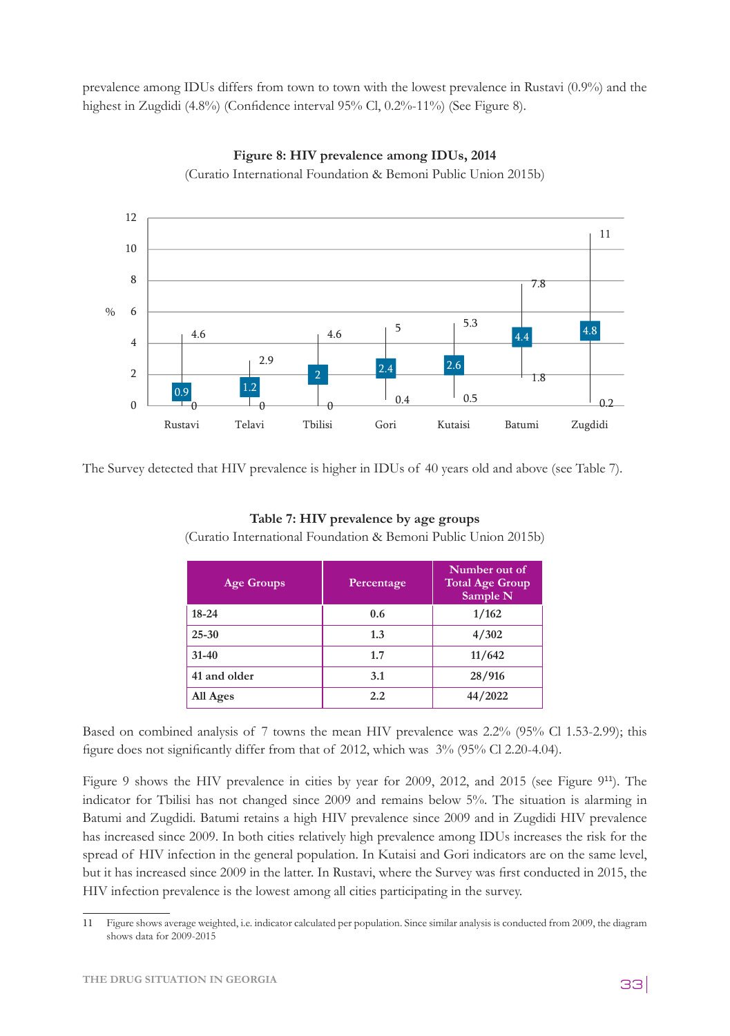prevalence among IDUs differs from town to town with the lowest prevalence in Rustavi (0.9%) and the highest in Zugdidi (4.8%) (Confidence interval 95% Cl, 0.2%-11%) (See Figure 8).

**Figure 8: HIV prevalence among IDUs, 2014**

(Curatio International Foundation & Bemoni Public Union 2015b)

| City | Prevalence (%) | Lower CI | Upper CI |
|---|---|---|---|
| Rustavi | 0.9 | 0 | 4.6 |
| Telavi | 1.2 | 0 | 2.9 |
| Tbilisi | 2 | 0 | 4.6 |
| Gori | 2.4 | 0.4 | 5 |
| Kutaisi | 2.6 | 0.5 | 5.3 |
| Batumi | 4.4 | 1.8 | 7.8 |
| Zugdidi | 4.8 | 0.2 | 11 |

The Survey detected that HIV prevalence is higher in IDUs of 40 years old and above (see Table 7).

**Table 7: HIV prevalence by age groups**

(Curatio International Foundation & Bemoni Public Union 2015b)

| Age Groups | Percentage | Number out of Total Age Group Sample N |
|---|---|---|
| 18-24 | 0.6 | 1/162 |
| 25-30 | 1.3 | 4/302 |
| 31-40 | 1.7 | 11/642 |
| 41 and older | 3.1 | 28/916 |
| All Ages | 2.2 | 44/2022 |

Based on combined analysis of 7 towns the mean HIV prevalence was 2.2% (95% Cl 1.53-2.99); this figure does not significantly differ from that of 2012, which was 3% (95% Cl 2.20-4.04).

Figure 9 shows the HIV prevalence in cities by year for 2009, 2012, and 2015 (see Figure 9[11]). The indicator for Tbilisi has not changed since 2009 and remains below 5%. The situation is alarming in Batumi and Zugdidi. Batumi retains a high HIV prevalence since 2009 and in Zugdidi HIV prevalence has increased since 2009. In both cities relatively high prevalence among IDUs increases the risk for the spread of HIV infection in the general population. In Kutaisi and Gori indicators are on the same level, but it has increased since 2009 in the latter. In Rustavi, where the Survey was first conducted in 2015, the HIV infection prevalence is the lowest among all cities participating in the survey.

---

11 Figure shows average weighted, i.e. indicator calculated per population. Since similar analysis is conducted from 2009, the diagram shows data for 2009-2015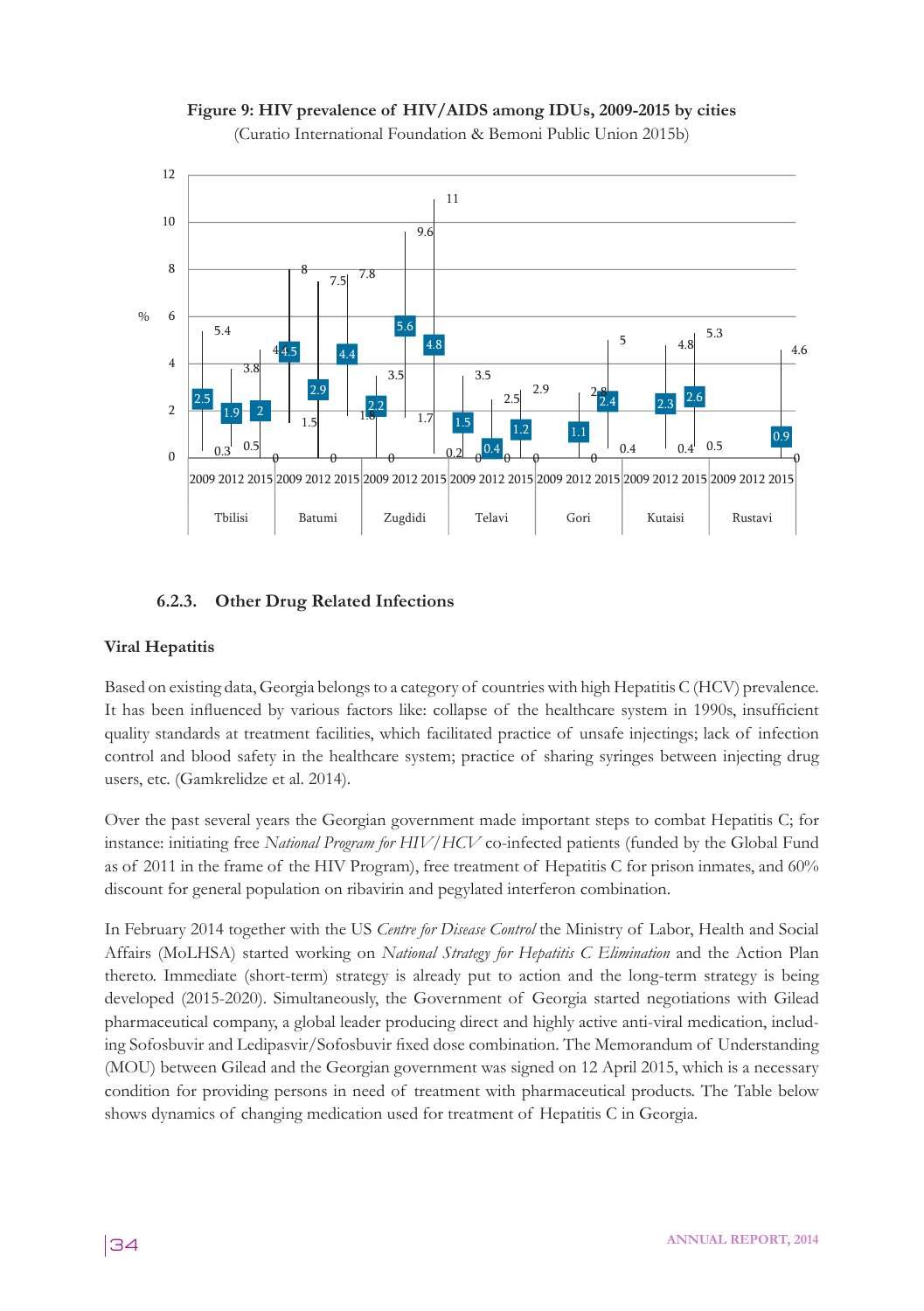**Figure 9: HIV prevalence of HIV/AIDS among IDUs, 2009-2015 by cities**

(Curatio International Foundation & Bemoni Public Union 2015b)

### 6.2.3. Other Drug Related Infections

**Viral Hepatitis**

Based on existing data, Georgia belongs to a category of countries with high Hepatitis C (HCV) prevalence. It has been influenced by various factors like: collapse of the healthcare system in 1990s, insufficient quality standards at treatment facilities, which facilitated practice of unsafe injectings; lack of infection control and blood safety in the healthcare system; practice of sharing syringes between injecting drug users, etc. (Gamkrelidze et al. 2014).

Over the past several years the Georgian government made important steps to combat Hepatitis C; for instance: initiating free *National Program for HIV/HCV* co-infected patients (funded by the Global Fund as of 2011 in the frame of the HIV Program), free treatment of Hepatitis C for prison inmates, and 60% discount for general population on ribavirin and pegylated interferon combination.

In February 2014 together with the US *Centre for Disease Control* the Ministry of Labor, Health and Social Affairs (MoLHSA) started working on *National Strategy for Hepatitis C Elimination* and the Action Plan thereto. Immediate (short-term) strategy is already put to action and the long-term strategy is being developed (2015-2020). Simultaneously, the Government of Georgia started negotiations with Gilead pharmaceutical company, a global leader producing direct and highly active anti-viral medication, including Sofosbuvir and Ledipasvir/Sofosbuvir fixed dose combination. The Memorandum of Understanding (MOU) between Gilead and the Georgian government was signed on 12 April 2015, which is a necessary condition for providing persons in need of treatment with pharmaceutical products. The Table below shows dynamics of changing medication used for treatment of Hepatitis C in Georgia.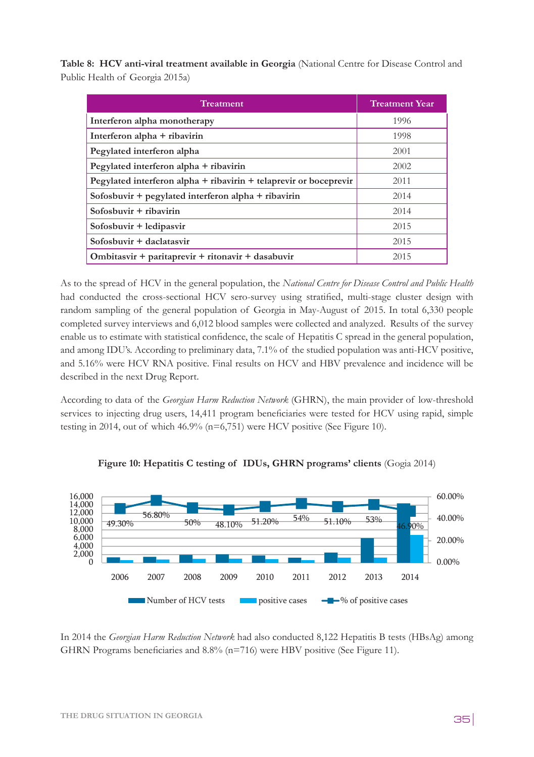**Table 8: HCV anti-viral treatment available in Georgia** (National Centre for Disease Control and Public Health of Georgia 2015a)

| Treatment | Treatment Year |
|---|---|
| Interferon alpha monotherapy | 1996 |
| Interferon alpha + ribavirin | 1998 |
| Pegylated interferon alpha | 2001 |
| Pegylated interferon alpha + ribavirin | 2002 |
| Pegylated interferon alpha + ribavirin + telaprevir or boceprevir | 2011 |
| Sofosbuvir + pegylated interferon alpha + ribavirin | 2014 |
| Sofosbuvir + ribavirin | 2014 |
| Sofosbuvir + ledipasvir | 2015 |
| Sofosbuvir + daclatasvir | 2015 |
| Ombitasvir + paritaprevir + ritonavir + dasabuvir | 2015 |

As to the spread of HCV in the general population, the *National Centre for Disease Control and Public Health* had conducted the cross-sectional HCV sero-survey using stratified, multi-stage cluster design with random sampling of the general population of Georgia in May-August of 2015. In total 6,330 people completed survey interviews and 6,012 blood samples were collected and analyzed. Results of the survey enable us to estimate with statistical confidence, the scale of Hepatitis C spread in the general population, and among IDU's. According to preliminary data, 7.1% of the studied population was anti-HCV positive, and 5.16% were HCV RNA positive. Final results on HCV and HBV prevalence and incidence will be described in the next Drug Report.

According to data of the *Georgian Harm Reduction Network* (GHRN), the main provider of low-threshold services to injecting drug users, 14,411 program beneficiaries were tested for HCV using rapid, simple testing in 2014, out of which 46.9% (n=6,751) were HCV positive (See Figure 10).

**Figure 10: Hepatitis C testing of IDUs, GHRN programs' clients** (Gogia 2014)

| Year | % of positive cases |
|---|---|
| 2006 | 49.30% |
| 2007 | 56.80% |
| 2008 | 50% |
| 2009 | 48.10% |
| 2010 | 51.20% |
| 2011 | 54% |
| 2012 | 51.10% |
| 2013 | 53% |
| 2014 | 46.90% |

Legend: Number of HCV tests; positive cases; % of positive cases

In 2014 the *Georgian Harm Reduction Network* had also conducted 8,122 Hepatitis B tests (HBsAg) among GHRN Programs beneficiaries and 8.8% (n=716) were HBV positive (See Figure 11).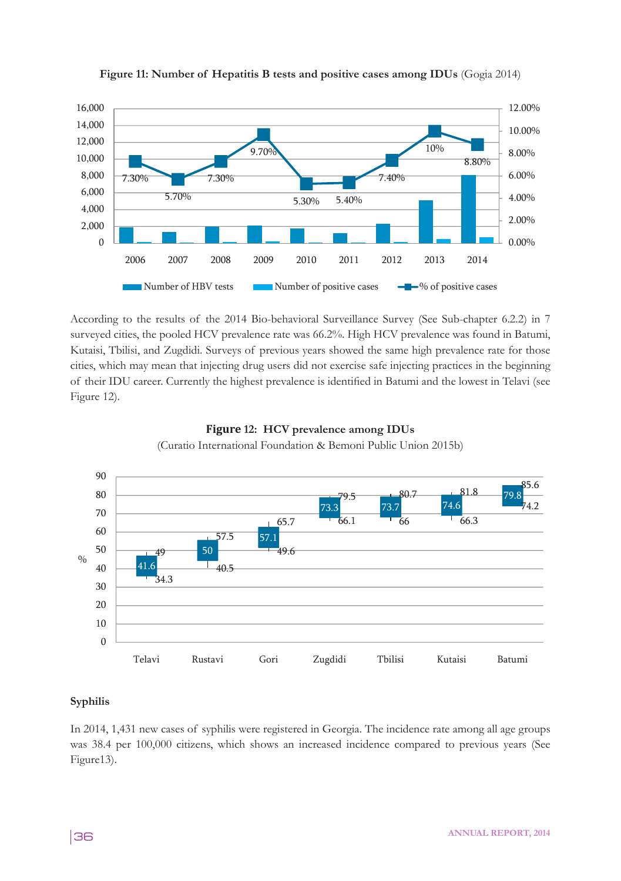**Figure 11: Number of Hepatitis B tests and positive cases among IDUs** (Gogia 2014)

| Year | % of positive cases |
|---|---|
| 2006 | 7.30% |
| 2007 | 5.70% |
| 2008 | 7.30% |
| 2009 | 9.70% |
| 2010 | 5.30% |
| 2011 | 5.40% |
| 2012 | 7.40% |
| 2013 | 10% |
| 2014 | 8.80% |

Number of HBV tests · Number of positive cases · % of positive cases

According to the results of the 2014 Bio-behavioral Surveillance Survey (See Sub-chapter 6.2.2) in 7 surveyed cities, the pooled HCV prevalence rate was 66.2%. High HCV prevalence was found in Batumi, Kutaisi, Tbilisi, and Zugdidi. Surveys of previous years showed the same high prevalence rate for those cities, which may mean that injecting drug users did not exercise safe injecting practices in the beginning of their IDU career. Currently the highest prevalence is identified in Batumi and the lowest in Telavi (see Figure 12).

**Figure 12: HCV prevalence among IDUs**
(Curatio International Foundation & Bemoni Public Union 2015b)

| City | Prevalence (%) | Lower | Upper |
|---|---|---|---|
| Telavi | 41.6 | 34.3 | 49 |
| Rustavi | 50 | 40.5 | 57.5 |
| Gori | 57.1 | 49.6 | 65.7 |
| Zugdidi | 73.3 | 66.1 | 79.5 |
| Tbilisi | 73.7 | 66 | 80.7 |
| Kutaisi | 74.6 | 66.3 | 81.8 |
| Batumi | 79.8 | 74.2 | 85.6 |

**Syphilis**

In 2014, 1,431 new cases of syphilis were registered in Georgia. The incidence rate among all age groups was 38.4 per 100,000 citizens, which shows an increased incidence compared to previous years (See Figure13).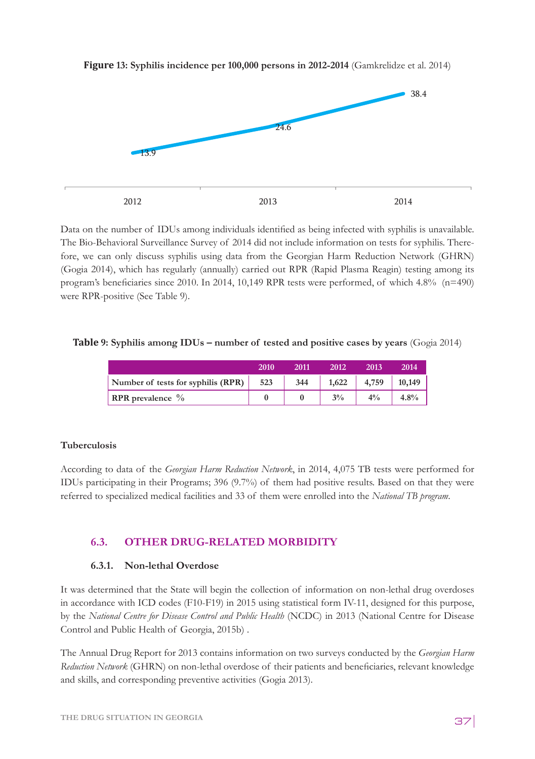**Figure 13: Syphilis incidence per 100,000 persons in 2012-2014** (Gamkrelidze et al. 2014)

| 2012 | 2013 | 2014 |
|---|---|---|
| 13.9 | 24.6 | 38.4 |

Data on the number of IDUs among individuals identified as being infected with syphilis is unavailable. The Bio-Behavioral Surveillance Survey of 2014 did not include information on tests for syphilis. Therefore, we can only discuss syphilis using data from the Georgian Harm Reduction Network (GHRN) (Gogia 2014), which has regularly (annually) carried out RPR (Rapid Plasma Reagin) testing among its program's beneficiaries since 2010. In 2014, 10,149 RPR tests were performed, of which 4.8% (n=490) were RPR-positive (See Table 9).

**Table 9: Syphilis among IDUs – number of tested and positive cases by years** (Gogia 2014)

| | 2010 | 2011 | 2012 | 2013 | 2014 |
|---|---|---|---|---|---|
| Number of tests for syphilis (RPR) | 523 | 344 | 1,622 | 4,759 | 10,149 |
| RPR prevalence % | 0 | 0 | 3% | 4% | 4.8% |

**Tuberculosis**

According to data of the *Georgian Harm Reduction Network*, in 2014, 4,075 TB tests were performed for IDUs participating in their Programs; 396 (9.7%) of them had positive results. Based on that they were referred to specialized medical facilities and 33 of them were enrolled into the *National TB program*.

## 6.3. OTHER DRUG-RELATED MORBIDITY

### 6.3.1. Non-lethal Overdose

It was determined that the State will begin the collection of information on non-lethal drug overdoses in accordance with ICD codes (F10-F19) in 2015 using statistical form IV-11, designed for this purpose, by the *National Centre for Disease Control and Public Health* (NCDC) in 2013 (National Centre for Disease Control and Public Health of Georgia, 2015b) .

The Annual Drug Report for 2013 contains information on two surveys conducted by the *Georgian Harm Reduction Network* (GHRN) on non-lethal overdose of their patients and beneficiaries, relevant knowledge and skills, and corresponding preventive activities (Gogia 2013).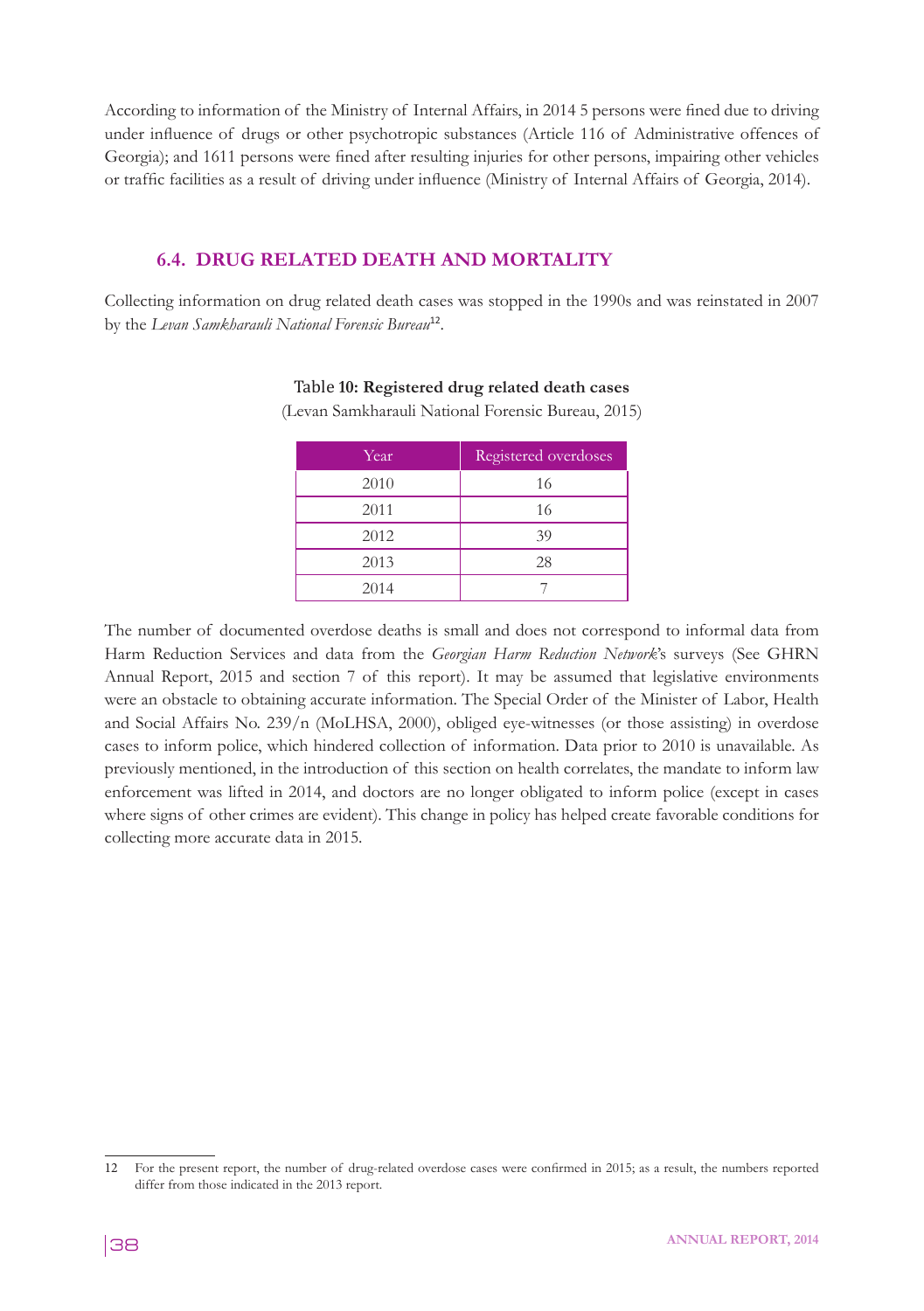According to information of the Ministry of Internal Affairs, in 2014 5 persons were fined due to driving under influence of drugs or other psychotropic substances (Article 116 of Administrative offences of Georgia); and 1611 persons were fined after resulting injuries for other persons, impairing other vehicles or traffic facilities as a result of driving under influence (Ministry of Internal Affairs of Georgia, 2014).

## 6.4. DRUG RELATED DEATH AND MORTALITY

Collecting information on drug related death cases was stopped in the 1990s and was reinstated in 2007 by the *Levan Samkharauli National Forensic Bureau*[12].

**Table 10: Registered drug related death cases**

(Levan Samkharauli National Forensic Bureau, 2015)

| Year | Registered overdoses |
|---|---|
| 2010 | 16 |
| 2011 | 16 |
| 2012 | 39 |
| 2013 | 28 |
| 2014 | 7 |

The number of documented overdose deaths is small and does not correspond to informal data from Harm Reduction Services and data from the *Georgian Harm Reduction Network*'s surveys (See GHRN Annual Report, 2015 and section 7 of this report). It may be assumed that legislative environments were an obstacle to obtaining accurate information. The Special Order of the Minister of Labor, Health and Social Affairs No. 239/n (MoLHSA, 2000), obliged eye-witnesses (or those assisting) in overdose cases to inform police, which hindered collection of information. Data prior to 2010 is unavailable. As previously mentioned, in the introduction of this section on health correlates, the mandate to inform law enforcement was lifted in 2014, and doctors are no longer obligated to inform police (except in cases where signs of other crimes are evident). This change in policy has helped create favorable conditions for collecting more accurate data in 2015.

---

12 For the present report, the number of drug-related overdose cases were confirmed in 2015; as a result, the numbers reported differ from those indicated in the 2013 report.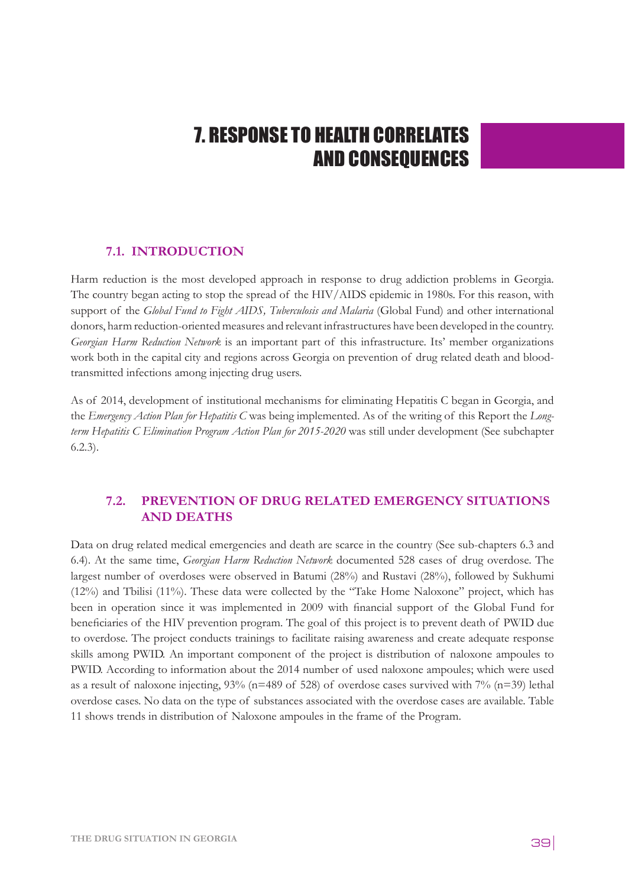# 7. RESPONSE TO HEALTH CORRELATES AND CONSEQUENCES

## 7.1. INTRODUCTION

Harm reduction is the most developed approach in response to drug addiction problems in Georgia. The country began acting to stop the spread of the HIV/AIDS epidemic in 1980s. For this reason, with support of the *Global Fund to Fight AIDS, Tuberculosis and Malaria* (Global Fund) and other international donors, harm reduction-oriented measures and relevant infrastructures have been developed in the country. *Georgian Harm Reduction Network* is an important part of this infrastructure. Its' member organizations work both in the capital city and regions across Georgia on prevention of drug related death and blood-transmitted infections among injecting drug users.

As of 2014, development of institutional mechanisms for eliminating Hepatitis C began in Georgia, and the *Emergency Action Plan for Hepatitis C* was being implemented. As of the writing of this Report the *Long-term Hepatitis C Elimination Program Action Plan for 2015-2020* was still under development (See subchapter 6.2.3).

## 7.2. PREVENTION OF DRUG RELATED EMERGENCY SITUATIONS AND DEATHS

Data on drug related medical emergencies and death are scarce in the country (See sub-chapters 6.3 and 6.4). At the same time, *Georgian Harm Reduction Network* documented 528 cases of drug overdose. The largest number of overdoses were observed in Batumi (28%) and Rustavi (28%), followed by Sukhumi (12%) and Tbilisi (11%). These data were collected by the "Take Home Naloxone" project, which has been in operation since it was implemented in 2009 with financial support of the Global Fund for beneficiaries of the HIV prevention program. The goal of this project is to prevent death of PWID due to overdose. The project conducts trainings to facilitate raising awareness and create adequate response skills among PWID. An important component of the project is distribution of naloxone ampoules to PWID. According to information about the 2014 number of used naloxone ampoules; which were used as a result of naloxone injecting, 93% (n=489 of 528) of overdose cases survived with 7% (n=39) lethal overdose cases. No data on the type of substances associated with the overdose cases are available. Table 11 shows trends in distribution of Naloxone ampoules in the frame of the Program.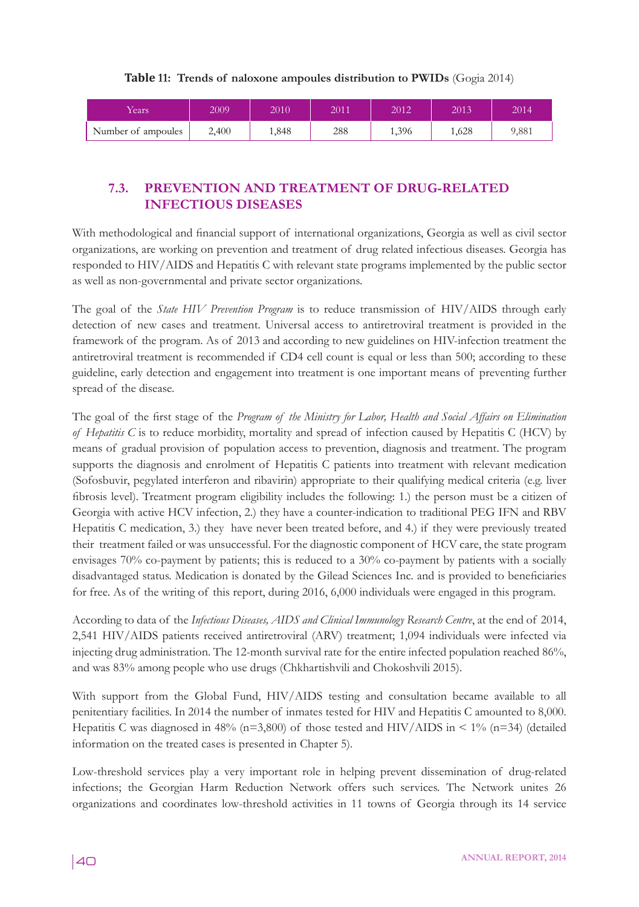**Table 11: Trends of naloxone ampoules distribution to PWIDs** (Gogia 2014)

| Years | 2009 | 2010 | 2011 | 2012 | 2013 | 2014 |
|---|---|---|---|---|---|---|
| Number of ampoules | 2,400 | 1,848 | 288 | 1,396 | 1,628 | 9,881 |

## 7.3. PREVENTION AND TREATMENT OF DRUG-RELATED INFECTIOUS DISEASES

With methodological and financial support of international organizations, Georgia as well as civil sector organizations, are working on prevention and treatment of drug related infectious diseases. Georgia has responded to HIV/AIDS and Hepatitis C with relevant state programs implemented by the public sector as well as non-governmental and private sector organizations.

The goal of the *State HIV Prevention Program* is to reduce transmission of HIV/AIDS through early detection of new cases and treatment. Universal access to antiretroviral treatment is provided in the framework of the program. As of 2013 and according to new guidelines on HIV-infection treatment the antiretroviral treatment is recommended if CD4 cell count is equal or less than 500; according to these guideline, early detection and engagement into treatment is one important means of preventing further spread of the disease.

The goal of the first stage of the *Program of the Ministry for Labor, Health and Social Affairs on Elimination of Hepatitis C* is to reduce morbidity, mortality and spread of infection caused by Hepatitis C (HCV) by means of gradual provision of population access to prevention, diagnosis and treatment. The program supports the diagnosis and enrolment of Hepatitis C patients into treatment with relevant medication (Sofosbuvir, pegylated interferon and ribavirin) appropriate to their qualifying medical criteria (e.g. liver fibrosis level). Treatment program eligibility includes the following: 1.) the person must be a citizen of Georgia with active HCV infection, 2.) they have a counter-indication to traditional PEG IFN and RBV Hepatitis C medication, 3.) they have never been treated before, and 4.) if they were previously treated their treatment failed or was unsuccessful. For the diagnostic component of HCV care, the state program envisages 70% co-payment by patients; this is reduced to a 30% co-payment by patients with a socially disadvantaged status. Medication is donated by the Gilead Sciences Inc. and is provided to beneficiaries for free. As of the writing of this report, during 2016, 6,000 individuals were engaged in this program.

According to data of the *Infectious Diseases, AIDS and Clinical Immunology Research Centre*, at the end of 2014, 2,541 HIV/AIDS patients received antiretroviral (ARV) treatment; 1,094 individuals were infected via injecting drug administration. The 12-month survival rate for the entire infected population reached 86%, and was 83% among people who use drugs (Chkhartishvili and Chokoshvili 2015).

With support from the Global Fund, HIV/AIDS testing and consultation became available to all penitentiary facilities. In 2014 the number of inmates tested for HIV and Hepatitis C amounted to 8,000. Hepatitis C was diagnosed in 48% (n=3,800) of those tested and HIV/AIDS in < 1% (n=34) (detailed information on the treated cases is presented in Chapter 5).

Low-threshold services play a very important role in helping prevent dissemination of drug-related infections; the Georgian Harm Reduction Network offers such services. The Network unites 26 organizations and coordinates low-threshold activities in 11 towns of Georgia through its 14 service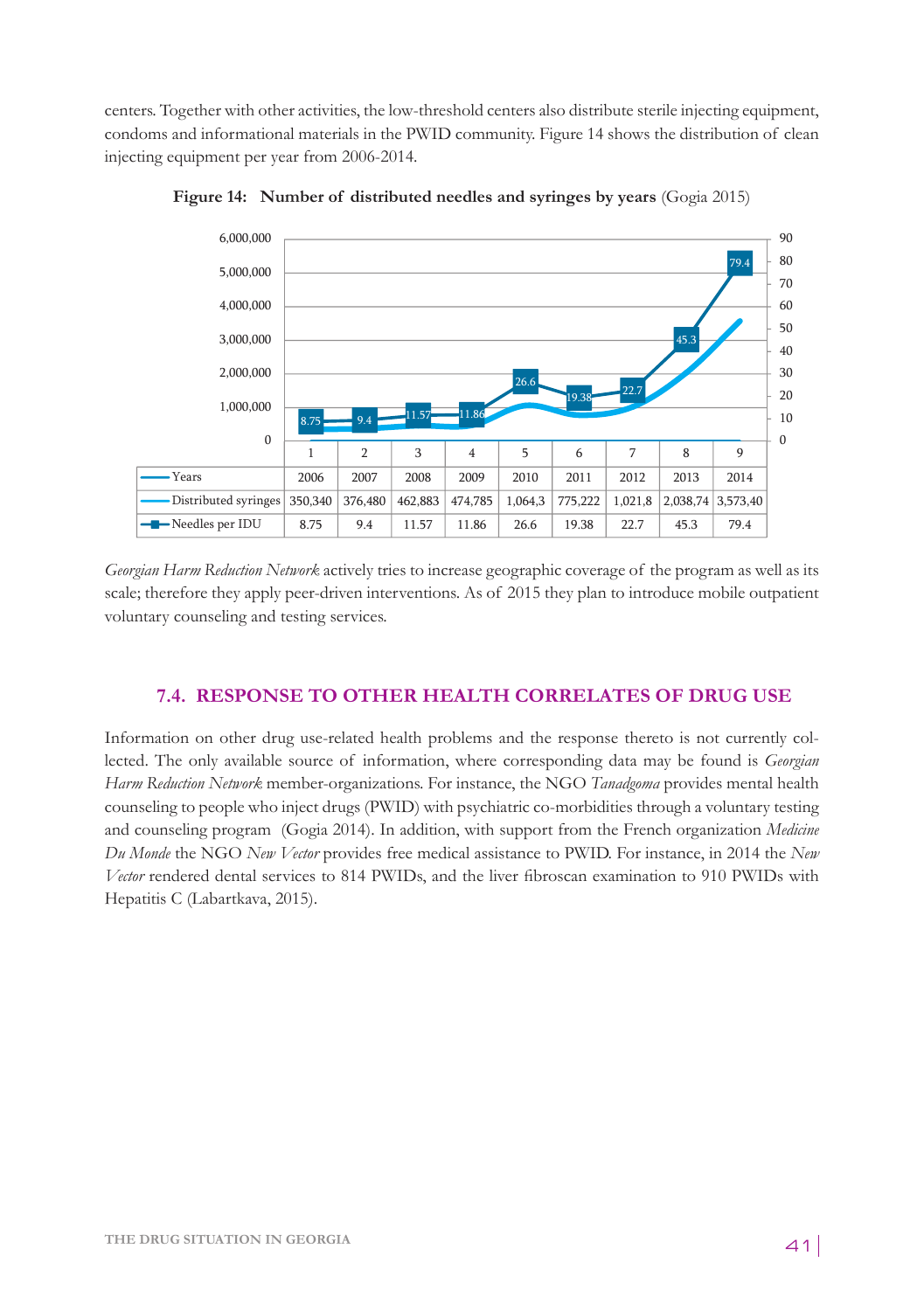centers. Together with other activities, the low-threshold centers also distribute sterile injecting equipment, condoms and informational materials in the PWID community. Figure 14 shows the distribution of clean injecting equipment per year from 2006-2014.

**Figure 14: Number of distributed needles and syringes by years** (Gogia 2015)

| | 1 | 2 | 3 | 4 | 5 | 6 | 7 | 8 | 9 |
|---|---|---|---|---|---|---|---|---|---|
| Years | 2006 | 2007 | 2008 | 2009 | 2010 | 2011 | 2012 | 2013 | 2014 |
| Distributed syringes | 350,340 | 376,480 | 462,883 | 474,785 | 1,064,3 | 775,222 | 1,021,8 | 2,038,74 | 3,573,40 |
| Needles per IDU | 8.75 | 9.4 | 11.57 | 11.86 | 26.6 | 19.38 | 22.7 | 45.3 | 79.4 |

*Georgian Harm Reduction Network* actively tries to increase geographic coverage of the program as well as its scale; therefore they apply peer-driven interventions. As of 2015 they plan to introduce mobile outpatient voluntary counseling and testing services.

## 7.4. RESPONSE TO OTHER HEALTH CORRELATES OF DRUG USE

Information on other drug use-related health problems and the response thereto is not currently collected. The only available source of information, where corresponding data may be found is *Georgian Harm Reduction Network* member-organizations. For instance, the NGO *Tanadgoma* provides mental health counseling to people who inject drugs (PWID) with psychiatric co-morbidities through a voluntary testing and counseling program (Gogia 2014). In addition, with support from the French organization *Medicine Du Monde* the NGO *New Vector* provides free medical assistance to PWID. For instance, in 2014 the *New Vector* rendered dental services to 814 PWIDs, and the liver fibroscan examination to 910 PWIDs with Hepatitis C (Labartkava, 2015).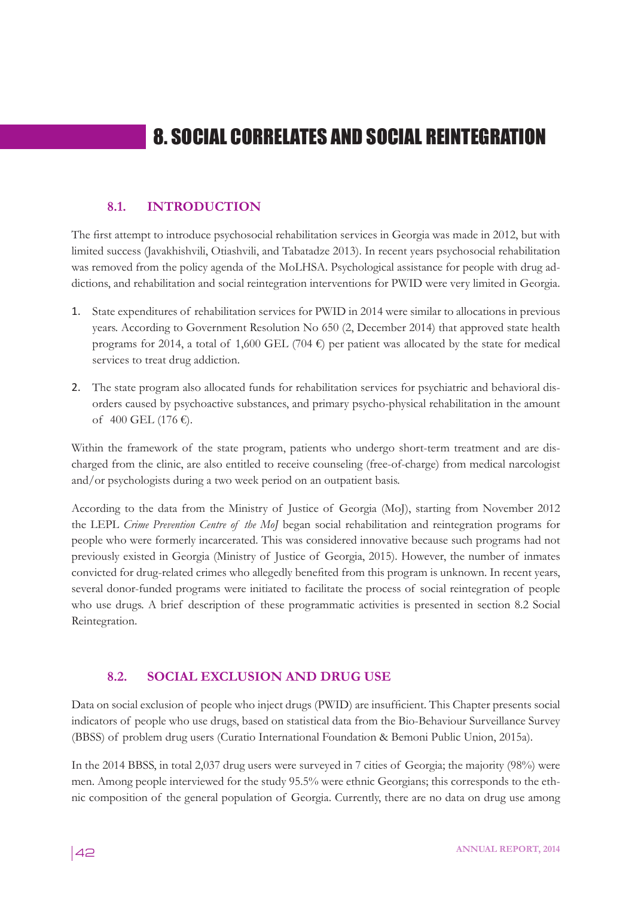# 8. SOCIAL CORRELATES AND SOCIAL REINTEGRATION

## 8.1. INTRODUCTION

The first attempt to introduce psychosocial rehabilitation services in Georgia was made in 2012, but with limited success (Javakhishvili, Otiashvili, and Tabatadze 2013). In recent years psychosocial rehabilitation was removed from the policy agenda of the MoLHSA. Psychological assistance for people with drug addictions, and rehabilitation and social reintegration interventions for PWID were very limited in Georgia.

1. State expenditures of rehabilitation services for PWID in 2014 were similar to allocations in previous years. According to Government Resolution No 650 (2, December 2014) that approved state health programs for 2014, a total of 1,600 GEL (704 €) per patient was allocated by the state for medical services to treat drug addiction.
2. The state program also allocated funds for rehabilitation services for psychiatric and behavioral disorders caused by psychoactive substances, and primary psycho-physical rehabilitation in the amount of 400 GEL (176 €).

Within the framework of the state program, patients who undergo short-term treatment and are discharged from the clinic, are also entitled to receive counseling (free-of-charge) from medical narcologist and/or psychologists during a two week period on an outpatient basis.

According to the data from the Ministry of Justice of Georgia (MoJ), starting from November 2012 the LEPL *Crime Prevention Centre of the MoJ* began social rehabilitation and reintegration programs for people who were formerly incarcerated. This was considered innovative because such programs had not previously existed in Georgia (Ministry of Justice of Georgia, 2015). However, the number of inmates convicted for drug-related crimes who allegedly benefited from this program is unknown. In recent years, several donor-funded programs were initiated to facilitate the process of social reintegration of people who use drugs. A brief description of these programmatic activities is presented in section 8.2 Social Reintegration.

## 8.2. SOCIAL EXCLUSION AND DRUG USE

Data on social exclusion of people who inject drugs (PWID) are insufficient. This Chapter presents social indicators of people who use drugs, based on statistical data from the Bio-Behaviour Surveillance Survey (BBSS) of problem drug users (Curatio International Foundation & Bemoni Public Union, 2015a).

In the 2014 BBSS, in total 2,037 drug users were surveyed in 7 cities of Georgia; the majority (98%) were men. Among people interviewed for the study 95.5% were ethnic Georgians; this corresponds to the ethnic composition of the general population of Georgia. Currently, there are no data on drug use among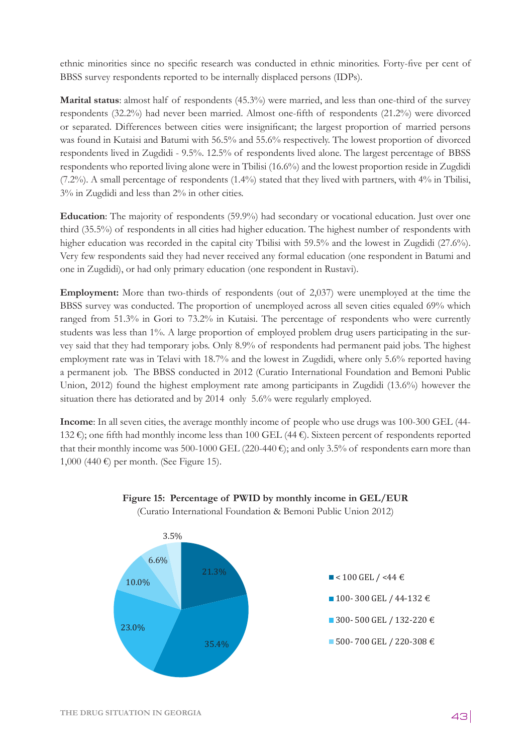ethnic minorities since no specific research was conducted in ethnic minorities. Forty-five per cent of BBSS survey respondents reported to be internally displaced persons (IDPs).

**Marital status**: almost half of respondents (45.3%) were married, and less than one-third of the survey respondents (32.2%) had never been married. Almost one-fifth of respondents (21.2%) were divorced or separated. Differences between cities were insignificant; the largest proportion of married persons was found in Kutaisi and Batumi with 56.5% and 55.6% respectively. The lowest proportion of divorced respondents lived in Zugdidi - 9.5%. 12.5% of respondents lived alone. The largest percentage of BBSS respondents who reported living alone were in Tbilisi (16.6%) and the lowest proportion reside in Zugdidi (7.2%). A small percentage of respondents (1.4%) stated that they lived with partners, with 4% in Tbilisi, 3% in Zugdidi and less than 2% in other cities.

**Education**: The majority of respondents (59.9%) had secondary or vocational education. Just over one third (35.5%) of respondents in all cities had higher education. The highest number of respondents with higher education was recorded in the capital city Tbilisi with 59.5% and the lowest in Zugdidi (27.6%). Very few respondents said they had never received any formal education (one respondent in Batumi and one in Zugdidi), or had only primary education (one respondent in Rustavi).

**Employment:** More than two-thirds of respondents (out of 2,037) were unemployed at the time the BBSS survey was conducted. The proportion of unemployed across all seven cities equaled 69% which ranged from 51.3% in Gori to 73.2% in Kutaisi. The percentage of respondents who were currently students was less than 1%. A large proportion of employed problem drug users participating in the survey said that they had temporary jobs. Only 8.9% of respondents had permanent paid jobs. The highest employment rate was in Telavi with 18.7% and the lowest in Zugdidi, where only 5.6% reported having a permanent job. The BBSS conducted in 2012 (Curatio International Foundation and Bemoni Public Union, 2012) found the highest employment rate among participants in Zugdidi (13.6%) however the situation there has detiorated and by 2014 only 5.6% were regularly employed.

**Income**: In all seven cities, the average monthly income of people who use drugs was 100-300 GEL (44-132 €); one fifth had monthly income less than 100 GEL (44 €). Sixteen percent of respondents reported that their monthly income was 500-1000 GEL (220-440 €); and only 3.5% of respondents earn more than 1,000 (440 €) per month. (See Figure 15).

**Figure 15: Percentage of PWID by monthly income in GEL/EUR**
(Curatio International Foundation & Bemoni Public Union 2012)

| Monthly income | Percentage |
|---|---|
| < 100 GEL / <44 € | 21.3% |
| 100- 300 GEL / 44-132 € | 35.4% |
| 300- 500 GEL / 132-220 € | 23.0% |
| 500- 700 GEL / 220-308 € | 10.0% |
| | 6.6% |
| | 3.5% |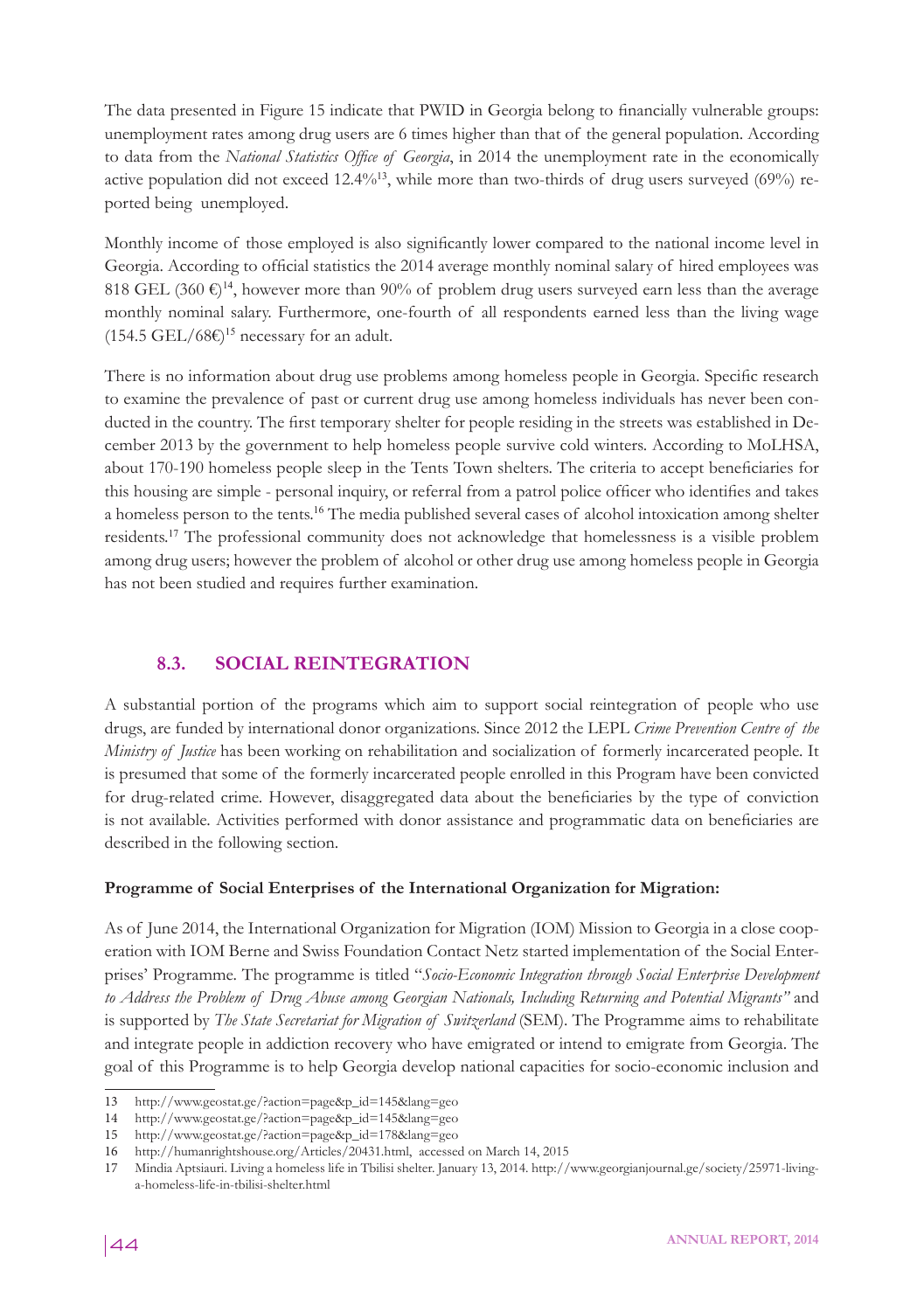The data presented in Figure 15 indicate that PWID in Georgia belong to financially vulnerable groups: unemployment rates among drug users are 6 times higher than that of the general population. According to data from the *National Statistics Office of Georgia*, in 2014 the unemployment rate in the economically active population did not exceed 12.4%[13], while more than two-thirds of drug users surveyed (69%) reported being unemployed.

Monthly income of those employed is also significantly lower compared to the national income level in Georgia. According to official statistics the 2014 average monthly nominal salary of hired employees was 818 GEL (360 €)[14], however more than 90% of problem drug users surveyed earn less than the average monthly nominal salary. Furthermore, one-fourth of all respondents earned less than the living wage (154.5 GEL/68€)[15] necessary for an adult.

There is no information about drug use problems among homeless people in Georgia. Specific research to examine the prevalence of past or current drug use among homeless individuals has never been conducted in the country. The first temporary shelter for people residing in the streets was established in December 2013 by the government to help homeless people survive cold winters. According to MoLHSA, about 170-190 homeless people sleep in the Tents Town shelters. The criteria to accept beneficiaries for this housing are simple - personal inquiry, or referral from a patrol police officer who identifies and takes a homeless person to the tents.[16] The media published several cases of alcohol intoxication among shelter residents.[17] The professional community does not acknowledge that homelessness is a visible problem among drug users; however the problem of alcohol or other drug use among homeless people in Georgia has not been studied and requires further examination.

## 8.3. SOCIAL REINTEGRATION

A substantial portion of the programs which aim to support social reintegration of people who use drugs, are funded by international donor organizations. Since 2012 the LEPL *Crime Prevention Centre of the Ministry of Justice* has been working on rehabilitation and socialization of formerly incarcerated people. It is presumed that some of the formerly incarcerated people enrolled in this Program have been convicted for drug-related crime. However, disaggregated data about the beneficiaries by the type of conviction is not available. Activities performed with donor assistance and programmatic data on beneficiaries are described in the following section.

**Programme of Social Enterprises of the International Organization for Migration:**

As of June 2014, the International Organization for Migration (IOM) Mission to Georgia in a close cooperation with IOM Berne and Swiss Foundation Contact Netz started implementation of the Social Enterprises' Programme. The programme is titled "*Socio-Economic Integration through Social Enterprise Development to Address the Problem of Drug Abuse among Georgian Nationals, Including Returning and Potential Migrants"* and is supported by *The State Secretariat for Migration of Switzerland* (SEM). The Programme aims to rehabilitate and integrate people in addiction recovery who have emigrated or intend to emigrate from Georgia. The goal of this Programme is to help Georgia develop national capacities for socio-economic inclusion and

---

13 http://www.geostat.ge/?action=page&p_id=145&lang=geo

14 http://www.geostat.ge/?action=page&p_id=145&lang=geo

15 http://www.geostat.ge/?action=page&p_id=178&lang=geo

16 http://humanrightshouse.org/Articles/20431.html, accessed on March 14, 2015

17 Mindia Aptsiauri. Living a homeless life in Tbilisi shelter. January 13, 2014. http://www.georgianjournal.ge/society/25971-living-a-homeless-life-in-tbilisi-shelter.html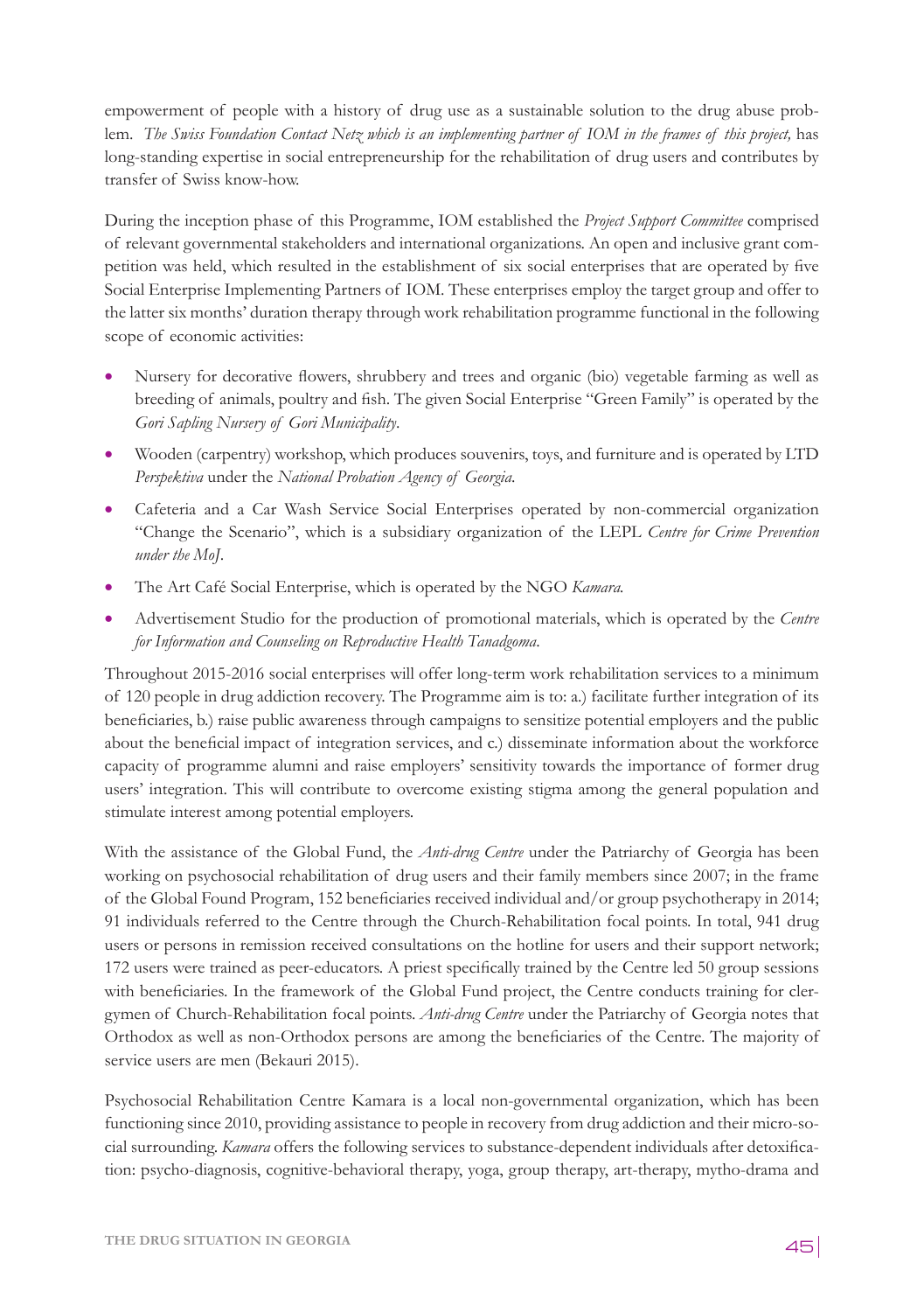empowerment of people with a history of drug use as a sustainable solution to the drug abuse problem. *The Swiss Foundation Contact Netz which is an implementing partner of IOM in the frames of this project,* has long-standing expertise in social entrepreneurship for the rehabilitation of drug users and contributes by transfer of Swiss know-how.

During the inception phase of this Programme, IOM established the *Project Support Committee* comprised of relevant governmental stakeholders and international organizations. An open and inclusive grant competition was held, which resulted in the establishment of six social enterprises that are operated by five Social Enterprise Implementing Partners of IOM. These enterprises employ the target group and offer to the latter six months' duration therapy through work rehabilitation programme functional in the following scope of economic activities:

- Nursery for decorative flowers, shrubbery and trees and organic (bio) vegetable farming as well as breeding of animals, poultry and fish. The given Social Enterprise "Green Family" is operated by the *Gori Sapling Nursery of Gori Municipality*.
- Wooden (carpentry) workshop, which produces souvenirs, toys, and furniture and is operated by LTD *Perspektiva* under the *National Probation Agency of Georgia*.
- Cafeteria and a Car Wash Service Social Enterprises operated by non-commercial organization "Change the Scenario", which is a subsidiary organization of the LEPL *Centre for Crime Prevention under the MoJ*.
- The Art Café Social Enterprise, which is operated by the NGO *Kamara.*
- Advertisement Studio for the production of promotional materials, which is operated by the *Centre for Information and Counseling on Reproductive Health Tanadgoma*.

Throughout 2015-2016 social enterprises will offer long-term work rehabilitation services to a minimum of 120 people in drug addiction recovery. The Programme aim is to: a.) facilitate further integration of its beneficiaries, b.) raise public awareness through campaigns to sensitize potential employers and the public about the beneficial impact of integration services, and c.) disseminate information about the workforce capacity of programme alumni and raise employers' sensitivity towards the importance of former drug users' integration. This will contribute to overcome existing stigma among the general population and stimulate interest among potential employers.

With the assistance of the Global Fund, the *Anti-drug Centre* under the Patriarchy of Georgia has been working on psychosocial rehabilitation of drug users and their family members since 2007; in the frame of the Global Found Program, 152 beneficiaries received individual and/or group psychotherapy in 2014; 91 individuals referred to the Centre through the Church-Rehabilitation focal points. In total, 941 drug users or persons in remission received consultations on the hotline for users and their support network; 172 users were trained as peer-educators. A priest specifically trained by the Centre led 50 group sessions with beneficiaries. In the framework of the Global Fund project, the Centre conducts training for clergymen of Church-Rehabilitation focal points. *Anti-drug Centre* under the Patriarchy of Georgia notes that Orthodox as well as non-Orthodox persons are among the beneficiaries of the Centre. The majority of service users are men (Bekauri 2015).

Psychosocial Rehabilitation Centre Kamara is a local non-governmental organization, which has been functioning since 2010, providing assistance to people in recovery from drug addiction and their micro-social surrounding. *Kamara* offers the following services to substance-dependent individuals after detoxification: psycho-diagnosis, cognitive-behavioral therapy, yoga, group therapy, art-therapy, mytho-drama and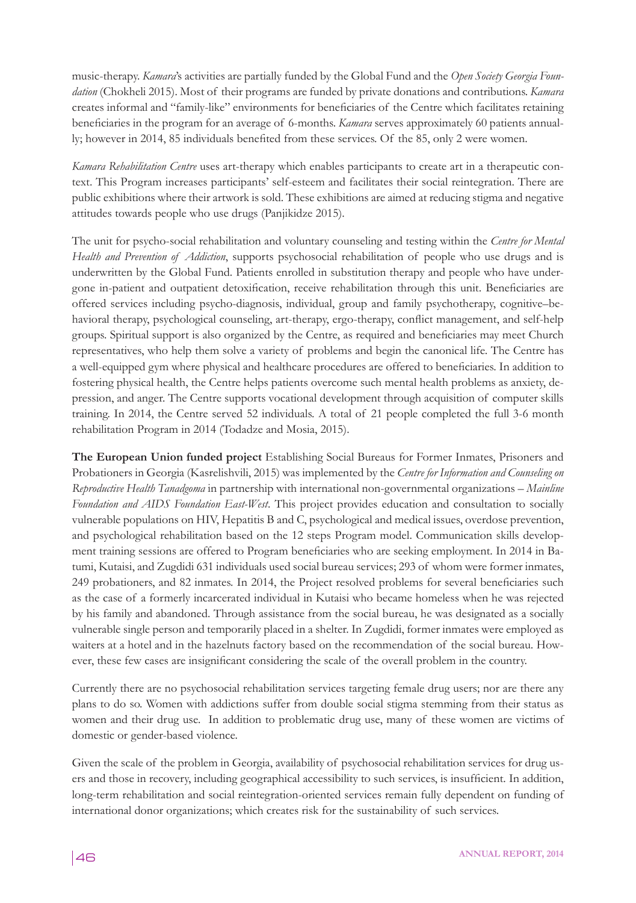music-therapy. *Kamara*'s activities are partially funded by the Global Fund and the *Open Society Georgia Foundation* (Chokheli 2015). Most of their programs are funded by private donations and contributions. *Kamara* creates informal and "family-like" environments for beneficiaries of the Centre which facilitates retaining beneficiaries in the program for an average of 6-months. *Kamara* serves approximately 60 patients annually; however in 2014, 85 individuals benefited from these services. Of the 85, only 2 were women.

*Kamara Rehabilitation Centre* uses art-therapy which enables participants to create art in a therapeutic context. This Program increases participants' self-esteem and facilitates their social reintegration. There are public exhibitions where their artwork is sold. These exhibitions are aimed at reducing stigma and negative attitudes towards people who use drugs (Panjikidze 2015).

The unit for psycho-social rehabilitation and voluntary counseling and testing within the *Centre for Mental Health and Prevention of Addiction*, supports psychosocial rehabilitation of people who use drugs and is underwritten by the Global Fund. Patients enrolled in substitution therapy and people who have undergone in-patient and outpatient detoxification, receive rehabilitation through this unit. Beneficiaries are offered services including psycho-diagnosis, individual, group and family psychotherapy, cognitive–behavioral therapy, psychological counseling, art-therapy, ergo-therapy, conflict management, and self-help groups. Spiritual support is also organized by the Centre, as required and beneficiaries may meet Church representatives, who help them solve a variety of problems and begin the canonical life. The Centre has a well-equipped gym where physical and healthcare procedures are offered to beneficiaries. In addition to fostering physical health, the Centre helps patients overcome such mental health problems as anxiety, depression, and anger. The Centre supports vocational development through acquisition of computer skills training. In 2014, the Centre served 52 individuals. A total of 21 people completed the full 3-6 month rehabilitation Program in 2014 (Todadze and Mosia, 2015).

**The European Union funded project** Establishing Social Bureaus for Former Inmates, Prisoners and Probationers in Georgia (Kasrelishvili, 2015) was implemented by the *Centre for Information and Counseling on Reproductive Health Tanadgoma* in partnership with international non-governmental organizations – *Mainline Foundation and AIDS Foundation East-West*. This project provides education and consultation to socially vulnerable populations on HIV, Hepatitis B and C, psychological and medical issues, overdose prevention, and psychological rehabilitation based on the 12 steps Program model. Communication skills development training sessions are offered to Program beneficiaries who are seeking employment. In 2014 in Batumi, Kutaisi, and Zugdidi 631 individuals used social bureau services; 293 of whom were former inmates, 249 probationers, and 82 inmates. In 2014, the Project resolved problems for several beneficiaries such as the case of a formerly incarcerated individual in Kutaisi who became homeless when he was rejected by his family and abandoned. Through assistance from the social bureau, he was designated as a socially vulnerable single person and temporarily placed in a shelter. In Zugdidi, former inmates were employed as waiters at a hotel and in the hazelnuts factory based on the recommendation of the social bureau. However, these few cases are insignificant considering the scale of the overall problem in the country.

Currently there are no psychosocial rehabilitation services targeting female drug users; nor are there any plans to do so. Women with addictions suffer from double social stigma stemming from their status as women and their drug use. In addition to problematic drug use, many of these women are victims of domestic or gender-based violence.

Given the scale of the problem in Georgia, availability of psychosocial rehabilitation services for drug users and those in recovery, including geographical accessibility to such services, is insufficient. In addition, long-term rehabilitation and social reintegration-oriented services remain fully dependent on funding of international donor organizations; which creates risk for the sustainability of such services.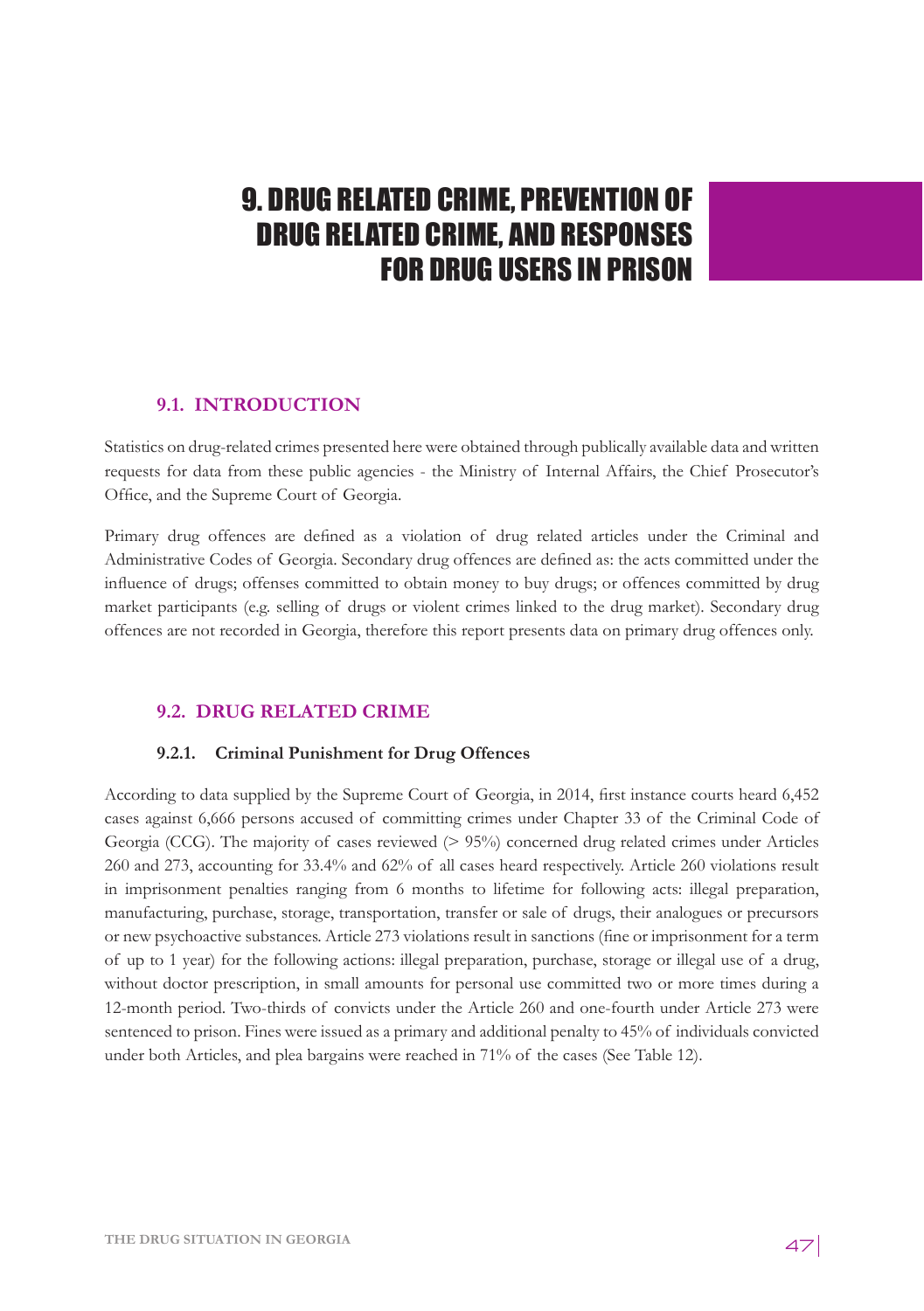# 9. DRUG RELATED CRIME, PREVENTION OF DRUG RELATED CRIME, AND RESPONSES FOR DRUG USERS IN PRISON

## 9.1. INTRODUCTION

Statistics on drug-related crimes presented here were obtained through publically available data and written requests for data from these public agencies - the Ministry of Internal Affairs, the Chief Prosecutor's Office, and the Supreme Court of Georgia.

Primary drug offences are defined as a violation of drug related articles under the Criminal and Administrative Codes of Georgia. Secondary drug offences are defined as: the acts committed under the influence of drugs; offenses committed to obtain money to buy drugs; or offences committed by drug market participants (e.g. selling of drugs or violent crimes linked to the drug market). Secondary drug offences are not recorded in Georgia, therefore this report presents data on primary drug offences only.

## 9.2. DRUG RELATED CRIME

### 9.2.1. Criminal Punishment for Drug Offences

According to data supplied by the Supreme Court of Georgia, in 2014, first instance courts heard 6,452 cases against 6,666 persons accused of committing crimes under Chapter 33 of the Criminal Code of Georgia (CCG). The majority of cases reviewed (> 95%) concerned drug related crimes under Articles 260 and 273, accounting for 33.4% and 62% of all cases heard respectively. Article 260 violations result in imprisonment penalties ranging from 6 months to lifetime for following acts: illegal preparation, manufacturing, purchase, storage, transportation, transfer or sale of drugs, their analogues or precursors or new psychoactive substances. Article 273 violations result in sanctions (fine or imprisonment for a term of up to 1 year) for the following actions: illegal preparation, purchase, storage or illegal use of a drug, without doctor prescription, in small amounts for personal use committed two or more times during a 12-month period. Two-thirds of convicts under the Article 260 and one-fourth under Article 273 were sentenced to prison. Fines were issued as a primary and additional penalty to 45% of individuals convicted under both Articles, and plea bargains were reached in 71% of the cases (See Table 12).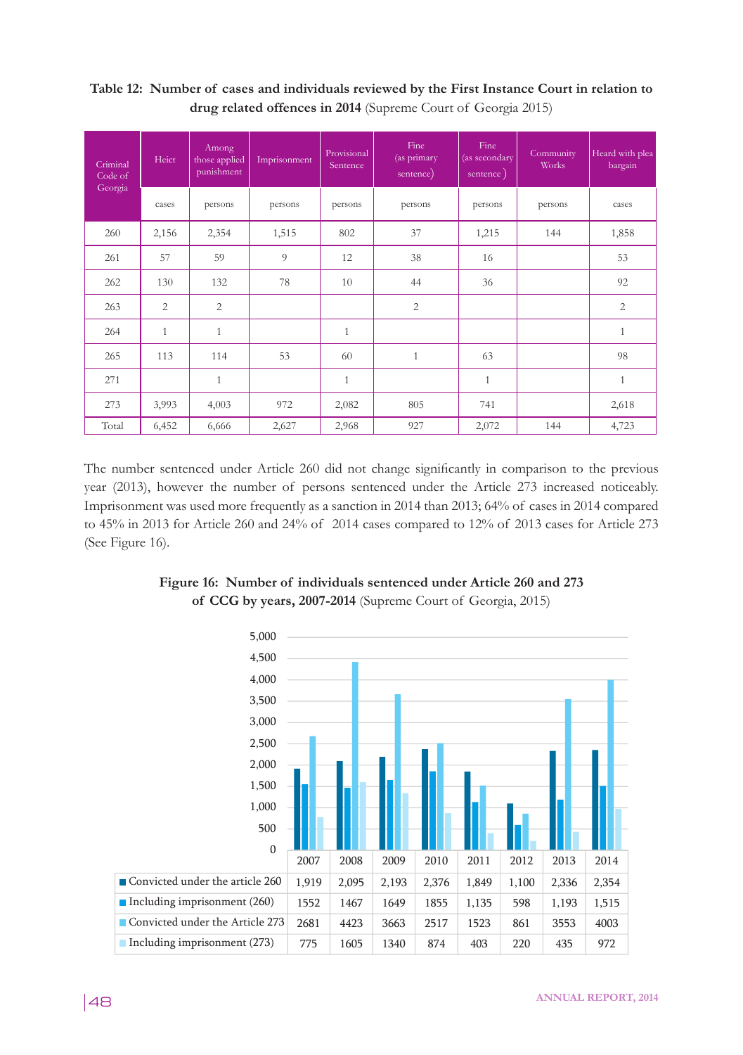**Table 12: Number of cases and individuals reviewed by the First Instance Court in relation to drug related offences in 2014** (Supreme Court of Georgia 2015)

| Criminal Code of Georgia | Heict | Among those applied punishment | Imprisonment | Provisional Sentence | Fine (as primary sentence) | Fine (as secondary sentence ) | Community Works | Heard with plea bargain |
|---|---|---|---|---|---|---|---|---|
| | cases | persons | persons | persons | persons | persons | persons | cases |
| 260 | 2,156 | 2,354 | 1,515 | 802 | 37 | 1,215 | 144 | 1,858 |
| 261 | 57 | 59 | 9 | 12 | 38 | 16 | | 53 |
| 262 | 130 | 132 | 78 | 10 | 44 | 36 | | 92 |
| 263 | 2 | 2 | | | 2 | | | 2 |
| 264 | 1 | 1 | | 1 | | | | 1 |
| 265 | 113 | 114 | 53 | 60 | 1 | 63 | | 98 |
| 271 | | 1 | | 1 | | 1 | | 1 |
| 273 | 3,993 | 4,003 | 972 | 2,082 | 805 | 741 | | 2,618 |
| Total | 6,452 | 6,666 | 2,627 | 2,968 | 927 | 2,072 | 144 | 4,723 |

The number sentenced under Article 260 did not change significantly in comparison to the previous year (2013), however the number of persons sentenced under the Article 273 increased noticeably. Imprisonment was used more frequently as a sanction in 2014 than 2013; 64% of cases in 2014 compared to 45% in 2013 for Article 260 and 24% of 2014 cases compared to 12% of 2013 cases for Article 273 (See Figure 16).

**Figure 16: Number of individuals sentenced under Article 260 and 273 of CCG by years, 2007-2014** (Supreme Court of Georgia, 2015)

| | 2007 | 2008 | 2009 | 2010 | 2011 | 2012 | 2013 | 2014 |
|---|---|---|---|---|---|---|---|---|
| Convicted under the article 260 | 1,919 | 2,095 | 2,193 | 2,376 | 1,849 | 1,100 | 2,336 | 2,354 |
| Including imprisonment (260) | 1552 | 1467 | 1649 | 1855 | 1,135 | 598 | 1,193 | 1,515 |
| Convicted under the Article 273 | 2681 | 4423 | 3663 | 2517 | 1523 | 861 | 3553 | 4003 |
| Including imprisonment (273) | 775 | 1605 | 1340 | 874 | 403 | 220 | 435 | 972 |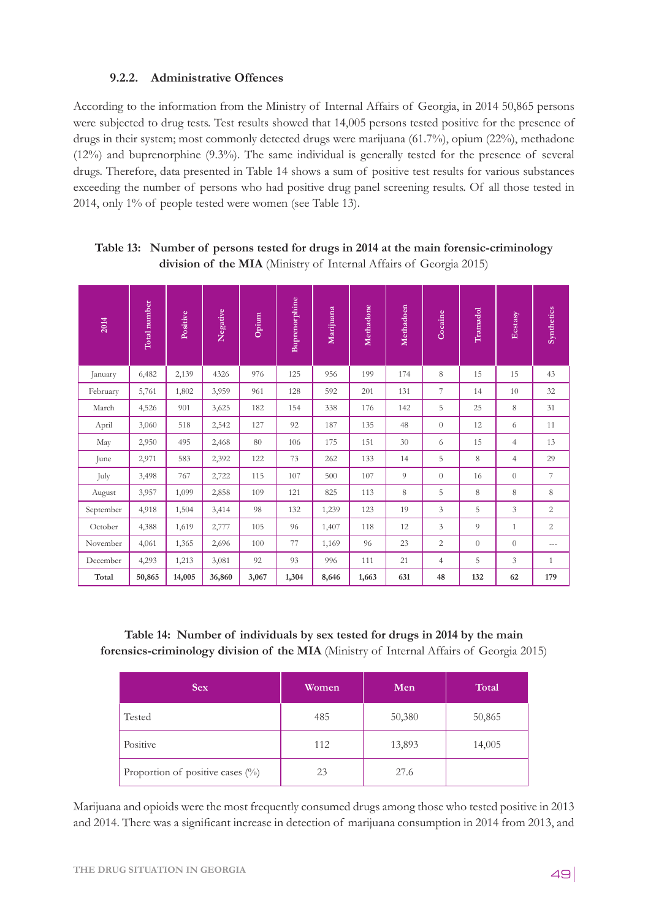### 9.2.2. Administrative Offences

According to the information from the Ministry of Internal Affairs of Georgia, in 2014 50,865 persons were subjected to drug tests. Test results showed that 14,005 persons tested positive for the presence of drugs in their system; most commonly detected drugs were marijuana (61.7%), opium (22%), methadone (12%) and buprenorphine (9.3%). The same individual is generally tested for the presence of several drugs. Therefore, data presented in Table 14 shows a sum of positive test results for various substances exceeding the number of persons who had positive drug panel screening results. Of all those tested in 2014, only 1% of people tested were women (see Table 13).

**Table 13: Number of persons tested for drugs in 2014 at the main forensic-criminology division of the MIA** (Ministry of Internal Affairs of Georgia 2015)

| 2014 | Total number | Positive | Negative | Opium | Buprenorphine | Marijuana | Methadone | Methadoen | Cocaine | Tramadol | Ecstasy | Synthetics |
|---|---|---|---|---|---|---|---|---|---|---|---|---|
| January | 6,482 | 2,139 | 4326 | 976 | 125 | 956 | 199 | 174 | 8 | 15 | 15 | 43 |
| February | 5,761 | 1,802 | 3,959 | 961 | 128 | 592 | 201 | 131 | 7 | 14 | 10 | 32 |
| March | 4,526 | 901 | 3,625 | 182 | 154 | 338 | 176 | 142 | 5 | 25 | 8 | 31 |
| April | 3,060 | 518 | 2,542 | 127 | 92 | 187 | 135 | 48 | 0 | 12 | 6 | 11 |
| May | 2,950 | 495 | 2,468 | 80 | 106 | 175 | 151 | 30 | 6 | 15 | 4 | 13 |
| June | 2,971 | 583 | 2,392 | 122 | 73 | 262 | 133 | 14 | 5 | 8 | 4 | 29 |
| July | 3,498 | 767 | 2,722 | 115 | 107 | 500 | 107 | 9 | 0 | 16 | 0 | 7 |
| August | 3,957 | 1,099 | 2,858 | 109 | 121 | 825 | 113 | 8 | 5 | 8 | 8 | 8 |
| September | 4,918 | 1,504 | 3,414 | 98 | 132 | 1,239 | 123 | 19 | 3 | 5 | 3 | 2 |
| October | 4,388 | 1,619 | 2,777 | 105 | 96 | 1,407 | 118 | 12 | 3 | 9 | 1 | 2 |
| November | 4,061 | 1,365 | 2,696 | 100 | 77 | 1,169 | 96 | 23 | 2 | 0 | 0 | --- |
| December | 4,293 | 1,213 | 3,081 | 92 | 93 | 996 | 111 | 21 | 4 | 5 | 3 | 1 |
| **Total** | **50,865** | **14,005** | **36,860** | **3,067** | **1,304** | **8,646** | **1,663** | **631** | **48** | **132** | **62** | **179** |

**Table 14: Number of individuals by sex tested for drugs in 2014 by the main forensics-criminology division of the MIA** (Ministry of Internal Affairs of Georgia 2015)

| Sex | Women | Men | Total |
|---|---|---|---|
| Tested | 485 | 50,380 | 50,865 |
| Positive | 112 | 13,893 | 14,005 |
| Proportion of positive cases (%) | 23 | 27.6 | |

Marijuana and opioids were the most frequently consumed drugs among those who tested positive in 2013 and 2014. There was a significant increase in detection of marijuana consumption in 2014 from 2013, and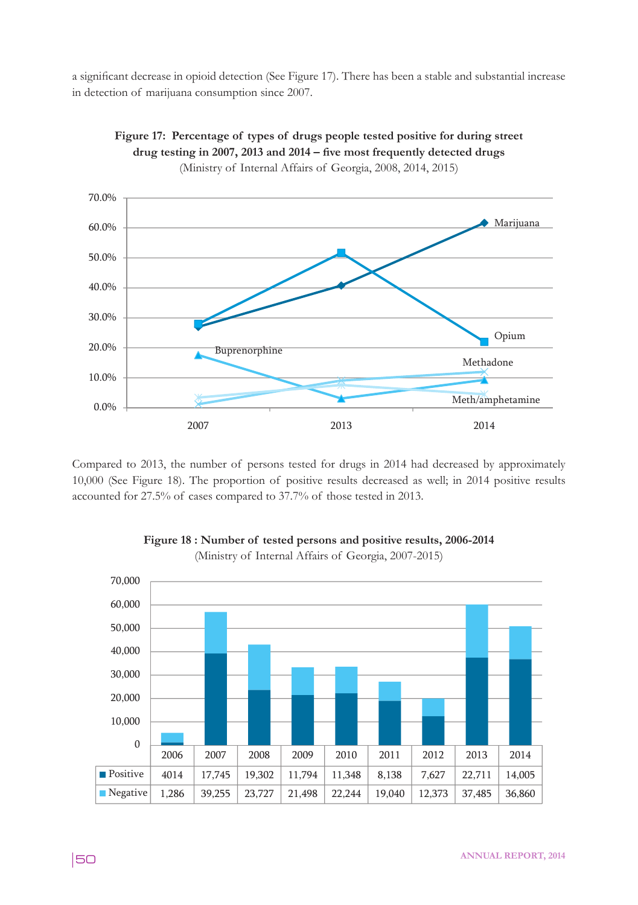a significant decrease in opioid detection (See Figure 17). There has been a stable and substantial increase in detection of marijuana consumption since 2007.

**Figure 17: Percentage of types of drugs people tested positive for during street drug testing in 2007, 2013 and 2014 – five most frequently detected drugs**
(Ministry of Internal Affairs of Georgia, 2008, 2014, 2015)

Compared to 2013, the number of persons tested for drugs in 2014 had decreased by approximately 10,000 (See Figure 18). The proportion of positive results decreased as well; in 2014 positive results accounted for 27.5% of cases compared to 37.7% of those tested in 2013.

**Figure 18 : Number of tested persons and positive results, 2006-2014**
(Ministry of Internal Affairs of Georgia, 2007-2015)

| | 2006 | 2007 | 2008 | 2009 | 2010 | 2011 | 2012 | 2013 | 2014 |
|---|---|---|---|---|---|---|---|---|---|
| Positive | 4014 | 17,745 | 19,302 | 11,794 | 11,348 | 8,138 | 7,627 | 22,711 | 14,005 |
| Negative | 1,286 | 39,255 | 23,727 | 21,498 | 22,244 | 19,040 | 12,373 | 37,485 | 36,860 |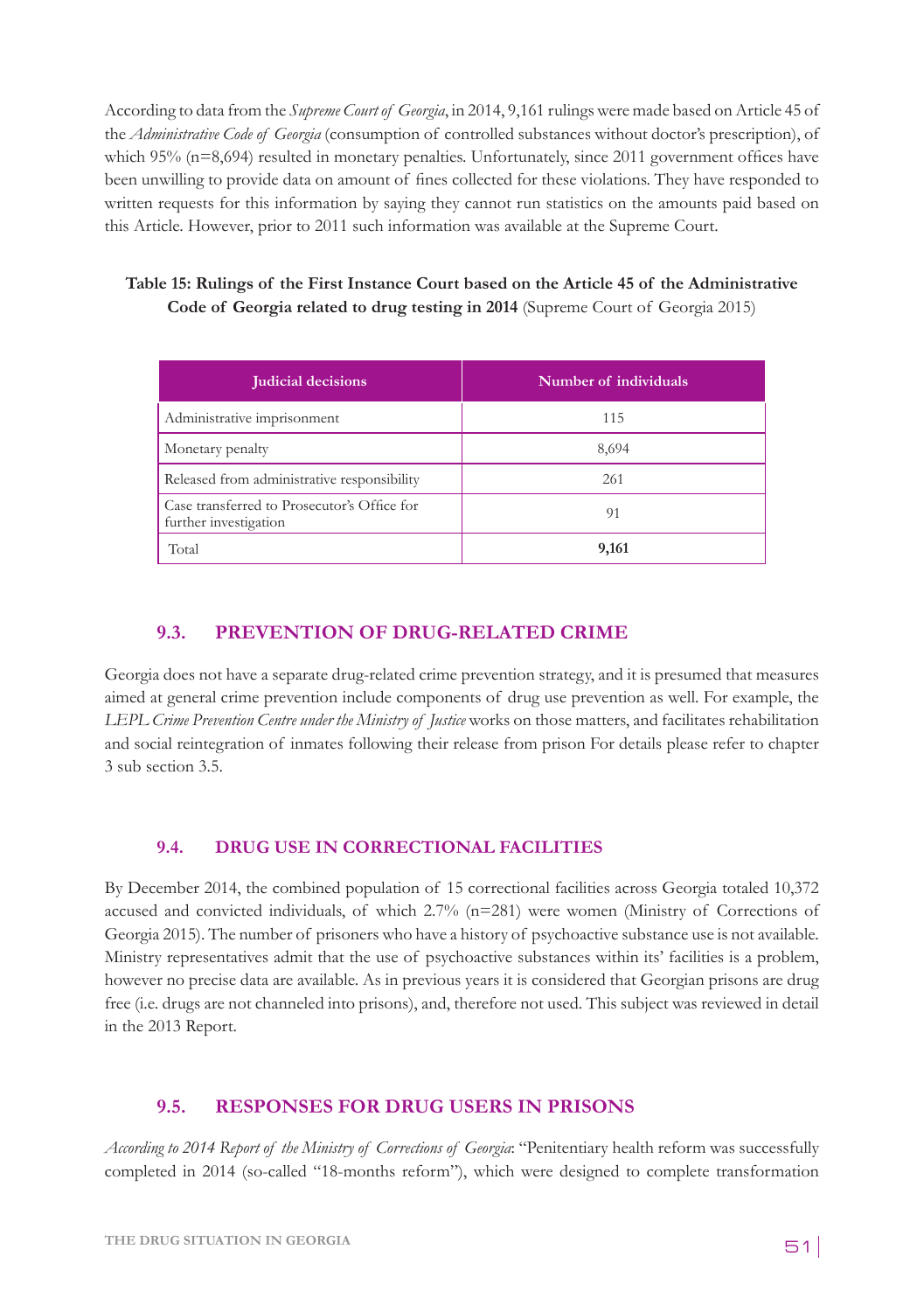According to data from the *Supreme Court of Georgia*, in 2014, 9,161 rulings were made based on Article 45 of the *Administrative Code of Georgia* (consumption of controlled substances without doctor's prescription), of which 95% (n=8,694) resulted in monetary penalties. Unfortunately, since 2011 government offices have been unwilling to provide data on amount of fines collected for these violations. They have responded to written requests for this information by saying they cannot run statistics on the amounts paid based on this Article. However, prior to 2011 such information was available at the Supreme Court.

**Table 15: Rulings of the First Instance Court based on the Article 45 of the Administrative Code of Georgia related to drug testing in 2014** (Supreme Court of Georgia 2015)

| Judicial decisions | Number of individuals |
|---|---|
| Administrative imprisonment | 115 |
| Monetary penalty | 8,694 |
| Released from administrative responsibility | 261 |
| Case transferred to Prosecutor's Office for further investigation | 91 |
| Total | **9,161** |

## 9.3. PREVENTION OF DRUG-RELATED CRIME

Georgia does not have a separate drug-related crime prevention strategy, and it is presumed that measures aimed at general crime prevention include components of drug use prevention as well. For example, the *LEPL Crime Prevention Centre under the Ministry of Justice* works on those matters, and facilitates rehabilitation and social reintegration of inmates following their release from prison For details please refer to chapter 3 sub section 3.5.

## 9.4. DRUG USE IN CORRECTIONAL FACILITIES

By December 2014, the combined population of 15 correctional facilities across Georgia totaled 10,372 accused and convicted individuals, of which 2.7% (n=281) were women (Ministry of Corrections of Georgia 2015). The number of prisoners who have a history of psychoactive substance use is not available. Ministry representatives admit that the use of psychoactive substances within its' facilities is a problem, however no precise data are available. As in previous years it is considered that Georgian prisons are drug free (i.e. drugs are not channeled into prisons), and, therefore not used. This subject was reviewed in detail in the 2013 Report.

## 9.5. RESPONSES FOR DRUG USERS IN PRISONS

*According to 2014 Report of the Ministry of Corrections of Georgia*: "Penitentiary health reform was successfully completed in 2014 (so-called "18-months reform"), which were designed to complete transformation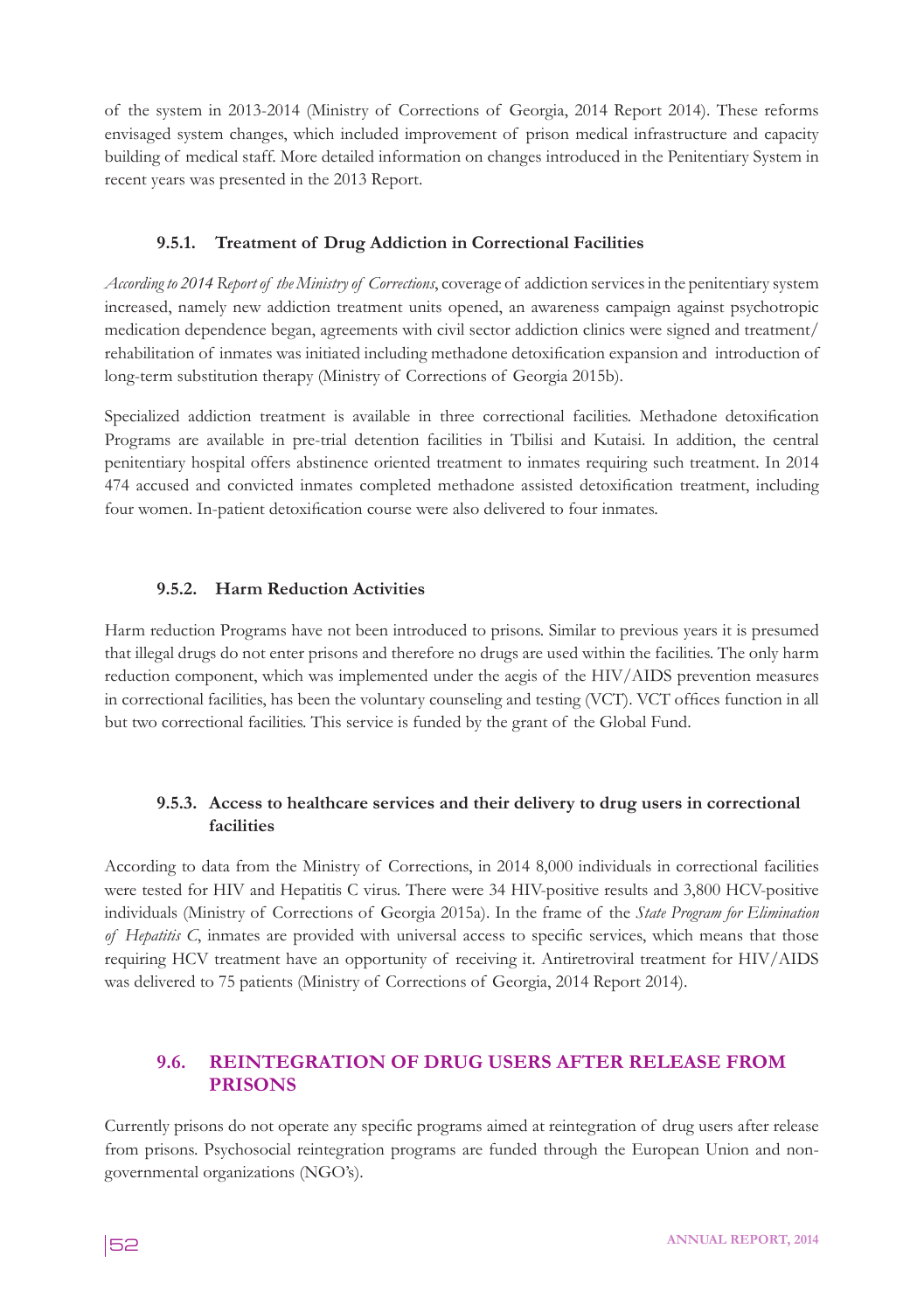of the system in 2013-2014 (Ministry of Corrections of Georgia, 2014 Report 2014). These reforms envisaged system changes, which included improvement of prison medical infrastructure and capacity building of medical staff. More detailed information on changes introduced in the Penitentiary System in recent years was presented in the 2013 Report.

### 9.5.1. Treatment of Drug Addiction in Correctional Facilities

*According to 2014 Report of the Ministry of Corrections*, coverage of addiction services in the penitentiary system increased, namely new addiction treatment units opened, an awareness campaign against psychotropic medication dependence began, agreements with civil sector addiction clinics were signed and treatment/rehabilitation of inmates was initiated including methadone detoxification expansion and introduction of long-term substitution therapy (Ministry of Corrections of Georgia 2015b).

Specialized addiction treatment is available in three correctional facilities. Methadone detoxification Programs are available in pre-trial detention facilities in Tbilisi and Kutaisi. In addition, the central penitentiary hospital offers abstinence oriented treatment to inmates requiring such treatment. In 2014 474 accused and convicted inmates completed methadone assisted detoxification treatment, including four women. In-patient detoxification course were also delivered to four inmates.

### 9.5.2. Harm Reduction Activities

Harm reduction Programs have not been introduced to prisons. Similar to previous years it is presumed that illegal drugs do not enter prisons and therefore no drugs are used within the facilities. The only harm reduction component, which was implemented under the aegis of the HIV/AIDS prevention measures in correctional facilities, has been the voluntary counseling and testing (VCT). VCT offices function in all but two correctional facilities. This service is funded by the grant of the Global Fund.

### 9.5.3. Access to healthcare services and their delivery to drug users in correctional facilities

According to data from the Ministry of Corrections, in 2014 8,000 individuals in correctional facilities were tested for HIV and Hepatitis C virus. There were 34 HIV-positive results and 3,800 HCV-positive individuals (Ministry of Corrections of Georgia 2015a). In the frame of the *State Program for Elimination of Hepatitis C*, inmates are provided with universal access to specific services, which means that those requiring HCV treatment have an opportunity of receiving it. Antiretroviral treatment for HIV/AIDS was delivered to 75 patients (Ministry of Corrections of Georgia, 2014 Report 2014).

## 9.6. REINTEGRATION OF DRUG USERS AFTER RELEASE FROM PRISONS

Currently prisons do not operate any specific programs aimed at reintegration of drug users after release from prisons. Psychosocial reintegration programs are funded through the European Union and non-governmental organizations (NGO's).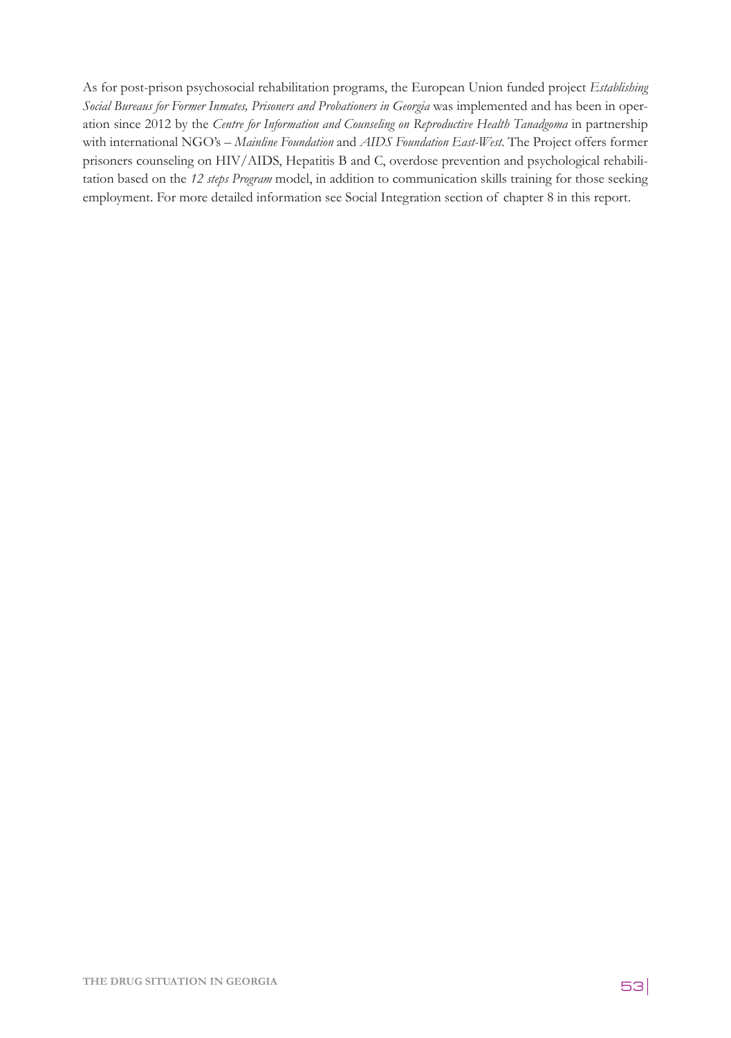As for post-prison psychosocial rehabilitation programs, the European Union funded project *Establishing Social Bureaus for Former Inmates, Prisoners and Probationers in Georgia* was implemented and has been in operation since 2012 by the *Centre for Information and Counseling on Reproductive Health Tanadgoma* in partnership with international NGO's – *Mainline Foundation* and *AIDS Foundation East-West*. The Project offers former prisoners counseling on HIV/AIDS, Hepatitis B and C, overdose prevention and psychological rehabilitation based on the *12 steps Program* model, in addition to communication skills training for those seeking employment. For more detailed information see Social Integration section of chapter 8 in this report.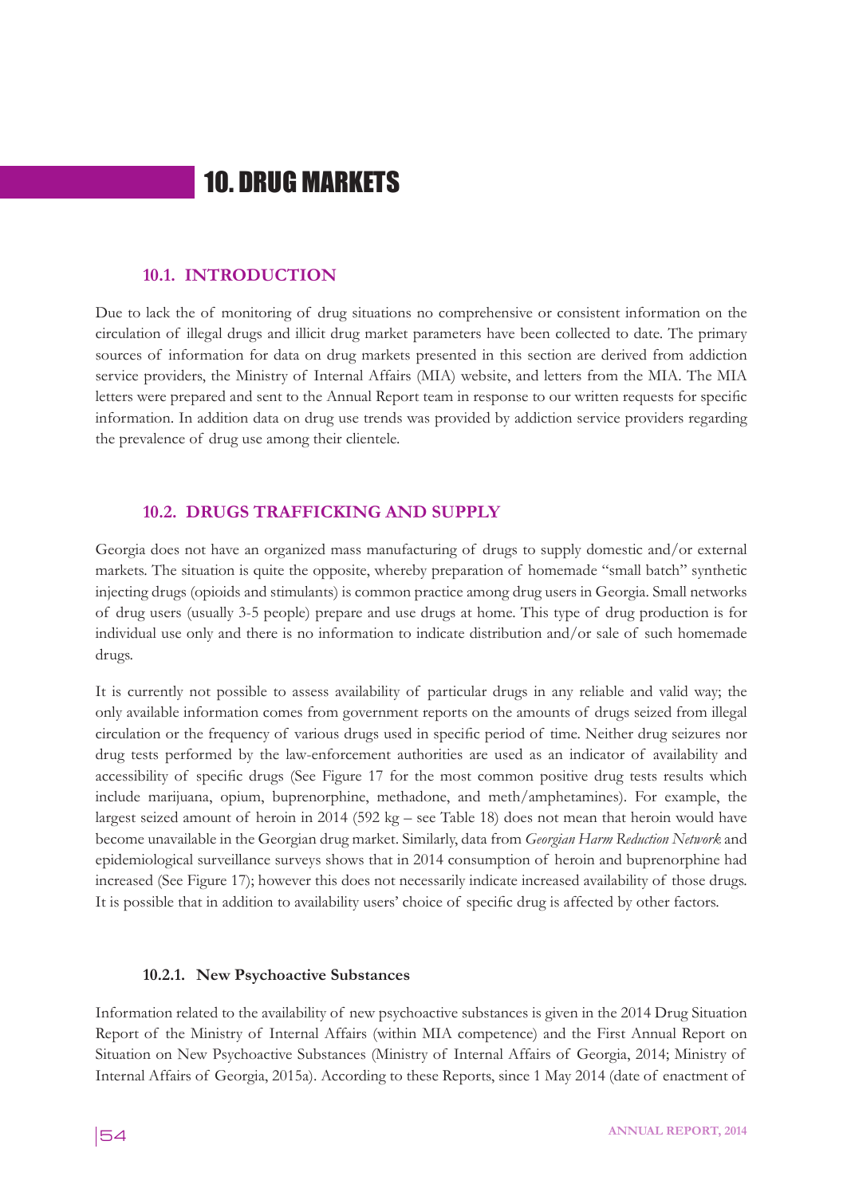# 10. DRUG MARKETS

## 10.1. INTRODUCTION

Due to lack the of monitoring of drug situations no comprehensive or consistent information on the circulation of illegal drugs and illicit drug market parameters have been collected to date. The primary sources of information for data on drug markets presented in this section are derived from addiction service providers, the Ministry of Internal Affairs (MIA) website, and letters from the MIA. The MIA letters were prepared and sent to the Annual Report team in response to our written requests for specific information. In addition data on drug use trends was provided by addiction service providers regarding the prevalence of drug use among their clientele.

## 10.2. DRUGS TRAFFICKING AND SUPPLY

Georgia does not have an organized mass manufacturing of drugs to supply domestic and/or external markets. The situation is quite the opposite, whereby preparation of homemade "small batch" synthetic injecting drugs (opioids and stimulants) is common practice among drug users in Georgia. Small networks of drug users (usually 3-5 people) prepare and use drugs at home. This type of drug production is for individual use only and there is no information to indicate distribution and/or sale of such homemade drugs.

It is currently not possible to assess availability of particular drugs in any reliable and valid way; the only available information comes from government reports on the amounts of drugs seized from illegal circulation or the frequency of various drugs used in specific period of time. Neither drug seizures nor drug tests performed by the law-enforcement authorities are used as an indicator of availability and accessibility of specific drugs (See Figure 17 for the most common positive drug tests results which include marijuana, opium, buprenorphine, methadone, and meth/amphetamines). For example, the largest seized amount of heroin in 2014 (592 kg – see Table 18) does not mean that heroin would have become unavailable in the Georgian drug market. Similarly, data from *Georgian Harm Reduction Network* and epidemiological surveillance surveys shows that in 2014 consumption of heroin and buprenorphine had increased (See Figure 17); however this does not necessarily indicate increased availability of those drugs. It is possible that in addition to availability users' choice of specific drug is affected by other factors.

### 10.2.1. New Psychoactive Substances

Information related to the availability of new psychoactive substances is given in the 2014 Drug Situation Report of the Ministry of Internal Affairs (within MIA competence) and the First Annual Report on Situation on New Psychoactive Substances (Ministry of Internal Affairs of Georgia, 2014; Ministry of Internal Affairs of Georgia, 2015a). According to these Reports, since 1 May 2014 (date of enactment of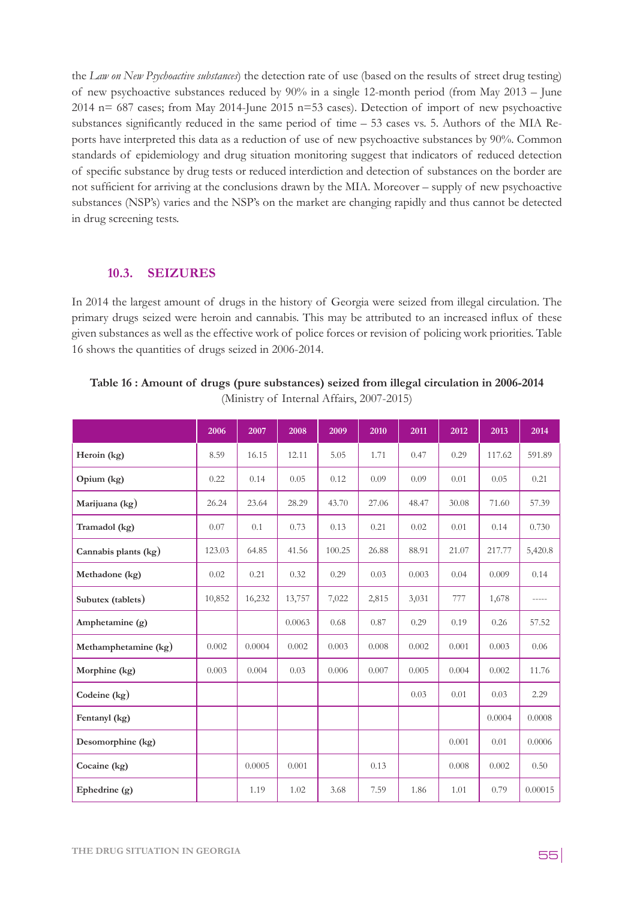the *Law on New Psychoactive substances*) the detection rate of use (based on the results of street drug testing) of new psychoactive substances reduced by 90% in a single 12-month period (from May 2013 – June 2014 n= 687 cases; from May 2014-June 2015 n=53 cases). Detection of import of new psychoactive substances significantly reduced in the same period of time – 53 cases vs. 5. Authors of the MIA Reports have interpreted this data as a reduction of use of new psychoactive substances by 90%. Common standards of epidemiology and drug situation monitoring suggest that indicators of reduced detection of specific substance by drug tests or reduced interdiction and detection of substances on the border are not sufficient for arriving at the conclusions drawn by the MIA. Moreover – supply of new psychoactive substances (NSP's) varies and the NSP's on the market are changing rapidly and thus cannot be detected in drug screening tests.

### 10.3. SEIZURES

In 2014 the largest amount of drugs in the history of Georgia were seized from illegal circulation. The primary drugs seized were heroin and cannabis. This may be attributed to an increased influx of these given substances as well as the effective work of police forces or revision of policing work priorities. Table 16 shows the quantities of drugs seized in 2006-2014.

**Table 16 : Amount of drugs (pure substances) seized from illegal circulation in 2006-2014**
(Ministry of Internal Affairs, 2007-2015)

| | 2006 | 2007 | 2008 | 2009 | 2010 | 2011 | 2012 | 2013 | 2014 |
|---|---|---|---|---|---|---|---|---|---|
| **Heroin (kg)** | 8.59 | 16.15 | 12.11 | 5.05 | 1.71 | 0.47 | 0.29 | 117.62 | 591.89 |
| **Opium (kg)** | 0.22 | 0.14 | 0.05 | 0.12 | 0.09 | 0.09 | 0.01 | 0.05 | 0.21 |
| **Marijuana (kg)** | 26.24 | 23.64 | 28.29 | 43.70 | 27.06 | 48.47 | 30.08 | 71.60 | 57.39 |
| **Tramadol (kg)** | 0.07 | 0.1 | 0.73 | 0.13 | 0.21 | 0.02 | 0.01 | 0.14 | 0.730 |
| **Cannabis plants (kg)** | 123.03 | 64.85 | 41.56 | 100.25 | 26.88 | 88.91 | 21.07 | 217.77 | 5,420.8 |
| **Methadone (kg)** | 0.02 | 0.21 | 0.32 | 0.29 | 0.03 | 0.003 | 0.04 | 0.009 | 0.14 |
| **Subutex (tablets)** | 10,852 | 16,232 | 13,757 | 7,022 | 2,815 | 3,031 | 777 | 1,678 | ----- |
| **Amphetamine (g)** | | | 0.0063 | 0.68 | 0.87 | 0.29 | 0.19 | 0.26 | 57.52 |
| **Methamphetamine (kg)** | 0.002 | 0.0004 | 0.002 | 0.003 | 0.008 | 0.002 | 0.001 | 0.003 | 0.06 |
| **Morphine (kg)** | 0.003 | 0.004 | 0.03 | 0.006 | 0.007 | 0.005 | 0.004 | 0.002 | 11.76 |
| **Codeine (kg)** | | | | | | 0.03 | 0.01 | 0.03 | 2.29 |
| **Fentanyl (kg)** | | | | | | | | 0.0004 | 0.0008 |
| **Desomorphine (kg)** | | | | | | | 0.001 | 0.01 | 0.0006 |
| **Cocaine (kg)** | | 0.0005 | 0.001 | | 0.13 | | 0.008 | 0.002 | 0.50 |
| **Ephedrine (g)** | | 1.19 | 1.02 | 3.68 | 7.59 | 1.86 | 1.01 | 0.79 | 0.00015 |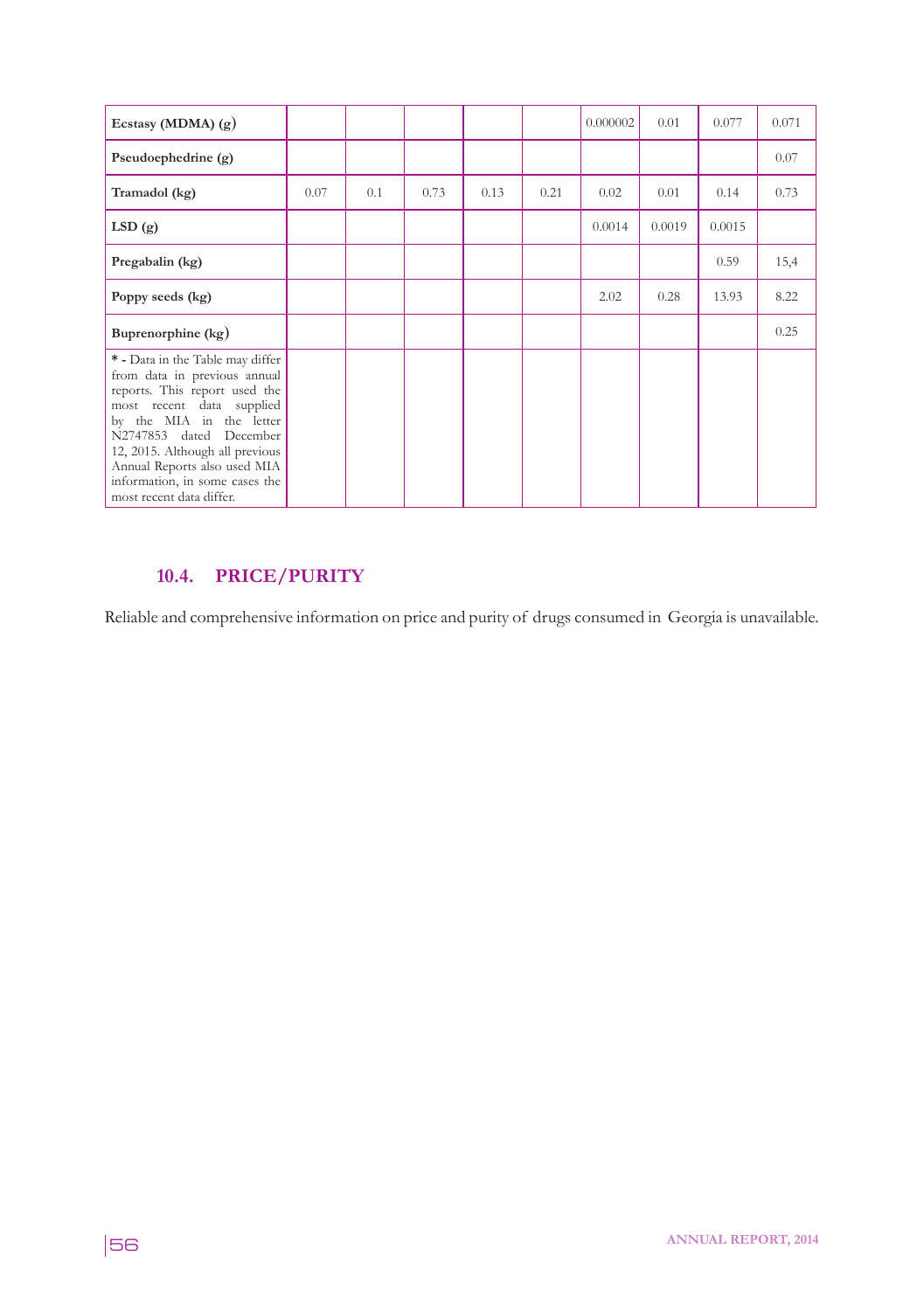| | | | | | | | | | |
|---|---|---|---|---|---|---|---|---|---|
| **Ecstasy (MDMA) (g)** | | | | | | 0.000002 | 0.01 | 0.077 | 0.071 |
| **Pseudoephedrine (g)** | | | | | | | | | 0.07 |
| **Tramadol (kg)** | 0.07 | 0.1 | 0.73 | 0.13 | 0.21 | 0.02 | 0.01 | 0.14 | 0.73 |
| **LSD (g)** | | | | | | 0.0014 | 0.0019 | 0.0015 | |
| **Pregabalin (kg)** | | | | | | | | 0.59 | 15,4 |
| **Poppy seeds (kg)** | | | | | | 2.02 | 0.28 | 13.93 | 8.22 |
| **Buprenorphine (kg)** | | | | | | | | | 0.25 |
| **\* -** Data in the Table may differ from data in previous annual reports. This report used the most recent data supplied by the MIA in the letter N2747853 dated December 12, 2015. Although all previous Annual Reports also used MIA information, in some cases the most recent data differ. | | | | | | | | | |

### 10.4. PRICE/PURITY

Reliable and comprehensive information on price and purity of drugs consumed in Georgia is unavailable.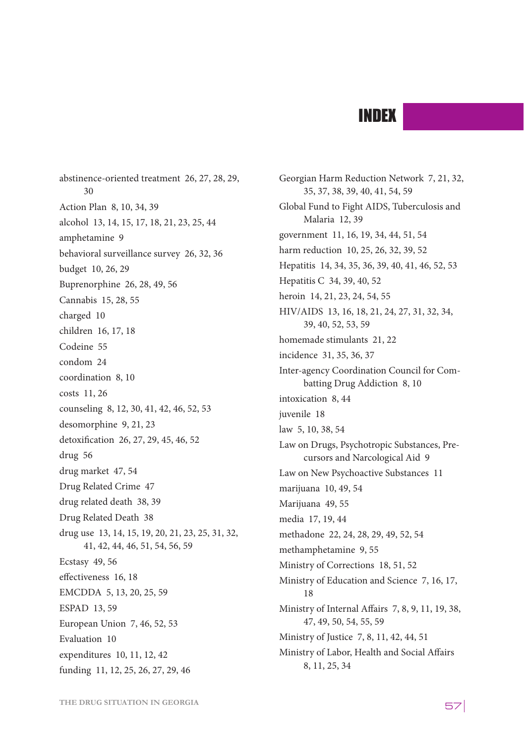# INDEX

abstinence-oriented treatment 26, 27, 28, 29, 30
Action Plan 8, 10, 34, 39
alcohol 13, 14, 15, 17, 18, 21, 23, 25, 44
amphetamine 9
behavioral surveillance survey 26, 32, 36
budget 10, 26, 29
Buprenorphine 26, 28, 49, 56
Cannabis 15, 28, 55
charged 10
children 16, 17, 18
Codeine 55
condom 24
coordination 8, 10
costs 11, 26
counseling 8, 12, 30, 41, 42, 46, 52, 53
desomorphine 9, 21, 23
detoxification 26, 27, 29, 45, 46, 52
drug 56
drug market 47, 54
Drug Related Crime 47
drug related death 38, 39
Drug Related Death 38
drug use 13, 14, 15, 19, 20, 21, 23, 25, 31, 32, 41, 42, 44, 46, 51, 54, 56, 59
Ecstasy 49, 56
effectiveness 16, 18
EMCDDA 5, 13, 20, 25, 59
ESPAD 13, 59
European Union 7, 46, 52, 53
Evaluation 10
expenditures 10, 11, 12, 42
funding 11, 12, 25, 26, 27, 29, 46
Georgian Harm Reduction Network 7, 21, 32, 35, 37, 38, 39, 40, 41, 54, 59
Global Fund to Fight AIDS, Tuberculosis and Malaria 12, 39
government 11, 16, 19, 34, 44, 51, 54
harm reduction 10, 25, 26, 32, 39, 52
Hepatitis 14, 34, 35, 36, 39, 40, 41, 46, 52, 53
Hepatitis C 34, 39, 40, 52
heroin 14, 21, 23, 24, 54, 55
HIV/AIDS 13, 16, 18, 21, 24, 27, 31, 32, 34, 39, 40, 52, 53, 59
homemade stimulants 21, 22
incidence 31, 35, 36, 37
Inter-agency Coordination Council for Combatting Drug Addiction 8, 10
intoxication 8, 44
juvenile 18
law 5, 10, 38, 54
Law on Drugs, Psychotropic Substances, Precursors and Narcological Aid 9
Law on New Psychoactive Substances 11
marijuana 10, 49, 54
Marijuana 49, 55
media 17, 19, 44
methadone 22, 24, 28, 29, 49, 52, 54
methamphetamine 9, 55
Ministry of Corrections 18, 51, 52
Ministry of Education and Science 7, 16, 17, 18
Ministry of Internal Affairs 7, 8, 9, 11, 19, 38, 47, 49, 50, 54, 55, 59
Ministry of Justice 7, 8, 11, 42, 44, 51
Ministry of Labor, Health and Social Affairs 8, 11, 25, 34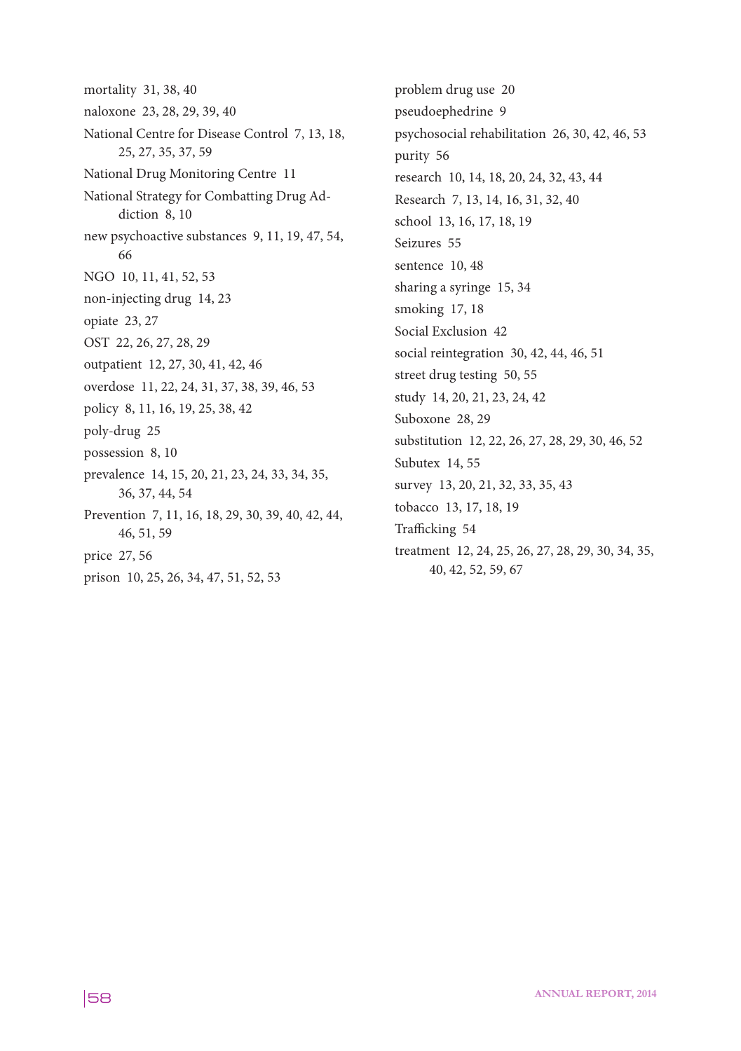mortality 31, 38, 40

naloxone 23, 28, 29, 39, 40

National Centre for Disease Control 7, 13, 18, 25, 27, 35, 37, 59

National Drug Monitoring Centre 11

National Strategy for Combatting Drug Addiction 8, 10

new psychoactive substances 9, 11, 19, 47, 54, 66

NGO 10, 11, 41, 52, 53

non-injecting drug 14, 23

opiate 23, 27

OST 22, 26, 27, 28, 29

outpatient 12, 27, 30, 41, 42, 46

overdose 11, 22, 24, 31, 37, 38, 39, 46, 53

policy 8, 11, 16, 19, 25, 38, 42

poly-drug 25

possession 8, 10

prevalence 14, 15, 20, 21, 23, 24, 33, 34, 35, 36, 37, 44, 54

Prevention 7, 11, 16, 18, 29, 30, 39, 40, 42, 44, 46, 51, 59

price 27, 56

prison 10, 25, 26, 34, 47, 51, 52, 53

problem drug use 20

pseudoephedrine 9

psychosocial rehabilitation 26, 30, 42, 46, 53

purity 56

research 10, 14, 18, 20, 24, 32, 43, 44

Research 7, 13, 14, 16, 31, 32, 40

school 13, 16, 17, 18, 19

Seizures 55

sentence 10, 48

sharing a syringe 15, 34

smoking 17, 18

Social Exclusion 42

social reintegration 30, 42, 44, 46, 51

street drug testing 50, 55

study 14, 20, 21, 23, 24, 42

Suboxone 28, 29

substitution 12, 22, 26, 27, 28, 29, 30, 46, 52

Subutex 14, 55

survey 13, 20, 21, 32, 33, 35, 43

tobacco 13, 17, 18, 19

Trafficking 54

treatment 12, 24, 25, 26, 27, 28, 29, 30, 34, 35, 40, 42, 52, 59, 67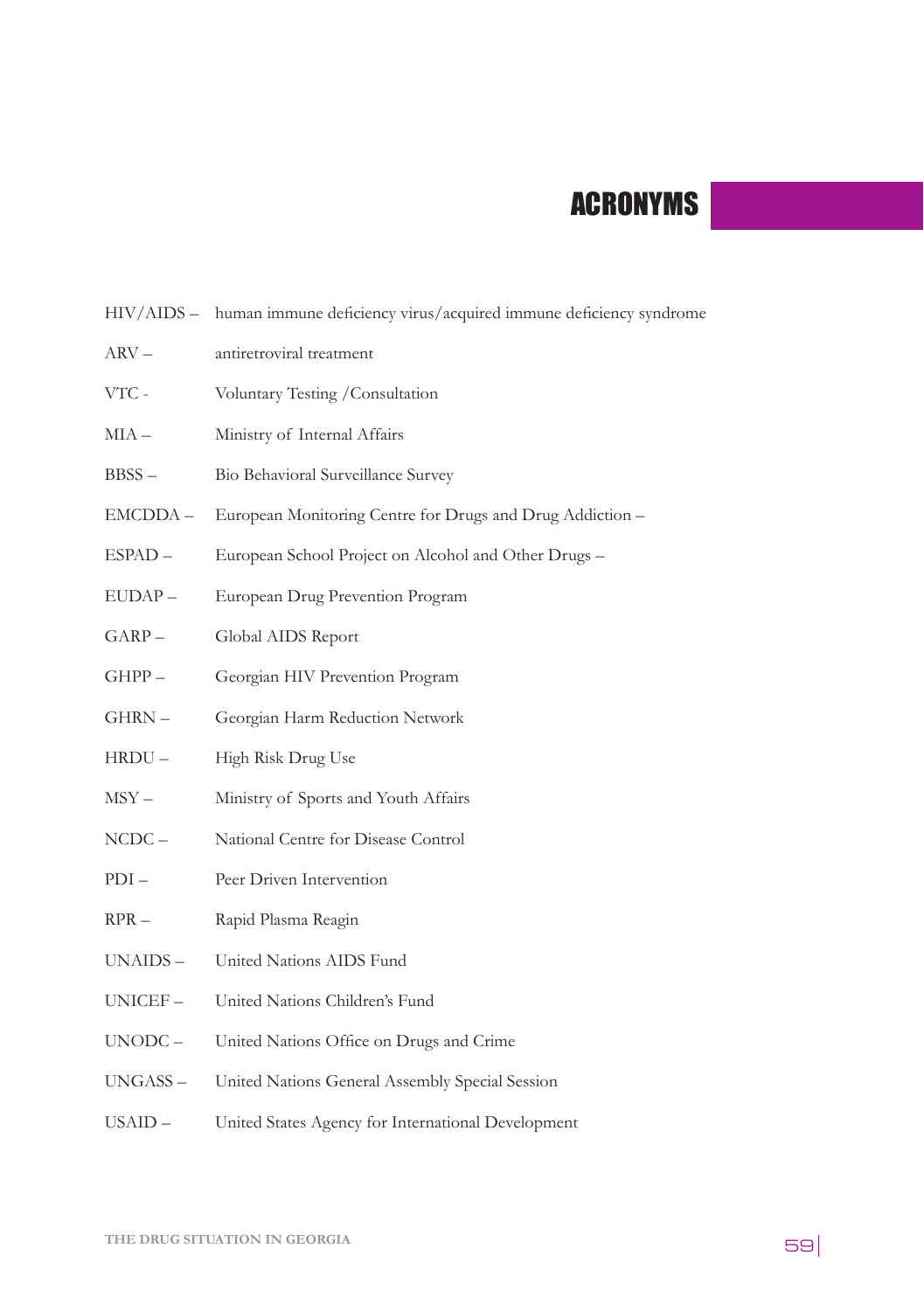# ACRONYMS

HIV/AIDS – human immune deficiency virus/acquired immune deficiency syndrome

ARV – antiretroviral treatment

VTC - Voluntary Testing /Consultation

MIA – Ministry of Internal Affairs

BBSS – Bio Behavioral Surveillance Survey

EMCDDA – European Monitoring Centre for Drugs and Drug Addiction –

ESPAD – European School Project on Alcohol and Other Drugs –

EUDAP – European Drug Prevention Program

GARP – Global AIDS Report

GHPP – Georgian HIV Prevention Program

GHRN – Georgian Harm Reduction Network

HRDU – High Risk Drug Use

MSY – Ministry of Sports and Youth Affairs

NCDC – National Centre for Disease Control

PDI – Peer Driven Intervention

RPR – Rapid Plasma Reagin

UNAIDS – United Nations AIDS Fund

UNICEF – United Nations Children's Fund

UNODC – United Nations Office on Drugs and Crime

UNGASS – United Nations General Assembly Special Session

USAID – United States Agency for International Development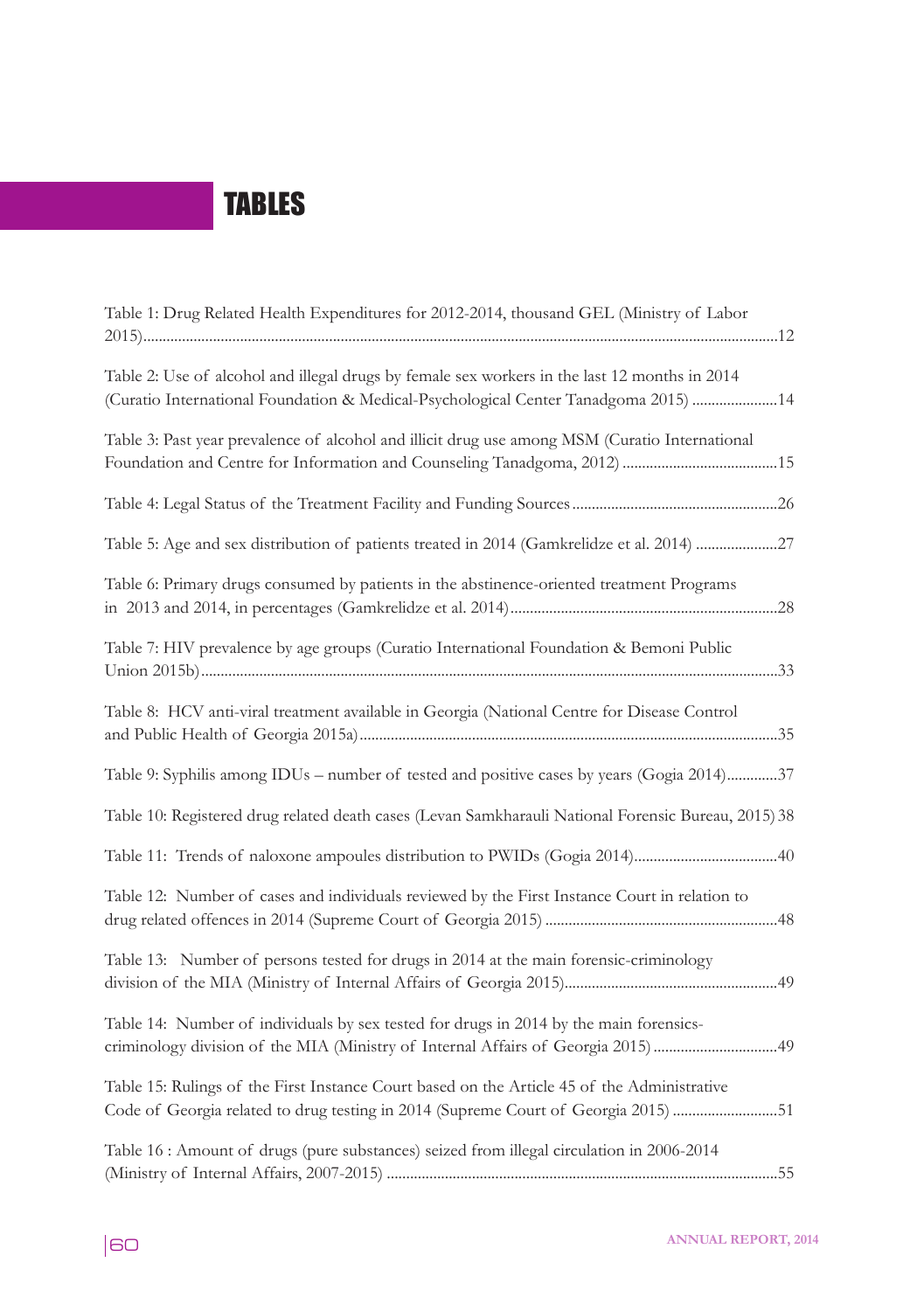# TABLES

Table 1: Drug Related Health Expenditures for 2012-2014, thousand GEL (Ministry of Labor 2015).....................................................................................................................................................12

Table 2: Use of alcohol and illegal drugs by female sex workers in the last 12 months in 2014 (Curatio International Foundation & Medical-Psychological Center Tanadgoma 2015) ......................14

Table 3: Past year prevalence of alcohol and illicit drug use among MSM (Curatio International Foundation and Centre for Information and Counseling Tanadgoma, 2012) ........................................15

Table 4: Legal Status of the Treatment Facility and Funding Sources.....................................................26

Table 5: Age and sex distribution of patients treated in 2014 (Gamkrelidze et al. 2014) .....................27

Table 6: Primary drugs consumed by patients in the abstinence-oriented treatment Programs in 2013 and 2014, in percentages (Gamkrelidze et al. 2014).....................................................................28

Table 7: HIV prevalence by age groups (Curatio International Foundation & Bemoni Public Union 2015b)....................................................................................................................................................33

Table 8: HCV anti-viral treatment available in Georgia (National Centre for Disease Control and Public Health of Georgia 2015a)............................................................................................................35

Table 9: Syphilis among IDUs – number of tested and positive cases by years (Gogia 2014).............37

Table 10: Registered drug related death cases (Levan Samkharauli National Forensic Bureau, 2015) 38

Table 11: Trends of naloxone ampoules distribution to PWIDs (Gogia 2014).....................................40

Table 12: Number of cases and individuals reviewed by the First Instance Court in relation to drug related offences in 2014 (Supreme Court of Georgia 2015) ............................................................48

Table 13: Number of persons tested for drugs in 2014 at the main forensic-criminology division of the MIA (Ministry of Internal Affairs of Georgia 2015).......................................................49

Table 14: Number of individuals by sex tested for drugs in 2014 by the main forensics-criminology division of the MIA (Ministry of Internal Affairs of Georgia 2015) ................................49

Table 15: Rulings of the First Instance Court based on the Article 45 of the Administrative Code of Georgia related to drug testing in 2014 (Supreme Court of Georgia 2015) ...........................51

Table 16 : Amount of drugs (pure substances) seized from illegal circulation in 2006-2014 (Ministry of Internal Affairs, 2007-2015) ....................................................................................................55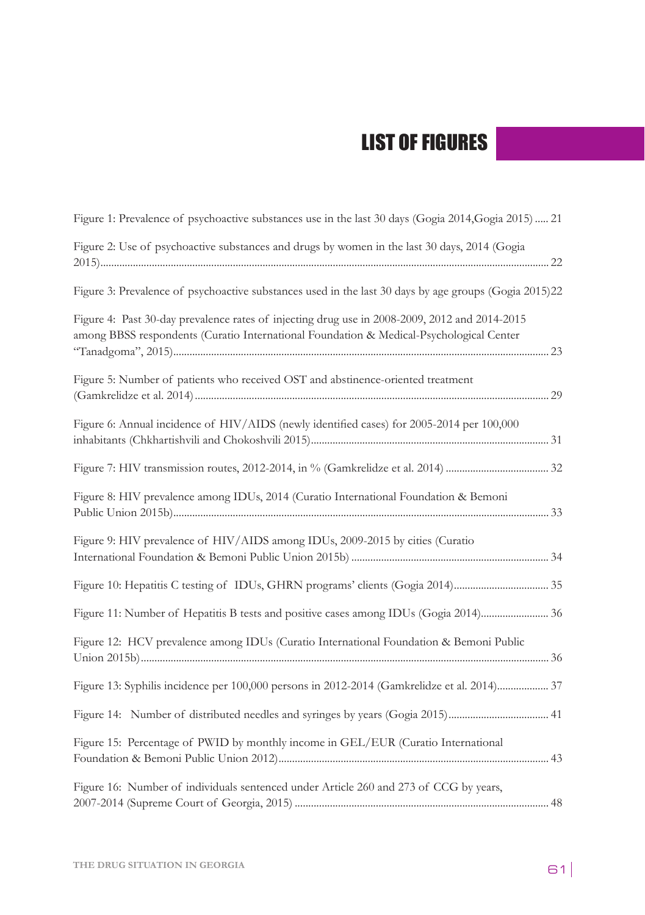# LIST OF FIGURES

Figure 1: Prevalence of psychoactive substances use in the last 30 days (Gogia 2014,Gogia 2015) ..... 21

Figure 2: Use of psychoactive substances and drugs by women in the last 30 days, 2014 (Gogia 2015) ..... 22

Figure 3: Prevalence of psychoactive substances used in the last 30 days by age groups (Gogia 2015) 22

Figure 4: Past 30-day prevalence rates of injecting drug use in 2008-2009, 2012 and 2014-2015 among BBSS respondents (Curatio International Foundation & Medical-Psychological Center "Tanadgoma", 2015) ..... 23

Figure 5: Number of patients who received OST and abstinence-oriented treatment (Gamkrelidze et al. 2014) ..... 29

Figure 6: Annual incidence of HIV/AIDS (newly identified cases) for 2005-2014 per 100,000 inhabitants (Chkhartishvili and Chokoshvili 2015) ..... 31

Figure 7: HIV transmission routes, 2012-2014, in % (Gamkrelidze et al. 2014) ..... 32

Figure 8: HIV prevalence among IDUs, 2014 (Curatio International Foundation & Bemoni Public Union 2015b) ..... 33

Figure 9: HIV prevalence of HIV/AIDS among IDUs, 2009-2015 by cities (Curatio International Foundation & Bemoni Public Union 2015b) ..... 34

Figure 10: Hepatitis C testing of IDUs, GHRN programs' clients (Gogia 2014) ..... 35

Figure 11: Number of Hepatitis B tests and positive cases among IDUs (Gogia 2014) ..... 36

Figure 12: HCV prevalence among IDUs (Curatio International Foundation & Bemoni Public Union 2015b) ..... 36

Figure 13: Syphilis incidence per 100,000 persons in 2012-2014 (Gamkrelidze et al. 2014) ..... 37

Figure 14: Number of distributed needles and syringes by years (Gogia 2015) ..... 41

Figure 15: Percentage of PWID by monthly income in GEL/EUR (Curatio International Foundation & Bemoni Public Union 2012) ..... 43

Figure 16: Number of individuals sentenced under Article 260 and 273 of CCG by years, 2007-2014 (Supreme Court of Georgia, 2015) ..... 48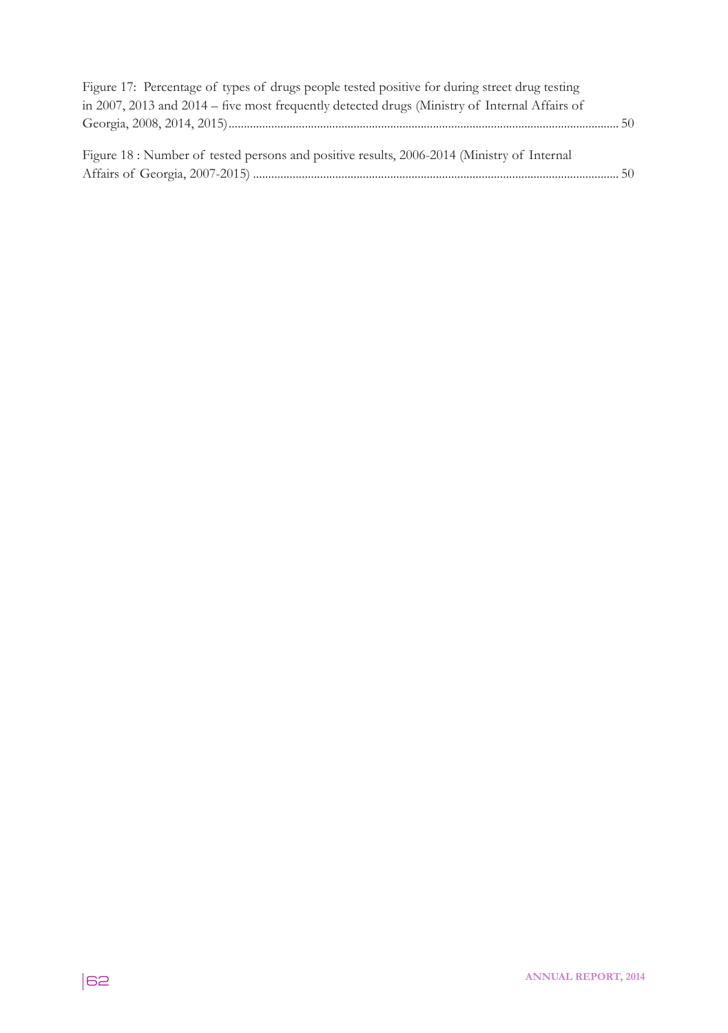Figure 17: Percentage of types of drugs people tested positive for during street drug testing in 2007, 2013 and 2014 – five most frequently detected drugs (Ministry of Internal Affairs of Georgia, 2008, 2014, 2015)............................................................................................................................................ 50

Figure 18 : Number of tested persons and positive results, 2006-2014 (Ministry of Internal Affairs of Georgia, 2007-2015) ..................................................................................................................... 50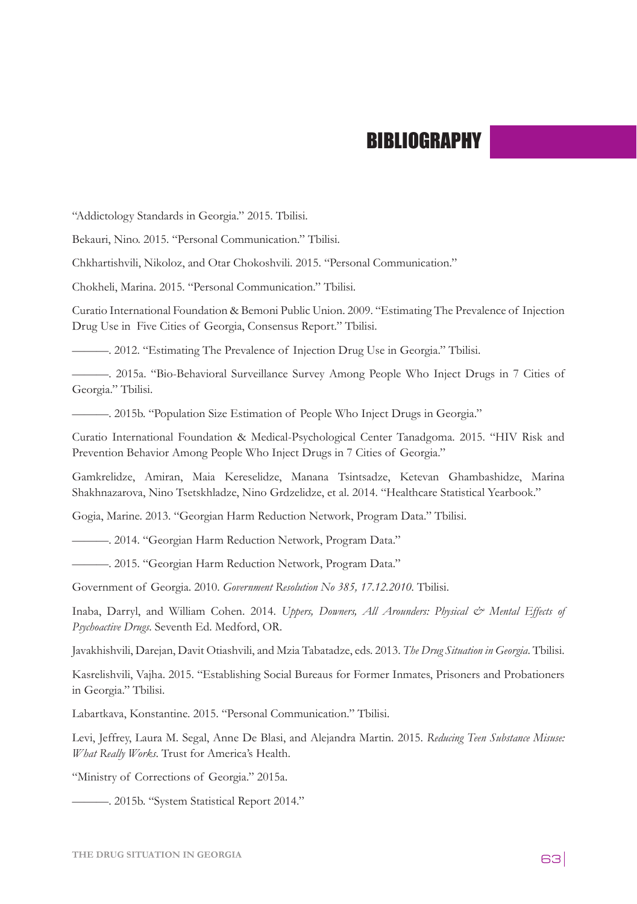# BIBLIOGRAPHY

"Addictology Standards in Georgia." 2015. Tbilisi.

Bekauri, Nino. 2015. "Personal Communication." Tbilisi.

Chkhartishvili, Nikoloz, and Otar Chokoshvili. 2015. "Personal Communication."

Chokheli, Marina. 2015. "Personal Communication." Tbilisi.

Curatio International Foundation & Bemoni Public Union. 2009. "Estimating The Prevalence of Injection Drug Use in Five Cities of Georgia, Consensus Report." Tbilisi.

———. 2012. "Estimating The Prevalence of Injection Drug Use in Georgia." Tbilisi.

———. 2015a. "Bio-Behavioral Surveillance Survey Among People Who Inject Drugs in 7 Cities of Georgia." Tbilisi.

———. 2015b. "Population Size Estimation of People Who Inject Drugs in Georgia."

Curatio International Foundation & Medical-Psychological Center Tanadgoma. 2015. "HIV Risk and Prevention Behavior Among People Who Inject Drugs in 7 Cities of Georgia."

Gamkrelidze, Amiran, Maia Kereselidze, Manana Tsintsadze, Ketevan Ghambashidze, Marina Shakhnazarova, Nino Tsetskhladze, Nino Grdzelidze, et al. 2014. "Healthcare Statistical Yearbook."

Gogia, Marine. 2013. "Georgian Harm Reduction Network, Program Data." Tbilisi.

———. 2014. "Georgian Harm Reduction Network, Program Data."

———. 2015. "Georgian Harm Reduction Network, Program Data."

Government of Georgia. 2010. *Government Resolution No 385, 17.12.2010*. Tbilisi.

Inaba, Darryl, and William Cohen. 2014. *Uppers, Downers, All Arounders: Physical & Mental Effects of Psychoactive Drugs*. Seventh Ed. Medford, OR.

Javakhishvili, Darejan, Davit Otiashvili, and Mzia Tabatadze, eds. 2013. *The Drug Situation in Georgia*. Tbilisi.

Kasrelishvili, Vajha. 2015. "Establishing Social Bureaus for Former Inmates, Prisoners and Probationers in Georgia." Tbilisi.

Labartkava, Konstantine. 2015. "Personal Communication." Tbilisi.

Levi, Jeffrey, Laura M. Segal, Anne De Blasi, and Alejandra Martin. 2015. *Reducing Teen Substance Misuse: What Really Works*. Trust for America's Health.

"Ministry of Corrections of Georgia." 2015a.

———. 2015b. "System Statistical Report 2014."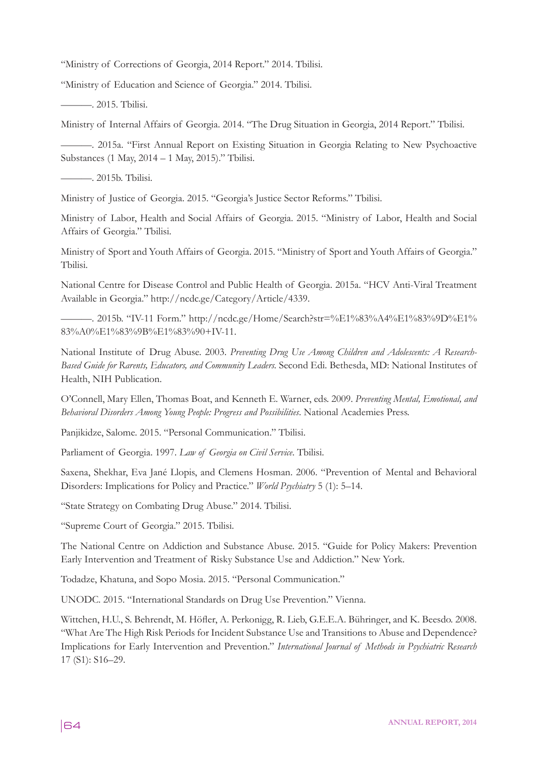"Ministry of Corrections of Georgia, 2014 Report." 2014. Tbilisi.

"Ministry of Education and Science of Georgia." 2014. Tbilisi.

———. 2015. Tbilisi.

Ministry of Internal Affairs of Georgia. 2014. "The Drug Situation in Georgia, 2014 Report." Tbilisi.

———. 2015a. "First Annual Report on Existing Situation in Georgia Relating to New Psychoactive Substances (1 May, 2014 – 1 May, 2015)." Tbilisi.

———. 2015b. Tbilisi.

Ministry of Justice of Georgia. 2015. "Georgia's Justice Sector Reforms." Tbilisi.

Ministry of Labor, Health and Social Affairs of Georgia. 2015. "Ministry of Labor, Health and Social Affairs of Georgia." Tbilisi.

Ministry of Sport and Youth Affairs of Georgia. 2015. "Ministry of Sport and Youth Affairs of Georgia." Tbilisi.

National Centre for Disease Control and Public Health of Georgia. 2015a. "HCV Anti-Viral Treatment Available in Georgia." http://ncdc.ge/Category/Article/4339.

———. 2015b. "IV-11 Form." http://ncdc.ge/Home/Search?str=%E1%83%A4%E1%83%9D%E1%83%A0%E1%83%9B%E1%83%90+IV-11.

National Institute of Drug Abuse. 2003. *Preventing Drug Use Among Children and Adolescents: A Research-Based Guide for Rarents, Educators, and Community Leaders*. Second Edi. Bethesda, MD: National Institutes of Health, NIH Publication.

O'Connell, Mary Ellen, Thomas Boat, and Kenneth E. Warner, eds. 2009. *Preventing Mental, Emotional, and Behavioral Disorders Among Young People: Progress and Possibilities*. National Academies Press.

Panjikidze, Salome. 2015. "Personal Communication." Tbilisi.

Parliament of Georgia. 1997. *Law of Georgia on Civil Service*. Tbilisi.

Saxena, Shekhar, Eva Jané Llopis, and Clemens Hosman. 2006. "Prevention of Mental and Behavioral Disorders: Implications for Policy and Practice." *World Psychiatry* 5 (1): 5–14.

"State Strategy on Combating Drug Abuse." 2014. Tbilisi.

"Supreme Court of Georgia." 2015. Tbilisi.

The National Centre on Addiction and Substance Abuse. 2015. "Guide for Policy Makers: Prevention Early Intervention and Treatment of Risky Substance Use and Addiction." New York.

Todadze, Khatuna, and Sopo Mosia. 2015. "Personal Communication."

UNODC. 2015. "International Standards on Drug Use Prevention." Vienna.

Wittchen, H.U., S. Behrendt, M. Höfler, A. Perkonigg, R. Lieb, G.E.E.A. Bühringer, and K. Beesdo. 2008. "What Are The High Risk Periods for Incident Substance Use and Transitions to Abuse and Dependence? Implications for Early Intervention and Prevention." *International Journal of Methods in Psychiatric Research* 17 (S1): S16–29.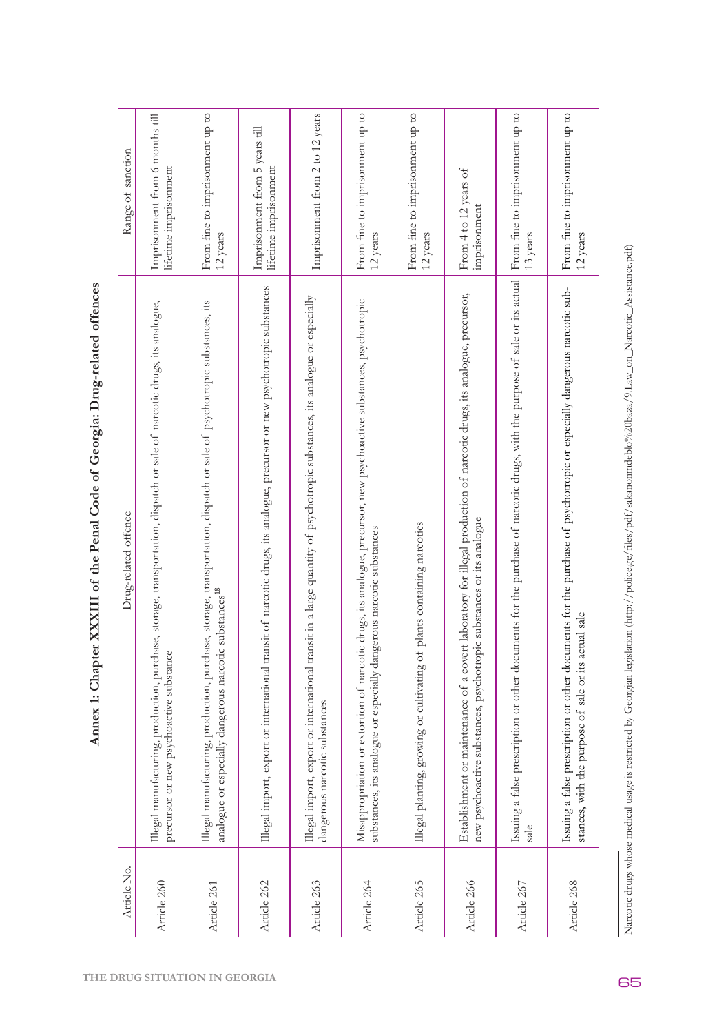## Annex 1: Chapter XXXIII of the Penal Code of Georgia: Drug-related offences

| Article No. | Drug-related offence | Range of sanction |
|---|---|---|
| Article 260 | Illegal manufacturing, production, purchase, storage, transportation, dispatch or sale of narcotic drugs, its analogue, precursor or new psychoactive substance | Imprisonment from 6 months till lifetime imprisonment |
| Article 261 | Illegal manufacturing, production, purchase, storage, transportation, dispatch or sale of psychotropic substances, its analogue or especially dangerous narcotic substances[18] | From fine to imprisonment up to 12 years |
| Article 262 | Illegal import, export or international transit of narcotic drugs, its analogue, precursor or new psychotropic substances | Imprisonment from 5 years till lifetime imprisonment |
| Article 263 | Illegal import, export or international transit in a large quantity of psychotropic substances, its analogue or especially dangerous narcotic substances | Imprisonment from 2 to 12 years |
| Article 264 | Misappropriation or extortion of narcotic drugs, its analogue, precursor, new psychoactive substances, psychotropic substances, its analogue or especially dangerous narcotic substances | From fine to imprisonment up to 12 years |
| Article 265 | Illegal planting, growing or cultivating of plants containing narcotics | From fine to imprisonment up to 12 years |
| Article 266 | Establishment or maintenance of a covert laboratory for illegal production of narcotic drugs, its analogue, precursor, new psychoactive substances, psychotropic substances or its analogue | From 4 to 12 years of imprisonment |
| Article 267 | Issuing a false prescription or other documents for the purchase of narcotic drugs, with the purpose of sale or its actual sale | From fine to imprisonment up to 13 years |
| Article 268 | Issuing a false prescription or other documents for the purchase of psychotropic or especially dangerous narcotic substances, with the purpose of sale or its actual sale | From fine to imprisonment up to 12 years |

[18] Narcotic drugs whose medical usage is restricted by Georgian legislation (http://police.ge/files/pdf/sakanonmdeblo%20baza/9.Law_on_Narcotic_Assistance.pdf)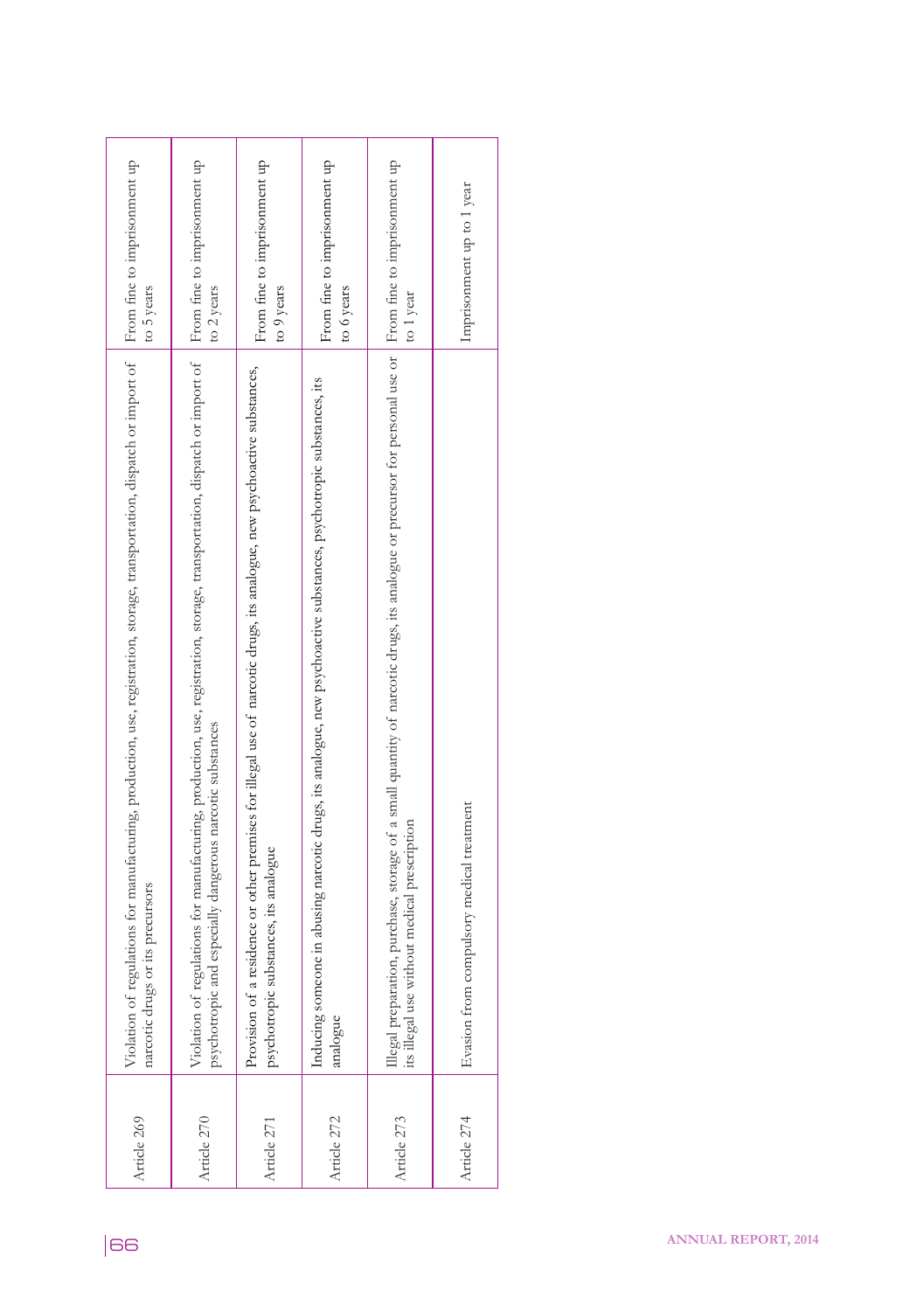| | | |
|---|---|---|
| Article 269 | Violation of regulations for manufacturing, production, use, registration, storage, transportation, dispatch or import of narcotic drugs or its precursors | From fine to imprisonment up to 5 years |
| Article 270 | Violation of regulations for manufacturing, production, use, registration, storage, transportation, dispatch or import of psychotropic and especially dangerous narcotic substances | From fine to imprisonment up to 2 years |
| Article 271 | Provision of a residence or other premises for illegal use of narcotic drugs, its analogue, new psychoactive substances, psychotropic substances, its analogue | From fine to imprisonment up to 9 years |
| Article 272 | Inducing someone in abusing narcotic drugs, its analogue, new psychoactive substances, psychotropic substances, its analogue | From fine to imprisonment up to 6 years |
| Article 273 | Illegal preparation, purchase, storage of a small quantity of narcotic drugs, its analogue or precursor for personal use or its illegal use without medical prescription | From fine to imprisonment up to 1 year |
| Article 274 | Evasion from compulsory medical treatment | Imprisonment up to 1 year |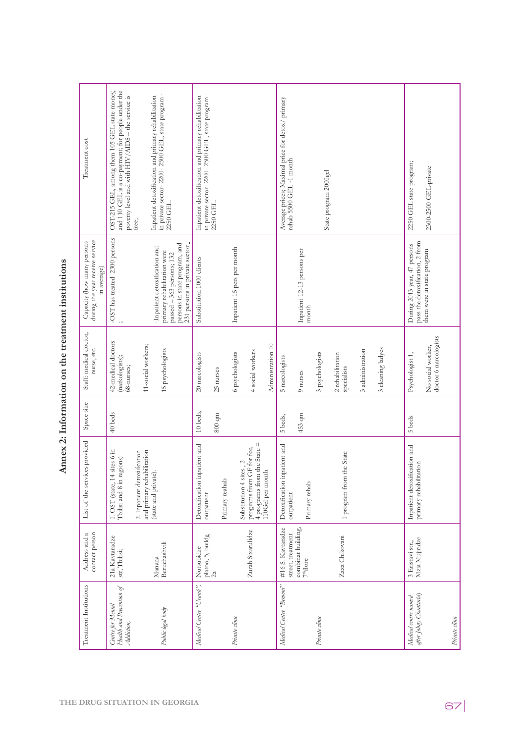# Annex 2: Information on the treatment institutions

| Treatment Institutions | Address and a contact person | List of the services provided | Space size | Staff: medical doctor, nurse, etc. | Capacity (how many persons during the year receive service in average) | Treatment cost |
|---|---|---|---|---|---|---|
| *Centre for Mental Health and Prevention of Addiction,* *Public legal body* | 21a Kavtaradze str, Tbilisi; Manana Beruchashvili | 1. OST (state, 14 sites 6 in Tbilisi and 8 in regions) 2. Inpatient detoxification and primary rehabilitation (state and private). | 40 beds | 42-medical doctors (narkologists); 68-nurses; 11-social workers; 15 psychologists | -OST has treated 2300 persons ; -Inpatient detoxification and primary rehabilitation were passed – 363 persons; 132 persons in state program, and 231 persons in private sector . | OST-215 GEL, among them 105 GEL state money, and 110 GEL is a co-payment; for people under the poverty level and with HIV/AIDS – the service is free; Inpatient detoxification and primary rehabilitation in private sector- 2200- 2500 GEL, state program - 2250 GEL. |
| *Medical Centre "Uranti",* *Private clinic* | Nutsubidze platoo, 5, buildg 2a Zurab Sixarulidze | Detoxification inpatient and outpatient Primary reahab Substitution 4 sites , 2 programs from GF for fee, 4 programs from the State = 110Gel per month | 10 beds, 800 qm | 20 narcologists 25 nurses 6 psychologists 4 social workers Administration 10 | Substitution 1000 clients Inpatient 15 pers per month | Inpatient detoxification and primary rehabilitation in private sector- 2200- 2500 GEL, state program - 2250 GEL. |
| *Medical Centre "Bemoni"* *Private clinic* | #16 S. Kavtaradze street, treatment combinat building, 7th flore Zaza Chikovani | Detoxification inpatient and outpatient Primary rehab 1 program from the State | 5 beds, 453 qm | 5 narcologists 9 nurses 3 psychologists 2 rehabilitation specialists 3 administration 3 cleaning ladyes | Inpatient 12-13 persons per month | Average prices; Maximal price for detox/ primary rehab 5500 GEL -1 month State program 2000gel |
| *Medical centre named after Johny Chanturia)* *Private clinic* | 3 Eristavi str., Mzia Mujiridze | Inpatient detoxification and primary rehabilitation | 5 beds | Psychologist 1, No social worker, doctor 6 narcologists | During 2013 year, 47 persons pass the detoxification, 2 from them were in state program | 2250 GEL state program; 2300-2500 GEL-private |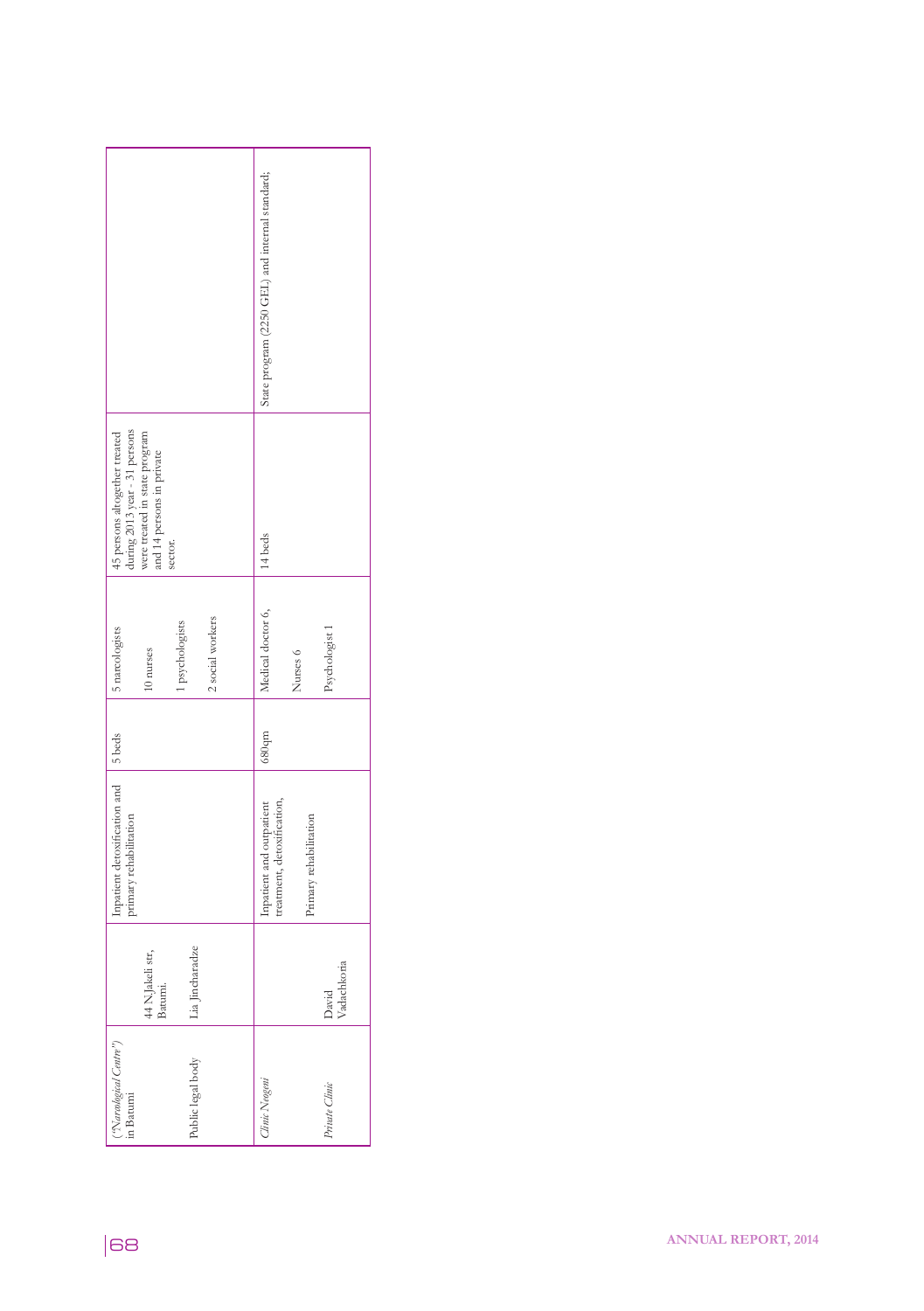| | | | | | | |
|---|---|---|---|---|---|---|
| *("Narological Centre")* in Batumi<br><br>Public legal body | 44 N.Jakeli str, Batumi.<br><br>Lia Jincharadze | Inpatient detoxification and primary rehabilitation | 5 beds | 5 narcologists<br><br>10 nurses<br><br>1 psychologists<br><br>2 social workers | 45 persons altogether treated during 2013 year - 31 persons were treated in state program and 14 persons in private sector. | |
| *Clinic Neogeni*<br><br>*Private Clinic* | David Vadachkoria | Inpatient and outpatient treatment, detoxification,<br><br>Primary rehabilitation | 680qm | Medical doctor 6,<br><br>Nurses 6<br><br>Psychologist 1 | 14 beds | State program (2250 GEL) and internal standard; |